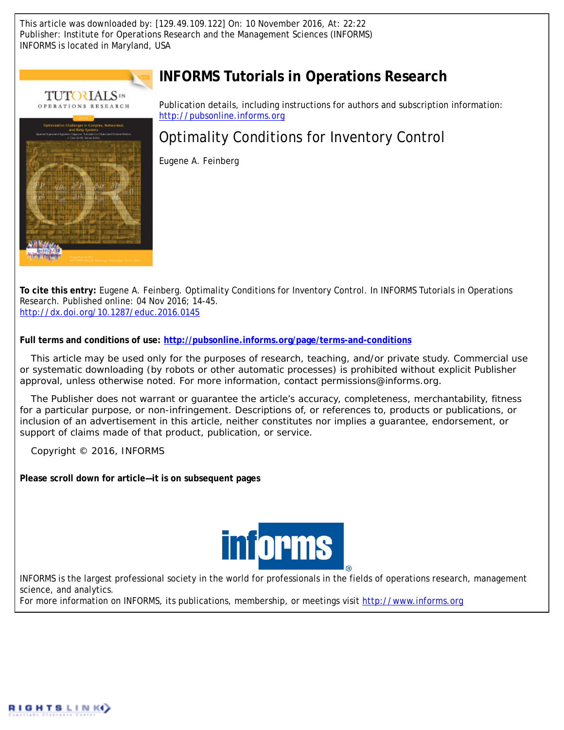This article was downloaded by: [129.49.109.122] On: 10 November 2016, At: 22:22
Publisher: Institute for Operations Research and the Management Sciences (INFORMS)
INFORMS is located in Maryland, USA

# INFORMS Tutorials in Operations Research

Publication details, including instructions for authors and subscription information:
http://pubsonline.informs.org

## Optimality Conditions for Inventory Control

Eugene A. Feinberg

**To cite this entry:** Eugene A. Feinberg. Optimality Conditions for Inventory Control. In INFORMS Tutorials in Operations Research. Published online: 04 Nov 2016; 14-45.
http://dx.doi.org/10.1287/educ.2016.0145

**Full terms and conditions of use: http://pubsonline.informs.org/page/terms-and-conditions**

This article may be used only for the purposes of research, teaching, and/or private study. Commercial use or systematic downloading (by robots or other automatic processes) is prohibited without explicit Publisher approval, unless otherwise noted. For more information, contact permissions@informs.org.

The Publisher does not warrant or guarantee the article's accuracy, completeness, merchantability, fitness for a particular purpose, or non-infringement. Descriptions of, or references to, products or publications, or inclusion of an advertisement in this article, neither constitutes nor implies a guarantee, endorsement, or support of claims made of that product, publication, or service.

Copyright © 2016, INFORMS

**Please scroll down for article—it is on subsequent pages**

INFORMS is the largest professional society in the world for professionals in the fields of operations research, management science, and analytics.
For more information on INFORMS, its publications, membership, or meetings visit http://www.informs.org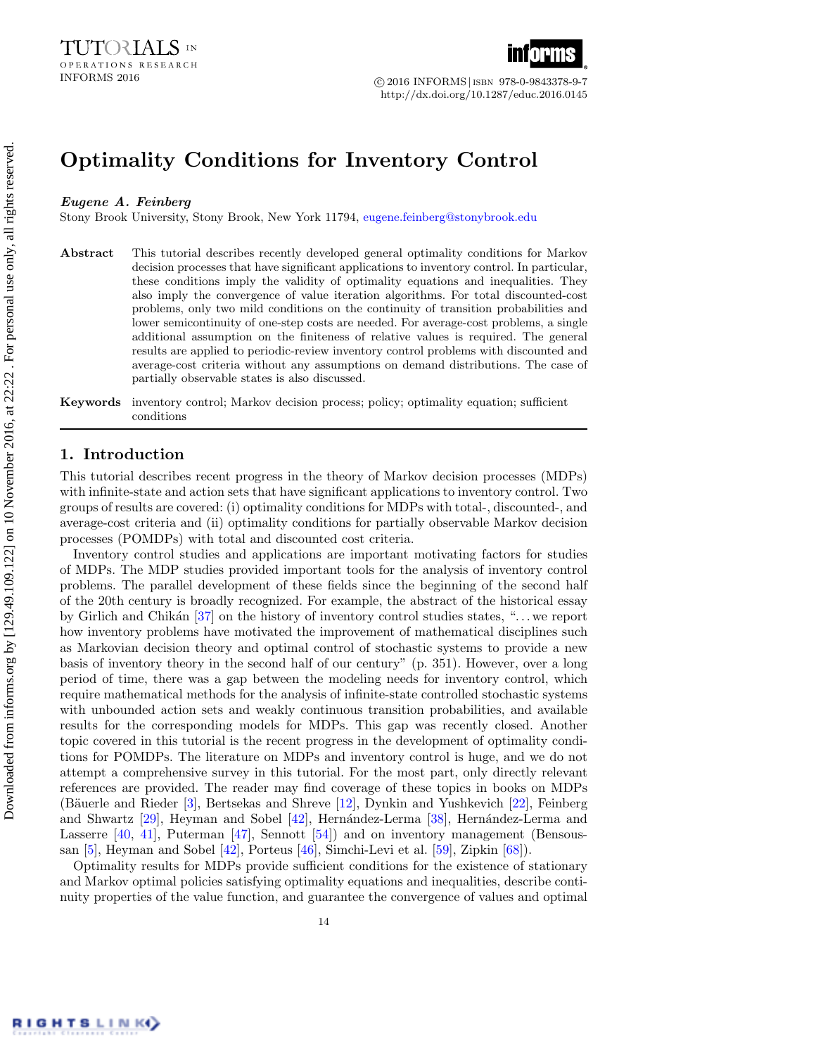# Optimality Conditions for Inventory Control

***Eugene A. Feinberg***

Stony Brook University, Stony Brook, New York 11794, eugene.feinberg@stonybrook.edu

**Abstract** This tutorial describes recently developed general optimality conditions for Markov decision processes that have significant applications to inventory control. In particular, these conditions imply the validity of optimality equations and inequalities. They also imply the convergence of value iteration algorithms. For total discounted-cost problems, only two mild conditions on the continuity of transition probabilities and lower semicontinuity of one-step costs are needed. For average-cost problems, a single additional assumption on the finiteness of relative values is required. The general results are applied to periodic-review inventory control problems with discounted and average-cost criteria without any assumptions on demand distributions. The case of partially observable states is also discussed.

**Keywords** inventory control; Markov decision process; policy; optimality equation; sufficient conditions

## 1. Introduction

This tutorial describes recent progress in the theory of Markov decision processes (MDPs) with infinite-state and action sets that have significant applications to inventory control. Two groups of results are covered: (i) optimality conditions for MDPs with total-, discounted-, and average-cost criteria and (ii) optimality conditions for partially observable Markov decision processes (POMDPs) with total and discounted cost criteria.

Inventory control studies and applications are important motivating factors for studies of MDPs. The MDP studies provided important tools for the analysis of inventory control problems. The parallel development of these fields since the beginning of the second half of the 20th century is broadly recognized. For example, the abstract of the historical essay by Girlich and Chikán [37] on the history of inventory control studies states, "... we report how inventory problems have motivated the improvement of mathematical disciplines such as Markovian decision theory and optimal control of stochastic systems to provide a new basis of inventory theory in the second half of our century" (p. 351). However, over a long period of time, there was a gap between the modeling needs for inventory control, which require mathematical methods for the analysis of infinite-state controlled stochastic systems with unbounded action sets and weakly continuous transition probabilities, and available results for the corresponding models for MDPs. This gap was recently closed. Another topic covered in this tutorial is the recent progress in the development of optimality conditions for POMDPs. The literature on MDPs and inventory control is huge, and we do not attempt a comprehensive survey in this tutorial. For the most part, only directly relevant references are provided. The reader may find coverage of these topics in books on MDPs (Bäuerle and Rieder [3], Bertsekas and Shreve [12], Dynkin and Yushkevich [22], Feinberg and Shwartz [29], Heyman and Sobel [42], Hernández-Lerma [38], Hernández-Lerma and Lasserre [40, 41], Puterman [47], Sennott [54]) and on inventory management (Bensoussan [5], Heyman and Sobel [42], Porteus [46], Simchi-Levi et al. [59], Zipkin [68]).

Optimality results for MDPs provide sufficient conditions for the existence of stationary and Markov optimal policies satisfying optimality equations and inequalities, describe continuity properties of the value function, and guarantee the convergence of values and optimal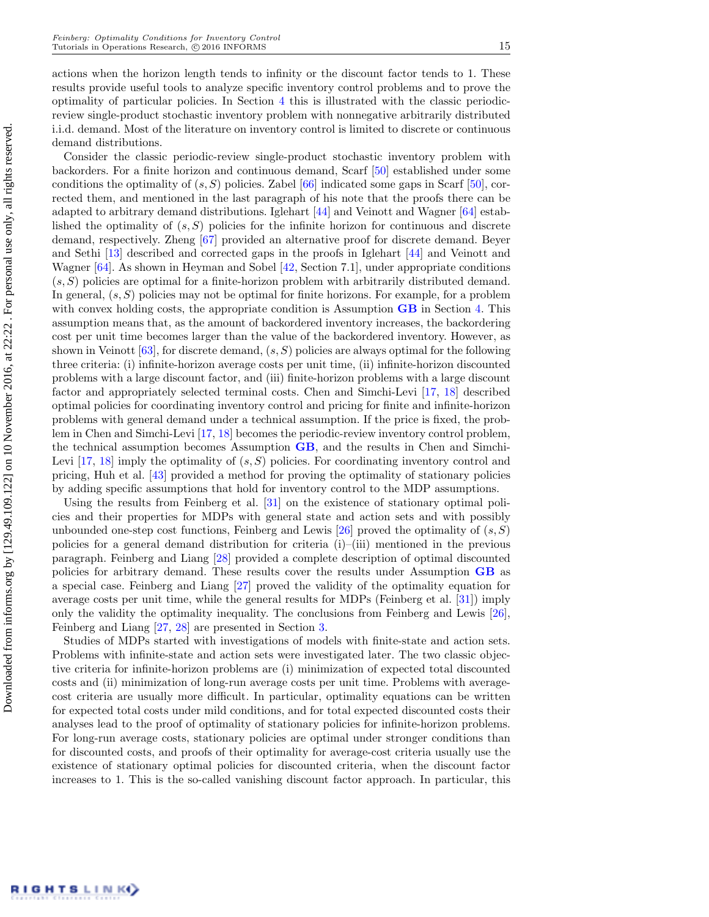actions when the horizon length tends to infinity or the discount factor tends to 1. These results provide useful tools to analyze specific inventory control problems and to prove the optimality of particular policies. In Section 4 this is illustrated with the classic periodic-review single-product stochastic inventory problem with nonnegative arbitrarily distributed i.i.d. demand. Most of the literature on inventory control is limited to discrete or continuous demand distributions.

Consider the classic periodic-review single-product stochastic inventory problem with backorders. For a finite horizon and continuous demand, Scarf [50] established under some conditions the optimality of $(s, S)$ policies. Zabel [66] indicated some gaps in Scarf [50], corrected them, and mentioned in the last paragraph of his note that the proofs there can be adapted to arbitrary demand distributions. Iglehart [44] and Veinott and Wagner [64] established the optimality of $(s, S)$ policies for the infinite horizon for continuous and discrete demand, respectively. Zheng [67] provided an alternative proof for discrete demand. Beyer and Sethi [13] described and corrected gaps in the proofs in Iglehart [44] and Veinott and Wagner [64]. As shown in Heyman and Sobel [42, Section 7.1], under appropriate conditions $(s, S)$ policies are optimal for a finite-horizon problem with arbitrarily distributed demand. In general, $(s, S)$ policies may not be optimal for finite horizons. For example, for a problem with convex holding costs, the appropriate condition is Assumption **GB** in Section 4. This assumption means that, as the amount of backordered inventory increases, the backordering cost per unit time becomes larger than the value of the backordered inventory. However, as shown in Veinott [63], for discrete demand, $(s, S)$ policies are always optimal for the following three criteria: (i) infinite-horizon average costs per unit time, (ii) infinite-horizon discounted problems with a large discount factor, and (iii) finite-horizon problems with a large discount factor and appropriately selected terminal costs. Chen and Simchi-Levi [17, 18] described optimal policies for coordinating inventory control and pricing for finite and infinite-horizon problems with general demand under a technical assumption. If the price is fixed, the problem in Chen and Simchi-Levi [17, 18] becomes the periodic-review inventory control problem, the technical assumption becomes Assumption **GB**, and the results in Chen and Simchi-Levi [17, 18] imply the optimality of $(s, S)$ policies. For coordinating inventory control and pricing, Huh et al. [43] provided a method for proving the optimality of stationary policies by adding specific assumptions that hold for inventory control to the MDP assumptions.

Using the results from Feinberg et al. [31] on the existence of stationary optimal policies and their properties for MDPs with general state and action sets and with possibly unbounded one-step cost functions, Feinberg and Lewis [26] proved the optimality of $(s, S)$ policies for a general demand distribution for criteria (i)–(iii) mentioned in the previous paragraph. Feinberg and Liang [28] provided a complete description of optimal discounted policies for arbitrary demand. These results cover the results under Assumption **GB** as a special case. Feinberg and Liang [27] proved the validity of the optimality equation for average costs per unit time, while the general results for MDPs (Feinberg et al. [31]) imply only the validity the optimality inequality. The conclusions from Feinberg and Lewis [26], Feinberg and Liang [27, 28] are presented in Section 3.

Studies of MDPs started with investigations of models with finite-state and action sets. Problems with infinite-state and action sets were investigated later. The two classic objective criteria for infinite-horizon problems are (i) minimization of expected total discounted costs and (ii) minimization of long-run average costs per unit time. Problems with average-cost criteria are usually more difficult. In particular, optimality equations can be written for expected total costs under mild conditions, and for total expected discounted costs their analyses lead to the proof of optimality of stationary policies for infinite-horizon problems. For long-run average costs, stationary policies are optimal under stronger conditions than for discounted costs, and proofs of their optimality for average-cost criteria usually use the existence of stationary optimal policies for discounted criteria, when the discount factor increases to 1. This is the so-called vanishing discount factor approach. In particular, this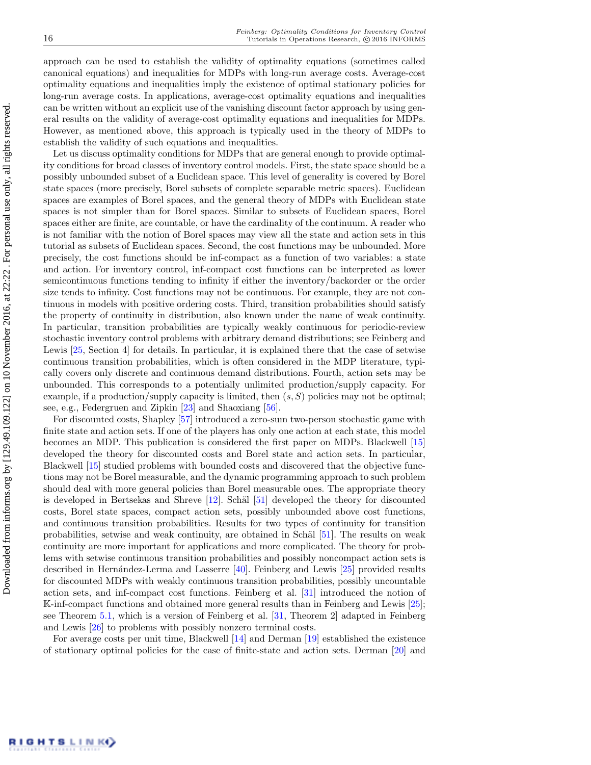approach can be used to establish the validity of optimality equations (sometimes called canonical equations) and inequalities for MDPs with long-run average costs. Average-cost optimality equations and inequalities imply the existence of optimal stationary policies for long-run average costs. In applications, average-cost optimality equations and inequalities can be written without an explicit use of the vanishing discount factor approach by using general results on the validity of average-cost optimality equations and inequalities for MDPs. However, as mentioned above, this approach is typically used in the theory of MDPs to establish the validity of such equations and inequalities.

Let us discuss optimality conditions for MDPs that are general enough to provide optimality conditions for broad classes of inventory control models. First, the state space should be a possibly unbounded subset of a Euclidean space. This level of generality is covered by Borel state spaces (more precisely, Borel subsets of complete separable metric spaces). Euclidean spaces are examples of Borel spaces, and the general theory of MDPs with Euclidean state spaces is not simpler than for Borel spaces. Similar to subsets of Euclidean spaces, Borel spaces either are finite, are countable, or have the cardinality of the continuum. A reader who is not familiar with the notion of Borel spaces may view all the state and action sets in this tutorial as subsets of Euclidean spaces. Second, the cost functions may be unbounded. More precisely, the cost functions should be inf-compact as a function of two variables: a state and action. For inventory control, inf-compact cost functions can be interpreted as lower semicontinuous functions tending to infinity if either the inventory/backorder or the order size tends to infinity. Cost functions may not be continuous. For example, they are not continuous in models with positive ordering costs. Third, transition probabilities should satisfy the property of continuity in distribution, also known under the name of weak continuity. In particular, transition probabilities are typically weakly continuous for periodic-review stochastic inventory control problems with arbitrary demand distributions; see Feinberg and Lewis [25, Section 4] for details. In particular, it is explained there that the case of setwise continuous transition probabilities, which is often considered in the MDP literature, typically covers only discrete and continuous demand distributions. Fourth, action sets may be unbounded. This corresponds to a potentially unlimited production/supply capacity. For example, if a production/supply capacity is limited, then $(s, S)$ policies may not be optimal; see, e.g., Federgruen and Zipkin [23] and Shaoxiang [56].

For discounted costs, Shapley [57] introduced a zero-sum two-person stochastic game with finite state and action sets. If one of the players has only one action at each state, this model becomes an MDP. This publication is considered the first paper on MDPs. Blackwell [15] developed the theory for discounted costs and Borel state and action sets. In particular, Blackwell [15] studied problems with bounded costs and discovered that the objective functions may not be Borel measurable, and the dynamic programming approach to such problem should deal with more general policies than Borel measurable ones. The appropriate theory is developed in Bertsekas and Shreve [12]. Schäl [51] developed the theory for discounted costs, Borel state spaces, compact action sets, possibly unbounded above cost functions, and continuous transition probabilities. Results for two types of continuity for transition probabilities, setwise and weak continuity, are obtained in Schäl [51]. The results on weak continuity are more important for applications and more complicated. The theory for problems with setwise continuous transition probabilities and possibly noncompact action sets is described in Hernández-Lerma and Lasserre [40]. Feinberg and Lewis [25] provided results for discounted MDPs with weakly continuous transition probabilities, possibly uncountable action sets, and inf-compact cost functions. Feinberg et al. [31] introduced the notion of $\mathbb{K}$-inf-compact functions and obtained more general results than in Feinberg and Lewis [25]; see Theorem 5.1, which is a version of Feinberg et al. [31, Theorem 2] adapted in Feinberg and Lewis [26] to problems with possibly nonzero terminal costs.

For average costs per unit time, Blackwell [14] and Derman [19] established the existence of stationary optimal policies for the case of finite-state and action sets. Derman [20] and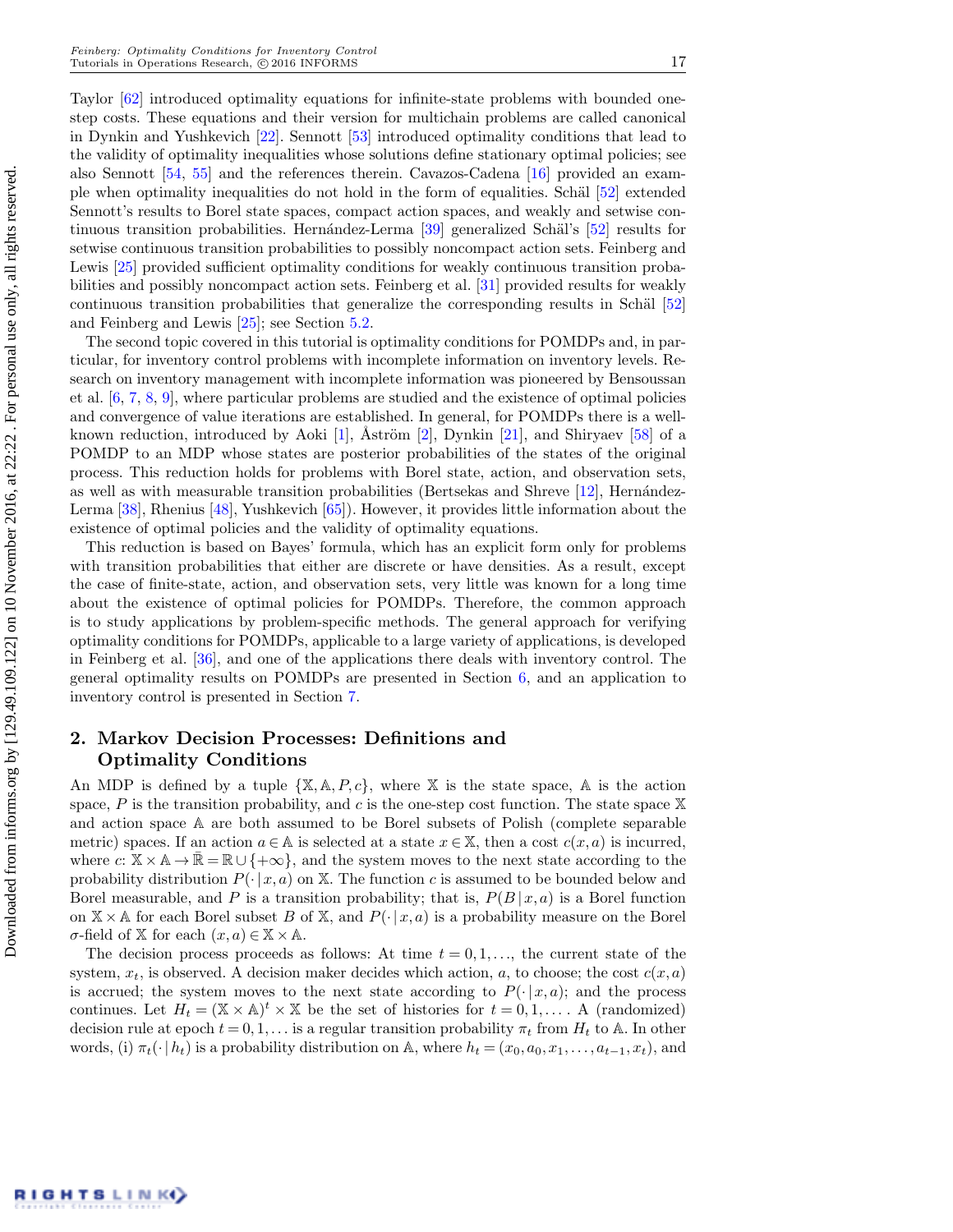Taylor [62] introduced optimality equations for infinite-state problems with bounded one-step costs. These equations and their version for multichain problems are called canonical in Dynkin and Yushkevich [22]. Sennott [53] introduced optimality conditions that lead to the validity of optimality inequalities whose solutions define stationary optimal policies; see also Sennott [54, 55] and the references therein. Cavazos-Cadena [16] provided an example when optimality inequalities do not hold in the form of equalities. Schäl [52] extended Sennott's results to Borel state spaces, compact action spaces, and weakly and setwise continuous transition probabilities. Hernández-Lerma [39] generalized Schäl's [52] results for setwise continuous transition probabilities to possibly noncompact action sets. Feinberg and Lewis [25] provided sufficient optimality conditions for weakly continuous transition probabilities and possibly noncompact action sets. Feinberg et al. [31] provided results for weakly continuous transition probabilities that generalize the corresponding results in Schäl [52] and Feinberg and Lewis [25]; see Section 5.2.

The second topic covered in this tutorial is optimality conditions for POMDPs and, in particular, for inventory control problems with incomplete information on inventory levels. Research on inventory management with incomplete information was pioneered by Bensoussan et al. [6, 7, 8, 9], where particular problems are studied and the existence of optimal policies and convergence of value iterations are established. In general, for POMDPs there is a well-known reduction, introduced by Aoki [1], Åström [2], Dynkin [21], and Shiryaev [58] of a POMDP to an MDP whose states are posterior probabilities of the states of the original process. This reduction holds for problems with Borel state, action, and observation sets, as well as with measurable transition probabilities (Bertsekas and Shreve [12], Hernández-Lerma [38], Rhenius [48], Yushkevich [65]). However, it provides little information about the existence of optimal policies and the validity of optimality equations.

This reduction is based on Bayes' formula, which has an explicit form only for problems with transition probabilities that either are discrete or have densities. As a result, except the case of finite-state, action, and observation sets, very little was known for a long time about the existence of optimal policies for POMDPs. Therefore, the common approach is to study applications by problem-specific methods. The general approach for verifying optimality conditions for POMDPs, applicable to a large variety of applications, is developed in Feinberg et al. [36], and one of the applications there deals with inventory control. The general optimality results on POMDPs are presented in Section 6, and an application to inventory control is presented in Section 7.

## 2. Markov Decision Processes: Definitions and Optimality Conditions

An MDP is defined by a tuple $\{\mathbb{X}, \mathbb{A}, P, c\}$, where $\mathbb{X}$ is the state space, $\mathbb{A}$ is the action space, $P$ is the transition probability, and $c$ is the one-step cost function. The state space $\mathbb{X}$ and action space $\mathbb{A}$ are both assumed to be Borel subsets of Polish (complete separable metric) spaces. If an action $a \in \mathbb{A}$ is selected at a state $x \in \mathbb{X}$, then a cost $c(x,a)$ is incurred, where $c\colon \mathbb{X}\times\mathbb{A} \to \overline{\mathbb{R}} = \mathbb{R}\cup\{+\infty\}$, and the system moves to the next state according to the probability distribution $P(\cdot\,|\,x,a)$ on $\mathbb{X}$. The function $c$ is assumed to be bounded below and Borel measurable, and $P$ is a transition probability; that is, $P(B\,|\,x,a)$ is a Borel function on $\mathbb{X}\times\mathbb{A}$ for each Borel subset $B$ of $\mathbb{X}$, and $P(\cdot\,|\,x,a)$ is a probability measure on the Borel $\sigma$-field of $\mathbb{X}$ for each $(x,a) \in \mathbb{X}\times\mathbb{A}$.

The decision process proceeds as follows: At time $t = 0, 1, \ldots$, the current state of the system, $x_t$, is observed. A decision maker decides which action, $a$, to choose; the cost $c(x,a)$ is accrued; the system moves to the next state according to $P(\cdot\,|\,x,a)$; and the process continues. Let $H_t = (\mathbb{X}\times\mathbb{A})^t \times \mathbb{X}$ be the set of histories for $t = 0, 1, \ldots$. A (randomized) decision rule at epoch $t = 0, 1, \ldots$ is a regular transition probability $\pi_t$ from $H_t$ to $\mathbb{A}$. In other words, (i) $\pi_t(\cdot\,|\,h_t)$ is a probability distribution on $\mathbb{A}$, where $h_t = (x_0, a_0, x_1, \ldots, a_{t-1}, x_t)$, and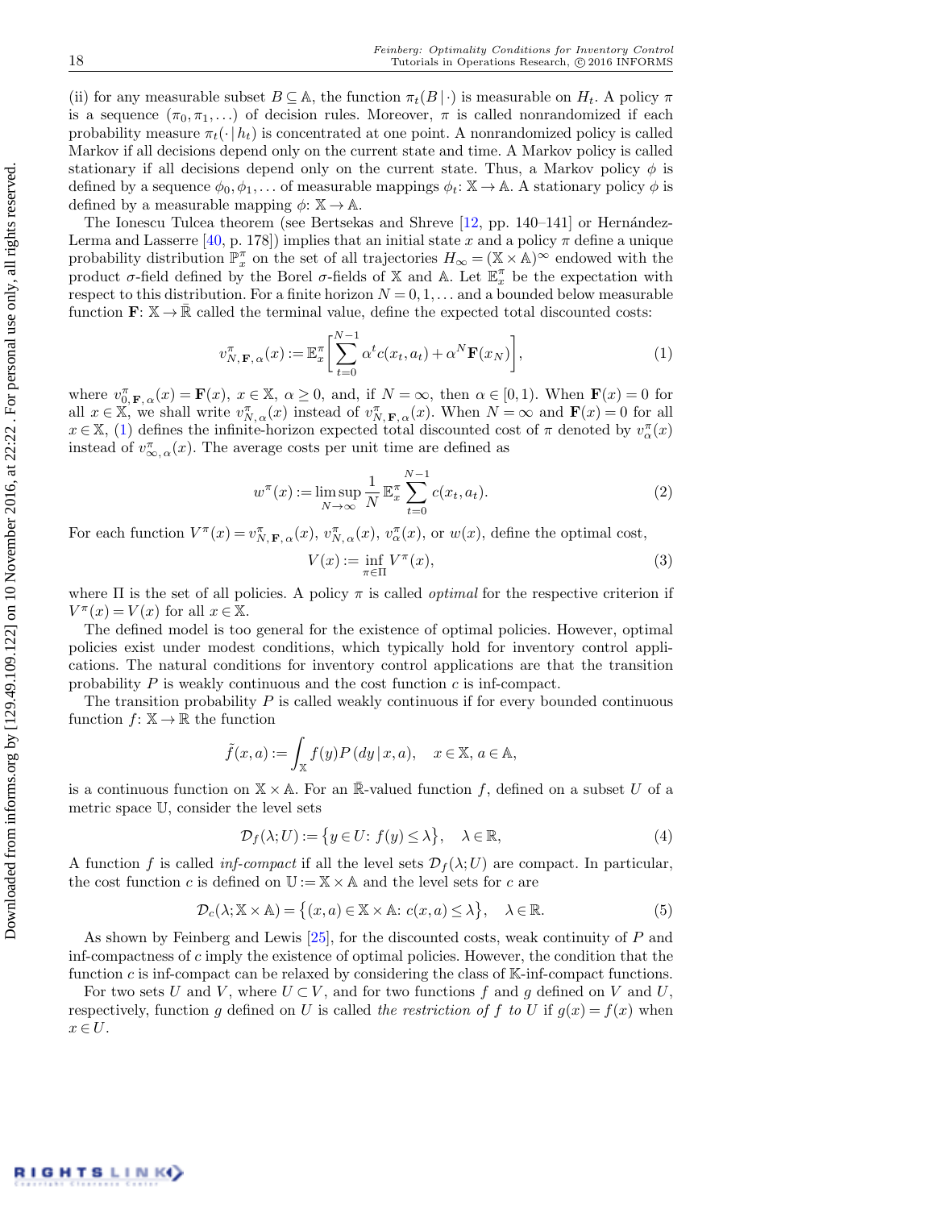(ii) for any measurable subset $B \subseteq \mathbb{A}$, the function $\pi_t(B\,|\,\cdot)$ is measurable on $H_t$. A policy $\pi$ is a sequence $(\pi_0, \pi_1, \ldots)$ of decision rules. Moreover, $\pi$ is called nonrandomized if each probability measure $\pi_t(\cdot\,|\,h_t)$ is concentrated at one point. A nonrandomized policy is called Markov if all decisions depend only on the current state and time. A Markov policy is called stationary if all decisions depend only on the current state. Thus, a Markov policy $\phi$ is defined by a sequence $\phi_0, \phi_1, \ldots$ of measurable mappings $\phi_t\colon \mathbb{X} \to \mathbb{A}$. A stationary policy $\phi$ is defined by a measurable mapping $\phi\colon \mathbb{X} \to \mathbb{A}$.

The Ionescu Tulcea theorem (see Bertsekas and Shreve [12, pp. 140–141] or Hernández-Lerma and Lasserre [40, p. 178]) implies that an initial state $x$ and a policy $\pi$ define a unique probability distribution $\mathbb{P}_x^\pi$ on the set of all trajectories $H_\infty = (\mathbb{X} \times \mathbb{A})^\infty$ endowed with the product $\sigma$-field defined by the Borel $\sigma$-fields of $\mathbb{X}$ and $\mathbb{A}$. Let $\mathbb{E}_x^\pi$ be the expectation with respect to this distribution. For a finite horizon $N = 0, 1, \ldots$ and a bounded below measurable function $\mathbf{F}\colon \mathbb{X} \to \bar{\mathbb{R}}$ called the terminal value, define the expected total discounted costs:

$$v_{N,\mathbf{F},\alpha}^\pi(x) := \mathbb{E}_x^\pi\left[\sum_{t=0}^{N-1} \alpha^t c(x_t, a_t) + \alpha^N \mathbf{F}(x_N)\right], \tag{1}$$

where $v_{0,\mathbf{F},\alpha}^\pi(x) = \mathbf{F}(x)$, $x \in \mathbb{X}$, $\alpha \geq 0$, and, if $N = \infty$, then $\alpha \in [0,1)$. When $\mathbf{F}(x) = 0$ for all $x \in \mathbb{X}$, we shall write $v_{N,\alpha}^\pi(x)$ instead of $v_{N,\mathbf{F},\alpha}^\pi(x)$. When $N = \infty$ and $\mathbf{F}(x) = 0$ for all $x \in \mathbb{X}$, (1) defines the infinite-horizon expected total discounted cost of $\pi$ denoted by $v_\alpha^\pi(x)$ instead of $v_{\infty,\alpha}^\pi(x)$. The average costs per unit time are defined as

$$w^\pi(x) := \limsup_{N \to \infty} \frac{1}{N} \mathbb{E}_x^\pi \sum_{t=0}^{N-1} c(x_t, a_t). \tag{2}$$

For each function $V^\pi(x) = v_{N,\mathbf{F},\alpha}^\pi(x)$, $v_{N,\alpha}^\pi(x)$, $v_\alpha^\pi(x)$, or $w(x)$, define the optimal cost,

$$V(x) := \inf_{\pi \in \Pi} V^\pi(x), \tag{3}$$

where $\Pi$ is the set of all policies. A policy $\pi$ is called *optimal* for the respective criterion if $V^\pi(x) = V(x)$ for all $x \in \mathbb{X}$.

The defined model is too general for the existence of optimal policies. However, optimal policies exist under modest conditions, which typically hold for inventory control applications. The natural conditions for inventory control applications are that the transition probability $P$ is weakly continuous and the cost function $c$ is inf-compact.

The transition probability $P$ is called weakly continuous if for every bounded continuous function $f\colon \mathbb{X} \to \mathbb{R}$ the function

$$\tilde{f}(x,a) := \int_{\mathbb{X}} f(y) P(dy\,|\,x,a), \quad x \in \mathbb{X},\, a \in \mathbb{A},$$

is a continuous function on $\mathbb{X} \times \mathbb{A}$. For an $\bar{\mathbb{R}}$-valued function $f$, defined on a subset $U$ of a metric space $\mathbb{U}$, consider the level sets

$$\mathcal{D}_f(\lambda; U) := \{y \in U\colon f(y) \leq \lambda\}, \quad \lambda \in \mathbb{R}, \tag{4}$$

A function $f$ is called *inf-compact* if all the level sets $\mathcal{D}_f(\lambda; U)$ are compact. In particular, the cost function $c$ is defined on $\mathbb{U} := \mathbb{X} \times \mathbb{A}$ and the level sets for $c$ are

$$\mathcal{D}_c(\lambda; \mathbb{X} \times \mathbb{A}) = \{(x,a) \in \mathbb{X} \times \mathbb{A}\colon c(x,a) \leq \lambda\}, \quad \lambda \in \mathbb{R}. \tag{5}$$

As shown by Feinberg and Lewis [25], for the discounted costs, weak continuity of $P$ and inf-compactness of $c$ imply the existence of optimal policies. However, the condition that the function $c$ is inf-compact can be relaxed by considering the class of $\mathbb{K}$-inf-compact functions.

For two sets $U$ and $V$, where $U \subset V$, and for two functions $f$ and $g$ defined on $V$ and $U$, respectively, function $g$ defined on $U$ is called *the restriction of $f$ to $U$* if $g(x) = f(x)$ when $x \in U$.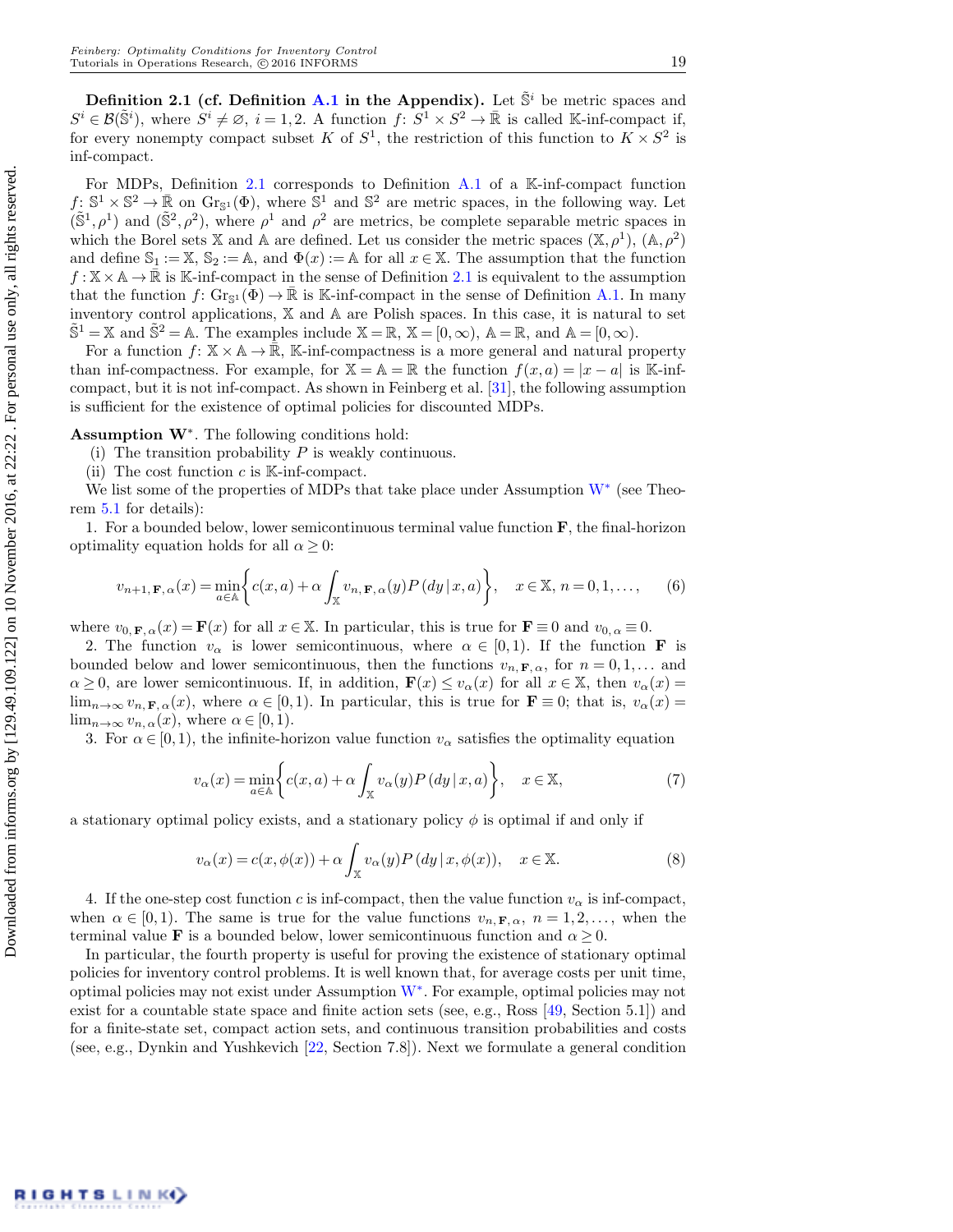**Definition 2.1 (cf. Definition A.1 in the Appendix).** Let $\tilde{\mathbb{S}}^i$ be metric spaces and $S^i \in \mathcal{B}(\tilde{\mathbb{S}}^i)$, where $S^i \neq \varnothing$, $i = 1, 2$. A function $f\colon S^1 \times S^2 \to \bar{\mathbb{R}}$ is called $\mathbb{K}$-inf-compact if, for every nonempty compact subset $K$ of $S^1$, the restriction of this function to $K \times S^2$ is inf-compact.

For MDPs, Definition 2.1 corresponds to Definition A.1 of a $\mathbb{K}$-inf-compact function $f\colon \mathbb{S}^1 \times \mathbb{S}^2 \to \bar{\mathbb{R}}$ on $\mathrm{Gr}_{\mathbb{S}^1}(\Phi)$, where $\mathbb{S}^1$ and $\mathbb{S}^2$ are metric spaces, in the following way. Let $(\tilde{\mathbb{S}}^1, \rho^1)$ and $(\tilde{\mathbb{S}}^2, \rho^2)$, where $\rho^1$ and $\rho^2$ are metrics, be complete separable metric spaces in which the Borel sets $\mathbb{X}$ and $\mathbb{A}$ are defined. Let us consider the metric spaces $(\mathbb{X}, \rho^1)$, $(\mathbb{A}, \rho^2)$ and define $\mathbb{S}_1 := \mathbb{X}$, $\mathbb{S}_2 := \mathbb{A}$, and $\Phi(x) := \mathbb{A}$ for all $x \in \mathbb{X}$. The assumption that the function $f : \mathbb{X} \times \mathbb{A} \to \bar{\mathbb{R}}$ is $\mathbb{K}$-inf-compact in the sense of Definition 2.1 is equivalent to the assumption that the function $f\colon \mathrm{Gr}_{\mathbb{S}^1}(\Phi) \to \bar{\mathbb{R}}$ is $\mathbb{K}$-inf-compact in the sense of Definition A.1. In many inventory control applications, $\mathbb{X}$ and $\mathbb{A}$ are Polish spaces. In this case, it is natural to set $\tilde{\mathbb{S}}^1 = \mathbb{X}$ and $\tilde{\mathbb{S}}^2 = \mathbb{A}$. The examples include $\mathbb{X} = \mathbb{R}$, $\mathbb{X} = [0, \infty)$, $\mathbb{A} = \mathbb{R}$, and $\mathbb{A} = [0, \infty)$.

For a function $f\colon \mathbb{X} \times \mathbb{A} \to \bar{\mathbb{R}}$, $\mathbb{K}$-inf-compactness is a more general and natural property than inf-compactness. For example, for $\mathbb{X} = \mathbb{A} = \mathbb{R}$ the function $f(x, a) = |x - a|$ is $\mathbb{K}$-inf-compact, but it is not inf-compact. As shown in Feinberg et al. [31], the following assumption is sufficient for the existence of optimal policies for discounted MDPs.

**Assumption $\mathbf{W}^*$.** The following conditions hold:

(i) The transition probability $P$ is weakly continuous.

(ii) The cost function $c$ is $\mathbb{K}$-inf-compact.

We list some of the properties of MDPs that take place under Assumption $\mathrm{W}^*$ (see Theorem 5.1 for details):

1. For a bounded below, lower semicontinuous terminal value function $\mathbf{F}$, the final-horizon optimality equation holds for all $\alpha \ge 0$:

$$v_{n+1,\mathbf{F},\alpha}(x) = \min_{a \in \mathbb{A}} \left\{ c(x,a) + \alpha \int_{\mathbb{X}} v_{n,\mathbf{F},\alpha}(y) P(dy \,|\, x, a) \right\}, \quad x \in \mathbb{X},\ n = 0, 1, \ldots, \tag{6}$$

where $v_{0,\mathbf{F},\alpha}(x) = \mathbf{F}(x)$ for all $x \in \mathbb{X}$. In particular, this is true for $\mathbf{F} \equiv 0$ and $v_{0,\alpha} \equiv 0$.

2. The function $v_\alpha$ is lower semicontinuous, where $\alpha \in [0, 1)$. If the function $\mathbf{F}$ is bounded below and lower semicontinuous, then the functions $v_{n,\mathbf{F},\alpha}$, for $n = 0, 1, \ldots$ and $\alpha \ge 0$, are lower semicontinuous. If, in addition, $\mathbf{F}(x) \le v_\alpha(x)$ for all $x \in \mathbb{X}$, then $v_\alpha(x) = \lim_{n\to\infty} v_{n,\mathbf{F},\alpha}(x)$, where $\alpha \in [0, 1)$. In particular, this is true for $\mathbf{F} \equiv 0$; that is, $v_\alpha(x) = \lim_{n\to\infty} v_{n,\alpha}(x)$, where $\alpha \in [0, 1)$.

3. For $\alpha \in [0, 1)$, the infinite-horizon value function $v_\alpha$ satisfies the optimality equation

$$v_\alpha(x) = \min_{a \in \mathbb{A}} \left\{ c(x,a) + \alpha \int_{\mathbb{X}} v_\alpha(y) P(dy \,|\, x, a) \right\}, \quad x \in \mathbb{X}, \tag{7}$$

a stationary optimal policy exists, and a stationary policy $\phi$ is optimal if and only if

$$v_\alpha(x) = c(x, \phi(x)) + \alpha \int_{\mathbb{X}} v_\alpha(y) P(dy \,|\, x, \phi(x)), \quad x \in \mathbb{X}. \tag{8}$$

4. If the one-step cost function $c$ is inf-compact, then the value function $v_\alpha$ is inf-compact, when $\alpha \in [0, 1)$. The same is true for the value functions $v_{n,\mathbf{F},\alpha}$, $n = 1, 2, \ldots$, when the terminal value $\mathbf{F}$ is a bounded below, lower semicontinuous function and $\alpha \ge 0$.

In particular, the fourth property is useful for proving the existence of stationary optimal policies for inventory control problems. It is well known that, for average costs per unit time, optimal policies may not exist under Assumption $\mathrm{W}^*$. For example, optimal policies may not exist for a countable state space and finite action sets (see, e.g., Ross [49, Section 5.1]) and for a finite-state set, compact action sets, and continuous transition probabilities and costs (see, e.g., Dynkin and Yushkevich [22, Section 7.8]). Next we formulate a general condition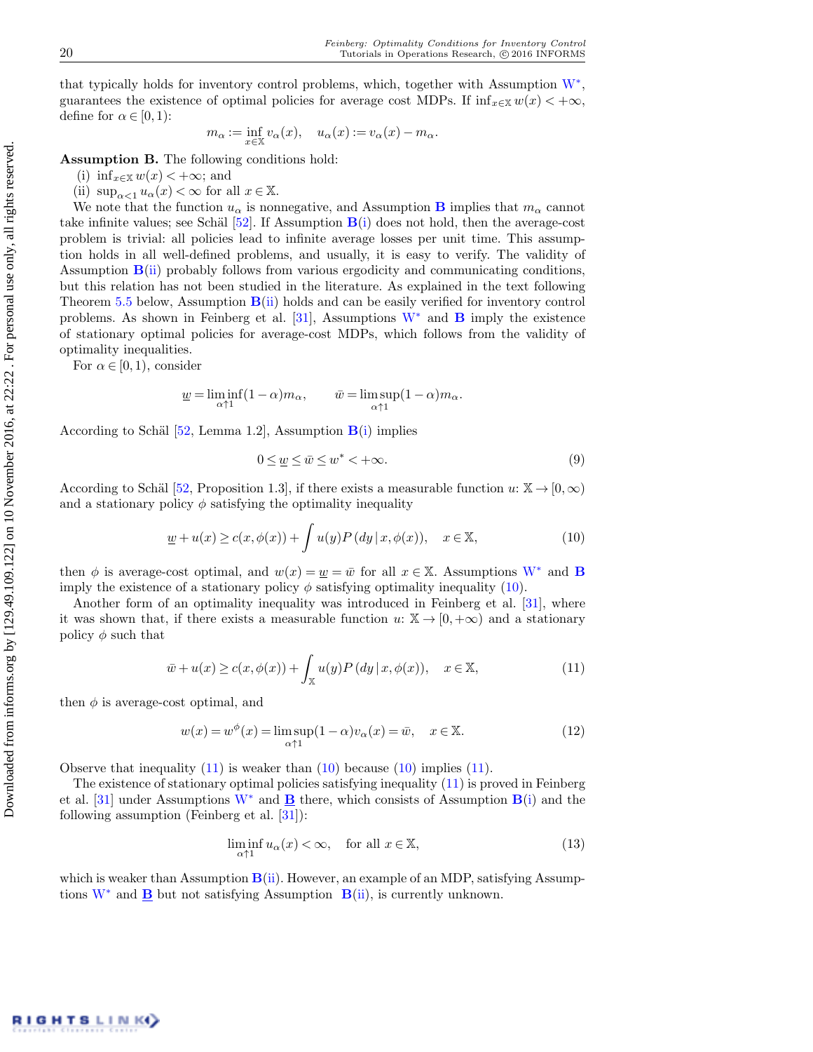that typically holds for inventory control problems, which, together with Assumption W*, guarantees the existence of optimal policies for average cost MDPs. If $\inf_{x\in\mathbb{X}} w(x) < +\infty$, define for $\alpha \in [0,1)$:

$$m_\alpha := \inf_{x\in\mathbb{X}} v_\alpha(x), \quad u_\alpha(x) := v_\alpha(x) - m_\alpha.$$

**Assumption B.** The following conditions hold:

(i) $\inf_{x\in\mathbb{X}} w(x) < +\infty$; and

(ii) $\sup_{\alpha<1} u_\alpha(x) < \infty$ for all $x \in \mathbb{X}$.

We note that the function $u_\alpha$ is nonnegative, and Assumption **B** implies that $m_\alpha$ cannot take infinite values; see Schäl [52]. If Assumption **B**(i) does not hold, then the average-cost problem is trivial: all policies lead to infinite average losses per unit time. This assumption holds in all well-defined problems, and usually, it is easy to verify. The validity of Assumption **B**(ii) probably follows from various ergodicity and communicating conditions, but this relation has not been studied in the literature. As explained in the text following Theorem 5.5 below, Assumption **B**(ii) holds and can be easily verified for inventory control problems. As shown in Feinberg et al. [31], Assumptions W* and **B** imply the existence of stationary optimal policies for average-cost MDPs, which follows from the validity of optimality inequalities.

For $\alpha \in [0,1)$, consider

$$\underline{w} = \liminf_{\alpha\uparrow 1}(1-\alpha)m_\alpha, \qquad \bar{w} = \limsup_{\alpha\uparrow 1}(1-\alpha)m_\alpha.$$

According to Schäl [52, Lemma 1.2], Assumption **B**(i) implies

$$0 \le \underline{w} \le \bar{w} \le w^* < +\infty. \tag{9}$$

According to Schäl [52, Proposition 1.3], if there exists a measurable function $u\colon \mathbb{X} \to [0,\infty)$ and a stationary policy $\phi$ satisfying the optimality inequality

$$\underline{w} + u(x) \ge c(x,\phi(x)) + \int u(y)P(dy\,|\,x,\phi(x)), \quad x \in \mathbb{X}, \tag{10}$$

then $\phi$ is average-cost optimal, and $w(x) = \underline{w} = \bar{w}$ for all $x \in \mathbb{X}$. Assumptions W* and **B** imply the existence of a stationary policy $\phi$ satisfying optimality inequality (10).

Another form of an optimality inequality was introduced in Feinberg et al. [31], where it was shown that, if there exists a measurable function $u\colon \mathbb{X} \to [0,+\infty)$ and a stationary policy $\phi$ such that

$$\bar{w} + u(x) \ge c(x,\phi(x)) + \int_{\mathbb{X}} u(y)P(dy\,|\,x,\phi(x)), \quad x \in \mathbb{X}, \tag{11}$$

then $\phi$ is average-cost optimal, and

$$w(x) = w^\phi(x) = \limsup_{\alpha\uparrow 1}(1-\alpha)v_\alpha(x) = \bar{w}, \quad x \in \mathbb{X}. \tag{12}$$

Observe that inequality (11) is weaker than (10) because (10) implies (11).

The existence of stationary optimal policies satisfying inequality (11) is proved in Feinberg et al. [31] under Assumptions W* and $\underline{\mathbf{B}}$ there, which consists of Assumption **B**(i) and the following assumption (Feinberg et al. [31]):

$$\liminf_{\alpha\uparrow 1} u_\alpha(x) < \infty, \quad \text{for all } x \in \mathbb{X}, \tag{13}$$

which is weaker than Assumption **B**(ii). However, an example of an MDP, satisfying Assumptions W* and $\underline{\mathbf{B}}$ but not satisfying Assumption **B**(ii), is currently unknown.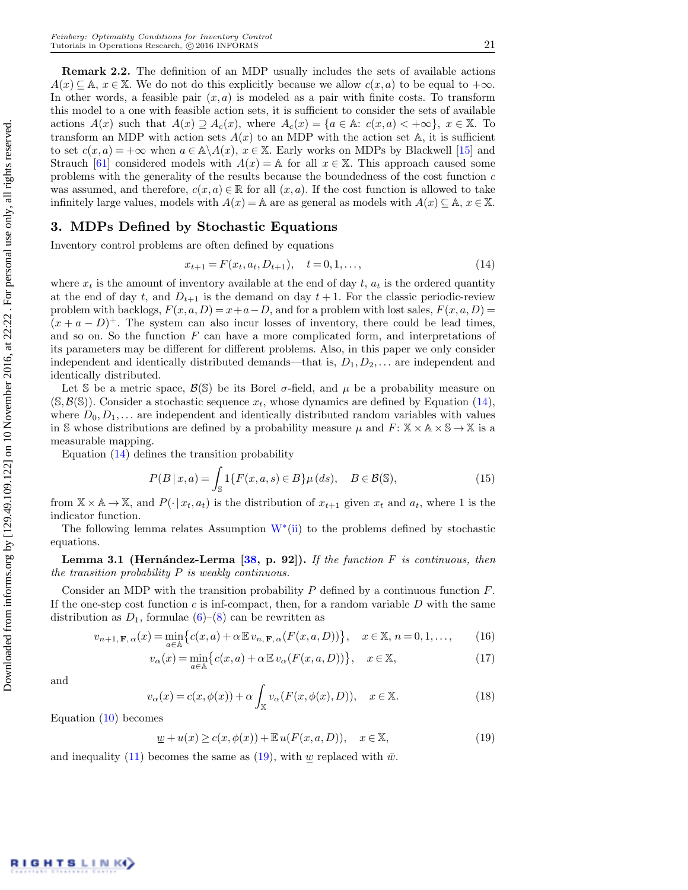**Remark 2.2.** The definition of an MDP usually includes the sets of available actions $A(x) \subseteq \mathbb{A}$, $x \in \mathbb{X}$. We do not do this explicitly because we allow $c(x,a)$ to be equal to $+\infty$. In other words, a feasible pair $(x,a)$ is modeled as a pair with finite costs. To transform this model to a one with feasible action sets, it is sufficient to consider the sets of available actions $A(x)$ such that $A(x) \supseteq A_c(x)$, where $A_c(x) = \{a \in \mathbb{A}\colon c(x,a) < +\infty\}$, $x \in \mathbb{X}$. To transform an MDP with action sets $A(x)$ to an MDP with the action set $\mathbb{A}$, it is sufficient to set $c(x,a) = +\infty$ when $a \in \mathbb{A} \setminus A(x)$, $x \in \mathbb{X}$. Early works on MDPs by Blackwell [15] and Strauch [61] considered models with $A(x) = \mathbb{A}$ for all $x \in \mathbb{X}$. This approach caused some problems with the generality of the results because the boundedness of the cost function $c$ was assumed, and therefore, $c(x,a) \in \mathbb{R}$ for all $(x,a)$. If the cost function is allowed to take infinitely large values, models with $A(x) = \mathbb{A}$ are as general as models with $A(x) \subseteq \mathbb{A}$, $x \in \mathbb{X}$.

## 3. MDPs Defined by Stochastic Equations

Inventory control problems are often defined by equations

$$x_{t+1} = F(x_t, a_t, D_{t+1}), \quad t = 0, 1, \ldots, \tag{14}$$

where $x_t$ is the amount of inventory available at the end of day $t$, $a_t$ is the ordered quantity at the end of day $t$, and $D_{t+1}$ is the demand on day $t+1$. For the classic periodic-review problem with backlogs, $F(x,a,D) = x + a - D$, and for a problem with lost sales, $F(x,a,D) = (x + a - D)^+$. The system can also incur losses of inventory, there could be lead times, and so on. So the function $F$ can have a more complicated form, and interpretations of its parameters may be different for different problems. Also, in this paper we only consider independent and identically distributed demands—that is, $D_1, D_2, \ldots$ are independent and identically distributed.

Let $\mathbb{S}$ be a metric space, $\mathcal{B}(\mathbb{S})$ be its Borel $\sigma$-field, and $\mu$ be a probability measure on $(\mathbb{S}, \mathcal{B}(\mathbb{S}))$. Consider a stochastic sequence $x_t$, whose dynamics are defined by Equation (14), where $D_0, D_1, \ldots$ are independent and identically distributed random variables with values in $\mathbb{S}$ whose distributions are defined by a probability measure $\mu$ and $F\colon \mathbb{X} \times \mathbb{A} \times \mathbb{S} \to \mathbb{X}$ is a measurable mapping.

Equation (14) defines the transition probability

$$P(B \mid x, a) = \int_{\mathbb{S}} 1\{F(x,a,s) \in B\} \mu(ds), \quad B \in \mathcal{B}(\mathbb{S}), \tag{15}$$

from $\mathbb{X} \times \mathbb{A} \to \mathbb{X}$, and $P(\cdot \mid x_t, a_t)$ is the distribution of $x_{t+1}$ given $x_t$ and $a_t$, where 1 is the indicator function.

The following lemma relates Assumption W*(ii) to the problems defined by stochastic equations.

**Lemma 3.1 (Hernández-Lerma [38, p. 92]).** *If the function $F$ is continuous, then the transition probability $P$ is weakly continuous.*

Consider an MDP with the transition probability $P$ defined by a continuous function $F$. If the one-step cost function $c$ is inf-compact, then, for a random variable $D$ with the same distribution as $D_1$, formulae (6)–(8) can be rewritten as

$$v_{n+1,\mathbf{F},\alpha}(x) = \min_{a \in \mathbb{A}} \{c(x,a) + \alpha \mathbb{E}\, v_{n,\mathbf{F},\alpha}(F(x,a,D))\}, \quad x \in \mathbb{X},\ n = 0, 1, \ldots, \tag{16}$$

$$v_\alpha(x) = \min_{a \in \mathbb{A}} \{c(x,a) + \alpha \mathbb{E}\, v_\alpha(F(x,a,D))\}, \quad x \in \mathbb{X}, \tag{17}$$

and

$$v_\alpha(x) = c(x, \phi(x)) + \alpha \int_{\mathbb{X}} v_\alpha(F(x, \phi(x), D)), \quad x \in \mathbb{X}. \tag{18}$$

Equation (10) becomes

$$\underline{w} + u(x) \geq c(x, \phi(x)) + \mathbb{E}\, u(F(x,a,D)), \quad x \in \mathbb{X}, \tag{19}$$

and inequality (11) becomes the same as (19), with $\underline{w}$ replaced with $\bar{w}$.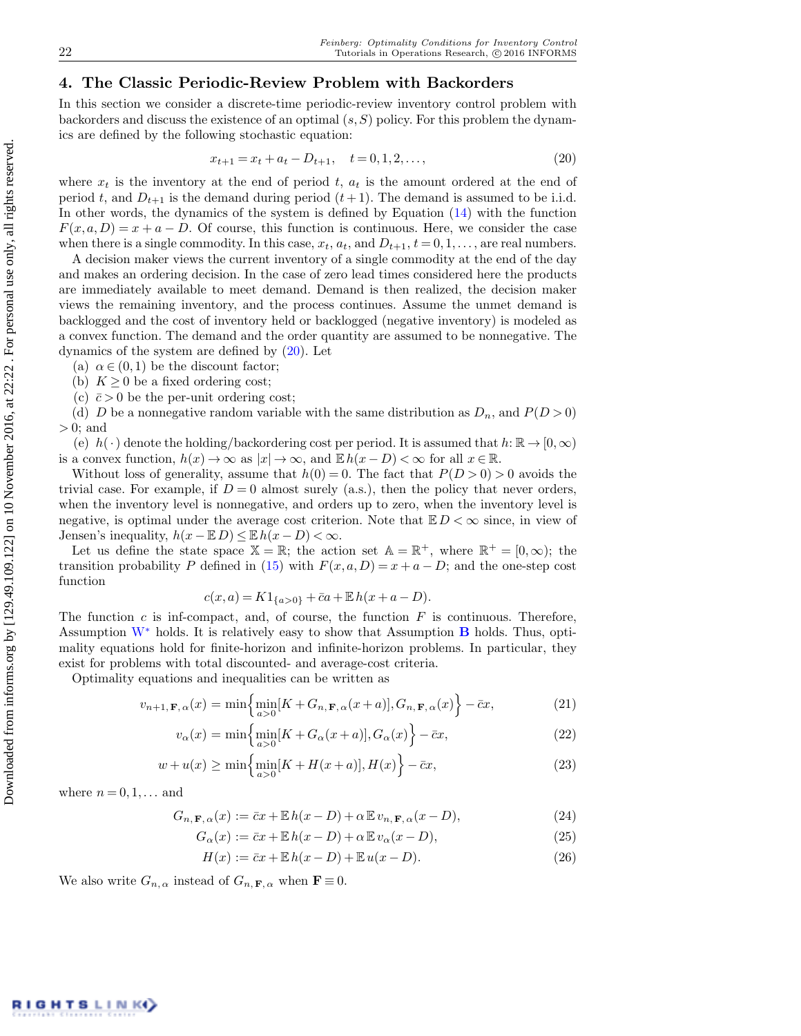## 4. The Classic Periodic-Review Problem with Backorders

In this section we consider a discrete-time periodic-review inventory control problem with backorders and discuss the existence of an optimal $(s,S)$ policy. For this problem the dynamics are defined by the following stochastic equation:

$$x_{t+1} = x_t + a_t - D_{t+1}, \quad t = 0, 1, 2, \ldots, \tag{20}$$

where $x_t$ is the inventory at the end of period $t$, $a_t$ is the amount ordered at the end of period $t$, and $D_{t+1}$ is the demand during period $(t+1)$. The demand is assumed to be i.i.d. In other words, the dynamics of the system is defined by Equation (14) with the function $F(x,a,D) = x + a - D$. Of course, this function is continuous. Here, we consider the case when there is a single commodity. In this case, $x_t$, $a_t$, and $D_{t+1}$, $t = 0, 1, \ldots$, are real numbers.

A decision maker views the current inventory of a single commodity at the end of the day and makes an ordering decision. In the case of zero lead times considered here the products are immediately available to meet demand. Demand is then realized, the decision maker views the remaining inventory, and the process continues. Assume the unmet demand is backlogged and the cost of inventory held or backlogged (negative inventory) is modeled as a convex function. The demand and the order quantity are assumed to be nonnegative. The dynamics of the system are defined by (20). Let

(a) $\alpha \in (0,1)$ be the discount factor;

(b) $K \geq 0$ be a fixed ordering cost;

(c) $\bar{c} > 0$ be the per-unit ordering cost;

(d) $D$ be a nonnegative random variable with the same distribution as $D_n$, and $P(D > 0) > 0$; and

(e) $h(\cdot)$ denote the holding/backordering cost per period. It is assumed that $h\colon \mathbb{R} \to [0,\infty)$ is a convex function, $h(x) \to \infty$ as $|x| \to \infty$, and $\mathbb{E}\, h(x - D) < \infty$ for all $x \in \mathbb{R}$.

Without loss of generality, assume that $h(0) = 0$. The fact that $P(D > 0) > 0$ avoids the trivial case. For example, if $D = 0$ almost surely (a.s.), then the policy that never orders, when the inventory level is nonnegative, and orders up to zero, when the inventory level is negative, is optimal under the average cost criterion. Note that $\mathbb{E}\, D < \infty$ since, in view of Jensen's inequality, $h(x - \mathbb{E}\, D) \leq \mathbb{E}\, h(x - D) < \infty$.

Let us define the state space $\mathbb{X} = \mathbb{R}$; the action set $\mathbb{A} = \mathbb{R}^+$, where $\mathbb{R}^+ = [0,\infty)$; the transition probability $P$ defined in (15) with $F(x,a,D) = x + a - D$; and the one-step cost function

$$c(x,a) = K 1_{\{a>0\}} + \bar{c}a + \mathbb{E}\, h(x + a - D).$$

The function $c$ is inf-compact, and, of course, the function $F$ is continuous. Therefore, Assumption $\mathbf{W}^*$ holds. It is relatively easy to show that Assumption **B** holds. Thus, optimality equations hold for finite-horizon and infinite-horizon problems. In particular, they exist for problems with total discounted- and average-cost criteria.

Optimality equations and inequalities can be written as

$$v_{n+1,\mathbf{F},\alpha}(x) = \min\Big\{ \min_{a>0} [K + G_{n,\mathbf{F},\alpha}(x+a)], G_{n,\mathbf{F},\alpha}(x) \Big\} - \bar{c}x, \tag{21}$$

$$v_{\alpha}(x) = \min\Big\{ \min_{a>0} [K + G_{\alpha}(x+a)], G_{\alpha}(x) \Big\} - \bar{c}x, \tag{22}$$

$$w + u(x) \geq \min\Big\{ \min_{a>0} [K + H(x+a)], H(x) \Big\} - \bar{c}x, \tag{23}$$

where $n = 0, 1, \ldots$ and

$$G_{n,\mathbf{F},\alpha}(x) := \bar{c}x + \mathbb{E}\, h(x - D) + \alpha \mathbb{E}\, v_{n,\mathbf{F},\alpha}(x - D), \tag{24}$$

$$G_{\alpha}(x) := \bar{c}x + \mathbb{E}\, h(x - D) + \alpha \mathbb{E}\, v_{\alpha}(x - D), \tag{25}$$

$$H(x) := \bar{c}x + \mathbb{E}\, h(x - D) + \mathbb{E}\, u(x - D). \tag{26}$$

We also write $G_{n,\alpha}$ instead of $G_{n,\mathbf{F},\alpha}$ when $\mathbf{F} \equiv 0$.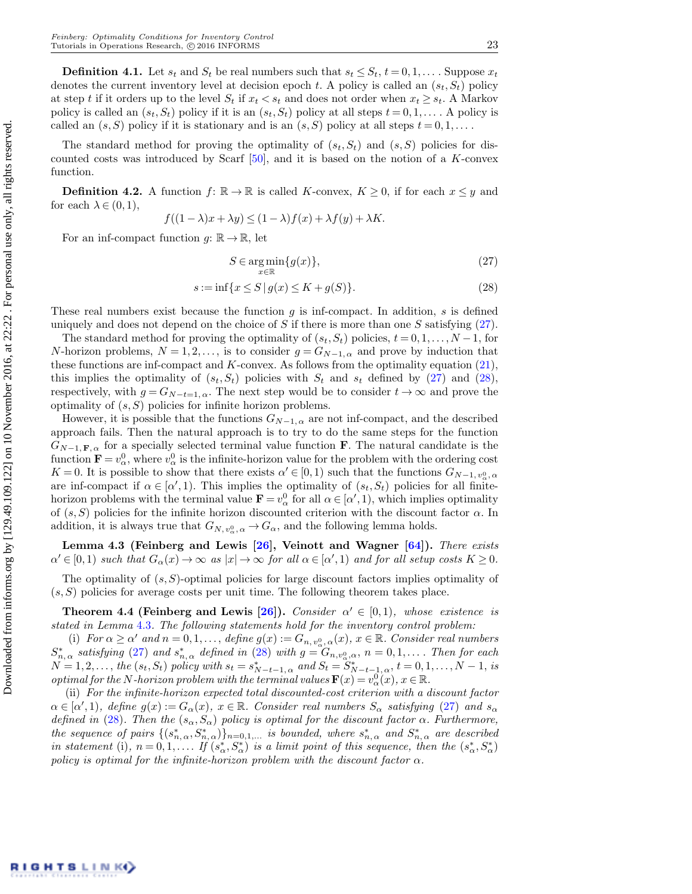**Definition 4.1.** Let $s_t$ and $S_t$ be real numbers such that $s_t \le S_t$, $t = 0, 1, \ldots$. Suppose $x_t$ denotes the current inventory level at decision epoch $t$. A policy is called an $(s_t, S_t)$ policy at step $t$ if it orders up to the level $S_t$ if $x_t < s_t$ and does not order when $x_t \ge s_t$. A Markov policy is called an $(s_t, S_t)$ policy if it is an $(s_t, S_t)$ policy at all steps $t = 0, 1, \ldots$. A policy is called an $(s, S)$ policy if it is stationary and is an $(s, S)$ policy at all steps $t = 0, 1, \ldots$.

The standard method for proving the optimality of $(s_t, S_t)$ and $(s, S)$ policies for discounted costs was introduced by Scarf [50], and it is based on the notion of a $K$-convex function.

**Definition 4.2.** A function $f\colon \mathbb{R} \to \mathbb{R}$ is called $K$-convex, $K \ge 0$, if for each $x \le y$ and for each $\lambda \in (0,1)$,

$$f((1-\lambda)x + \lambda y) \le (1-\lambda)f(x) + \lambda f(y) + \lambda K.$$

For an inf-compact function $g\colon \mathbb{R} \to \mathbb{R}$, let

$$S \in \operatorname*{arg\,min}_{x \in \mathbb{R}} \{g(x)\}, \tag{27}$$

$$s := \inf\{x \le S \mid g(x) \le K + g(S)\}. \tag{28}$$

These real numbers exist because the function $g$ is inf-compact. In addition, $s$ is defined uniquely and does not depend on the choice of $S$ if there is more than one $S$ satisfying (27).

The standard method for proving the optimality of $(s_t, S_t)$ policies, $t = 0, 1, \ldots, N-1$, for $N$-horizon problems, $N = 1, 2, \ldots$, is to consider $g = G_{N-1,\alpha}$ and prove by induction that these functions are inf-compact and $K$-convex. As follows from the optimality equation (21), this implies the optimality of $(s_t, S_t)$ policies with $S_t$ and $s_t$ defined by (27) and (28), respectively, with $g = G_{N-t=1,\alpha}$. The next step would be to consider $t \to \infty$ and prove the optimality of $(s, S)$ policies for infinite horizon problems.

However, it is possible that the functions $G_{N-1,\alpha}$ are not inf-compact, and the described approach fails. Then the natural approach is to try to do the same steps for the function $G_{N-1,\mathbf{F},\alpha}$ for a specially selected terminal value function $\mathbf{F}$. The natural candidate is the function $\mathbf{F} = v_\alpha^0$, where $v_\alpha^0$ is the infinite-horizon value for the problem with the ordering cost $K = 0$. It is possible to show that there exists $\alpha' \in [0, 1)$ such that the functions $G_{N-1, v_\alpha^0, \alpha}$ are inf-compact if $\alpha \in [\alpha', 1)$. This implies the optimality of $(s_t, S_t)$ policies for all finite-horizon problems with the terminal value $\mathbf{F} = v_\alpha^0$ for all $\alpha \in [\alpha', 1)$, which implies optimality of $(s, S)$ policies for the infinite horizon discounted criterion with the discount factor $\alpha$. In addition, it is always true that $G_{N, v_\alpha^0, \alpha} \to G_\alpha$, and the following lemma holds.

**Lemma 4.3 (Feinberg and Lewis [26], Veinott and Wagner [64]).** *There exists $\alpha' \in [0, 1)$ such that $G_\alpha(x) \to \infty$ as $|x| \to \infty$ for all $\alpha \in [\alpha', 1)$ and for all setup costs $K \ge 0$.*

The optimality of $(s, S)$-optimal policies for large discount factors implies optimality of $(s, S)$ policies for average costs per unit time. The following theorem takes place.

**Theorem 4.4 (Feinberg and Lewis [26]).** *Consider $\alpha' \in [0, 1)$, whose existence is stated in Lemma 4.3. The following statements hold for the inventory control problem:*

(i) *For $\alpha \ge \alpha'$ and $n = 0, 1, \ldots$, define $g(x) := G_{n, v_\alpha^0, \alpha}(x)$, $x \in \mathbb{R}$. Consider real numbers $S_{n,\alpha}^*$ satisfying (27) and $s_{n,\alpha}^*$ defined in (28) with $g = G_{n, v_\alpha^0, \alpha}$, $n = 0, 1, \ldots$. Then for each $N = 1, 2, \ldots$, the $(s_t, S_t)$ policy with $s_t = s_{N-t-1,\alpha}^*$ and $S_t = S_{N-t-1,\alpha}^*$, $t = 0, 1, \ldots, N-1$, is optimal for the $N$-horizon problem with the terminal values $\mathbf{F}(x) = v_\alpha^0(x)$, $x \in \mathbb{R}$.*

(ii) *For the infinite-horizon expected total discounted-cost criterion with a discount factor $\alpha \in [\alpha', 1)$, define $g(x) := G_\alpha(x)$, $x \in \mathbb{R}$. Consider real numbers $S_\alpha$ satisfying (27) and $s_\alpha$ defined in (28). Then the $(s_\alpha, S_\alpha)$ policy is optimal for the discount factor $\alpha$. Furthermore, the sequence of pairs $\{(s_{n,\alpha}^*, S_{n,\alpha}^*)\}_{n=0,1,\ldots}$ is bounded, where $s_{n,\alpha}^*$ and $S_{n,\alpha}^*$ are described in statement (i), $n = 0, 1, \ldots$. If $(s_\alpha^*, S_\alpha^*)$ is a limit point of this sequence, then the $(s_\alpha^*, S_\alpha^*)$ policy is optimal for the infinite-horizon problem with the discount factor $\alpha$.*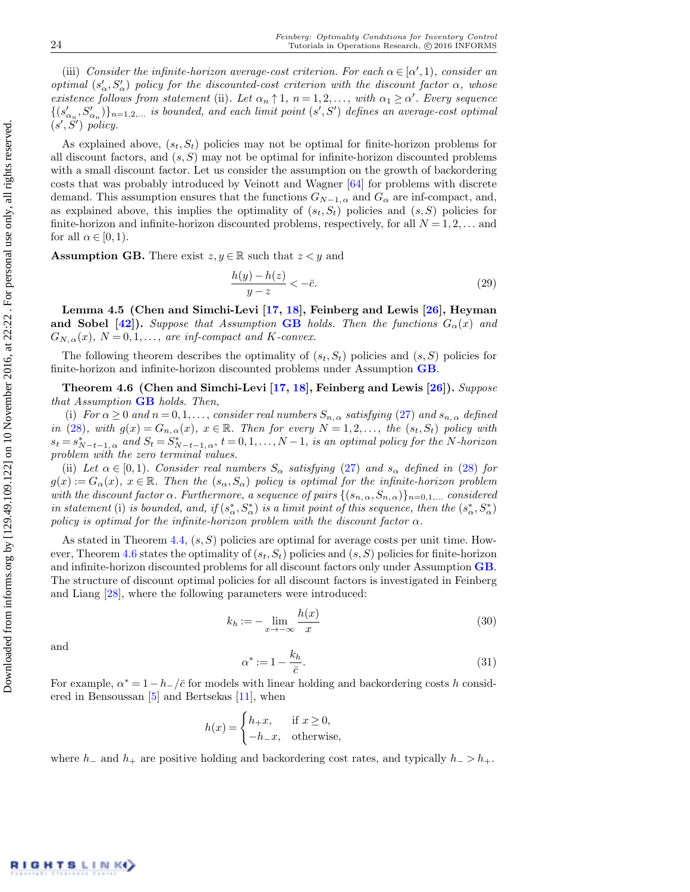(iii) *Consider the infinite-horizon average-cost criterion. For each $\alpha \in [\alpha', 1)$, consider an optimal $(s'_\alpha, S'_\alpha)$ policy for the discounted-cost criterion with the discount factor $\alpha$, whose existence follows from statement* (ii). *Let $\alpha_n \uparrow 1$, $n = 1, 2, \ldots$, with $\alpha_1 \geq \alpha'$. Every sequence $\{(s'_{\alpha_n}, S'_{\alpha_n})\}_{n=1,2,\ldots}$ is bounded, and each limit point $(s', S')$ defines an average-cost optimal $(s', S')$ policy.*

As explained above, $(s_t, S_t)$ policies may not be optimal for finite-horizon problems for all discount factors, and $(s, S)$ may not be optimal for infinite-horizon discounted problems with a small discount factor. Let us consider the assumption on the growth of backordering costs that was probably introduced by Veinott and Wagner [64] for problems with discrete demand. This assumption ensures that the functions $G_{N-1,\alpha}$ and $G_\alpha$ are inf-compact, and, as explained above, this implies the optimality of $(s_t, S_t)$ policies and $(s, S)$ policies for finite-horizon and infinite-horizon discounted problems, respectively, for all $N = 1, 2, \ldots$ and for all $\alpha \in [0, 1)$.

**Assumption GB.** There exist $z, y \in \mathbb{R}$ such that $z < y$ and

$$\frac{h(y) - h(z)}{y - z} < -\bar{c}. \tag{29}$$

**Lemma 4.5 (Chen and Simchi-Levi [17, 18], Feinberg and Lewis [26], Heyman and Sobel [42]).** *Suppose that Assumption* **GB** *holds. Then the functions $G_\alpha(x)$ and $G_{N,\alpha}(x)$, $N = 0, 1, \ldots$, are inf-compact and $K$-convex.*

The following theorem describes the optimality of $(s_t, S_t)$ policies and $(s, S)$ policies for finite-horizon and infinite-horizon discounted problems under Assumption **GB**.

**Theorem 4.6 (Chen and Simchi-Levi [17, 18], Feinberg and Lewis [26]).** *Suppose that Assumption* **GB** *holds. Then,*

(i) *For $\alpha \geq 0$ and $n = 0, 1, \ldots$, consider real numbers $S_{n,\alpha}$ satisfying* (27) *and $s_{n,\alpha}$ defined in* (28)*, with $g(x) = G_{n,\alpha}(x)$, $x \in \mathbb{R}$. Then for every $N = 1, 2, \ldots$, the $(s_t, S_t)$ policy with $s_t = s^*_{N-t-1,\alpha}$ and $S_t = S^*_{N-t-1,\alpha}$, $t = 0, 1, \ldots, N-1$, is an optimal policy for the $N$-horizon problem with the zero terminal values.*

(ii) *Let $\alpha \in [0, 1)$. Consider real numbers $S_\alpha$ satisfying* (27) *and $s_\alpha$ defined in* (28) *for $g(x) := G_\alpha(x)$, $x \in \mathbb{R}$. Then the $(s_\alpha, S_\alpha)$ policy is optimal for the infinite-horizon problem with the discount factor $\alpha$. Furthermore, a sequence of pairs $\{(s_{n,\alpha}, S_{n,\alpha})\}_{n=0,1,\ldots}$ considered in statement* (i) *is bounded, and, if $(s^*_\alpha, S^*_\alpha)$ is a limit point of this sequence, then the $(s^*_\alpha, S^*_\alpha)$ policy is optimal for the infinite-horizon problem with the discount factor $\alpha$.*

As stated in Theorem 4.4, $(s, S)$ policies are optimal for average costs per unit time. However, Theorem 4.6 states the optimality of $(s_t, S_t)$ policies and $(s, S)$ policies for finite-horizon and infinite-horizon discounted problems for all discount factors only under Assumption **GB**. The structure of discount optimal policies for all discount factors is investigated in Feinberg and Liang [28], where the following parameters were introduced:

$$k_h := -\lim_{x \to -\infty} \frac{h(x)}{x} \tag{30}$$

and

$$\alpha^* := 1 - \frac{k_h}{\bar{c}}. \tag{31}$$

For example, $\alpha^* = 1 - h_-/\bar{c}$ for models with linear holding and backordering costs $h$ considered in Bensoussan [5] and Bertsekas [11], when

$$h(x) = \begin{cases} h_+ x, & \text{if } x \geq 0, \\ -h_- x, & \text{otherwise,} \end{cases}$$

where $h_-$ and $h_+$ are positive holding and backordering cost rates, and typically $h_- > h_+$.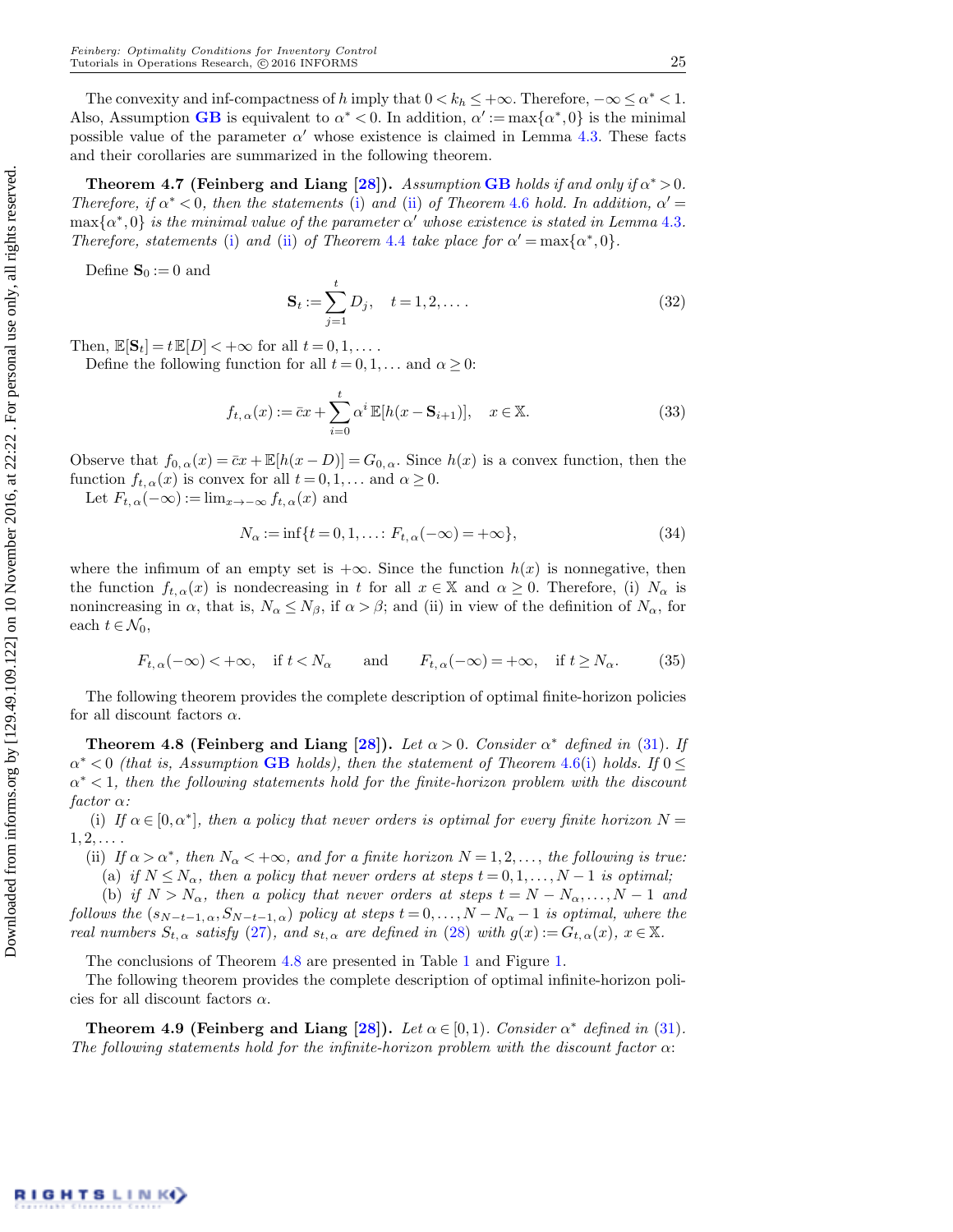The convexity and inf-compactness of $h$ imply that $0 < k_h \leq +\infty$. Therefore, $-\infty \leq \alpha^* < 1$. Also, Assumption **GB** is equivalent to $\alpha^* < 0$. In addition, $\alpha' := \max\{\alpha^*, 0\}$ is the minimal possible value of the parameter $\alpha'$ whose existence is claimed in Lemma 4.3. These facts and their corollaries are summarized in the following theorem.

**Theorem 4.7 (Feinberg and Liang [28]).** *Assumption* **GB** *holds if and only if* $\alpha^* > 0$. *Therefore, if* $\alpha^* < 0$, *then the statements* (i) *and* (ii) *of Theorem* 4.6 *hold. In addition,* $\alpha' = \max\{\alpha^*, 0\}$ *is the minimal value of the parameter* $\alpha'$ *whose existence is stated in Lemma* 4.3. *Therefore, statements* (i) *and* (ii) *of Theorem* 4.4 *take place for* $\alpha' = \max\{\alpha^*, 0\}$.

Define $\mathbf{S}_0 := 0$ and

$$\mathbf{S}_t := \sum_{j=1}^{t} D_j, \quad t = 1, 2, \ldots. \tag{32}$$

Then, $\mathbb{E}[\mathbf{S}_t] = t\,\mathbb{E}[D] < +\infty$ for all $t = 0, 1, \ldots$.

Define the following function for all $t = 0, 1, \ldots$ and $\alpha \geq 0$:

$$f_{t,\alpha}(x) := \bar{c}x + \sum_{i=0}^{t} \alpha^i\, \mathbb{E}[h(x - \mathbf{S}_{i+1})], \quad x \in \mathbb{X}. \tag{33}$$

Observe that $f_{0,\alpha}(x) = \bar{c}x + \mathbb{E}[h(x - D)] = G_{0,\alpha}$. Since $h(x)$ is a convex function, then the function $f_{t,\alpha}(x)$ is convex for all $t = 0, 1, \ldots$ and $\alpha \geq 0$.

Let $F_{t,\alpha}(-\infty) := \lim_{x \to -\infty} f_{t,\alpha}(x)$ and

$$N_\alpha := \inf\{t = 0, 1, \ldots : F_{t,\alpha}(-\infty) = +\infty\}, \tag{34}$$

where the infimum of an empty set is $+\infty$. Since the function $h(x)$ is nonnegative, then the function $f_{t,\alpha}(x)$ is nondecreasing in $t$ for all $x \in \mathbb{X}$ and $\alpha \geq 0$. Therefore, (i) $N_\alpha$ is nonincreasing in $\alpha$, that is, $N_\alpha \leq N_\beta$, if $\alpha > \beta$; and (ii) in view of the definition of $N_\alpha$, for each $t \in \mathcal{N}_0$,

$$F_{t,\alpha}(-\infty) < +\infty, \quad \text{if } t < N_\alpha \qquad \text{and} \qquad F_{t,\alpha}(-\infty) = +\infty, \quad \text{if } t \geq N_\alpha. \tag{35}$$

The following theorem provides the complete description of optimal finite-horizon policies for all discount factors $\alpha$.

**Theorem 4.8 (Feinberg and Liang [28]).** *Let* $\alpha > 0$. *Consider* $\alpha^*$ *defined in* (31). *If* $\alpha^* < 0$ *(that is, Assumption* **GB** *holds), then the statement of Theorem* 4.6(i) *holds. If* $0 \leq \alpha^* < 1$, *then the following statements hold for the finite-horizon problem with the discount factor* $\alpha$:

(i) *If* $\alpha \in [0, \alpha^*]$, *then a policy that never orders is optimal for every finite horizon* $N = 1, 2, \ldots$.

(ii) *If* $\alpha > \alpha^*$, *then* $N_\alpha < +\infty$, *and for a finite horizon* $N = 1, 2, \ldots$, *the following is true:*

(a) *if* $N \leq N_\alpha$, *then a policy that never orders at steps* $t = 0, 1, \ldots, N-1$ *is optimal;*

(b) *if* $N > N_\alpha$, *then a policy that never orders at steps* $t = N - N_\alpha, \ldots, N-1$ *and follows the* $(s_{N-t-1,\alpha}, S_{N-t-1,\alpha})$ *policy at steps* $t = 0, \ldots, N - N_\alpha - 1$ *is optimal, where the real numbers* $S_{t,\alpha}$ *satisfy* (27), *and* $s_{t,\alpha}$ *are defined in* (28) *with* $g(x) := G_{t,\alpha}(x)$, $x \in \mathbb{X}$.

The conclusions of Theorem 4.8 are presented in Table 1 and Figure 1.

The following theorem provides the complete description of optimal infinite-horizon policies for all discount factors $\alpha$.

**Theorem 4.9 (Feinberg and Liang [28]).** *Let* $\alpha \in [0, 1)$. *Consider* $\alpha^*$ *defined in* (31). *The following statements hold for the infinite-horizon problem with the discount factor* $\alpha$: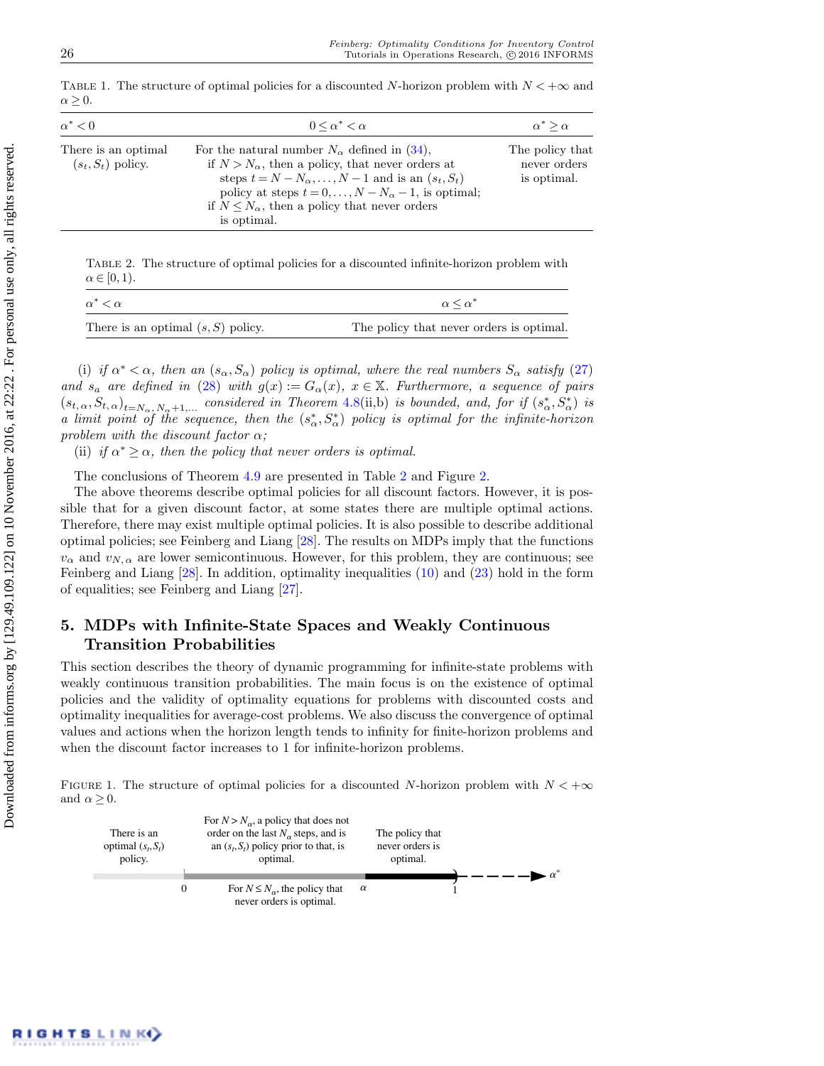Table 1. The structure of optimal policies for a discounted $N$-horizon problem with $N < +\infty$ and $\alpha \geq 0$.

| $\alpha^* < 0$ | $0 \leq \alpha^* < \alpha$ | $\alpha^* \geq \alpha$ |
|---|---|---|
| There is an optimal $(s_t, S_t)$ policy. | For the natural number $N_\alpha$ defined in (34), if $N > N_\alpha$, then a policy, that never orders at steps $t = N - N_\alpha, \ldots, N-1$ and is an $(s_t, S_t)$ policy at steps $t = 0, \ldots, N - N_\alpha - 1$, is optimal; if $N \leq N_\alpha$, then a policy that never orders is optimal. | The policy that never orders is optimal. |

Table 2. The structure of optimal policies for a discounted infinite-horizon problem with $\alpha \in [0, 1)$.

| $\alpha^* < \alpha$ | $\alpha \leq \alpha^*$ |
|---|---|
| There is an optimal $(s, S)$ policy. | The policy that never orders is optimal. |

(i) *if $\alpha^* < \alpha$, then an $(s_\alpha, S_\alpha)$ policy is optimal, where the real numbers $S_\alpha$ satisfy (27) and $s_\alpha$ are defined in (28) with $g(x) := G_\alpha(x)$, $x \in \mathbb{X}$. Furthermore, a sequence of pairs $(s_{t,\alpha}, S_{t,\alpha})_{t=N_\alpha, N_\alpha+1, \ldots}$ considered in Theorem 4.8(ii,b) is bounded, and, for if $(s^*_\alpha, S^*_\alpha)$ is a limit point of the sequence, then the $(s^*_\alpha, S^*_\alpha)$ policy is optimal for the infinite-horizon problem with the discount factor $\alpha$;*

(ii) *if $\alpha^* \geq \alpha$, then the policy that never orders is optimal.*

The conclusions of Theorem 4.9 are presented in Table 2 and Figure 2.

The above theorems describe optimal policies for all discount factors. However, it is possible that for a given discount factor, at some states there are multiple optimal actions. Therefore, there may exist multiple optimal policies. It is also possible to describe additional optimal policies; see Feinberg and Liang [28]. The results on MDPs imply that the functions $v_\alpha$ and $v_{N,\alpha}$ are lower semicontinuous. However, for this problem, they are continuous; see Feinberg and Liang [28]. In addition, optimality inequalities (10) and (23) hold in the form of equalities; see Feinberg and Liang [27].

## 5. MDPs with Infinite-State Spaces and Weakly Continuous Transition Probabilities

This section describes the theory of dynamic programming for infinite-state problems with weakly continuous transition probabilities. The main focus is on the existence of optimal policies and the validity of optimality equations for problems with discounted costs and optimality inequalities for average-cost problems. We also discuss the convergence of optimal values and actions when the horizon length tends to infinity for finite-horizon problems and when the discount factor increases to 1 for infinite-horizon problems.

Figure 1. The structure of optimal policies for a discounted $N$-horizon problem with $N < +\infty$ and $\alpha \geq 0$.

There is an optimal $(s_t, S_t)$ policy. For $N > N_\alpha$, a policy that does not order on the last $N_\alpha$ steps, and is an $(s_t, S_t)$ policy prior to that, is optimal. For $N \leq N_\alpha$, the policy that never orders is optimal. The policy that never orders is optimal. 0 $\alpha$ 1 $\alpha^*$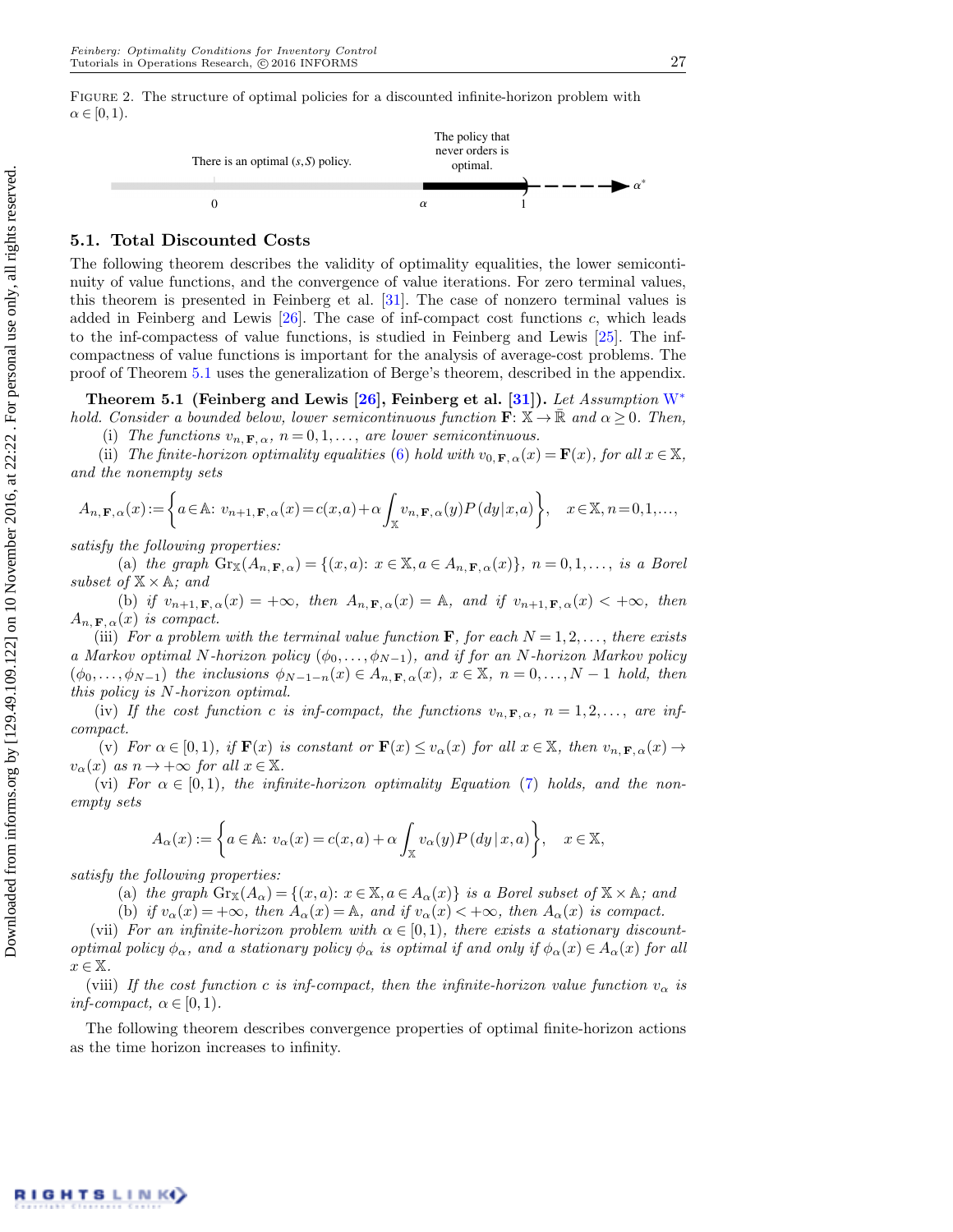FIGURE 2. The structure of optimal policies for a discounted infinite-horizon problem with $\alpha \in [0,1)$.

There is an optimal $(s,S)$ policy. The policy that never orders is optimal.

$0$ $\alpha$ $1$ $\alpha^*$

## 5.1. Total Discounted Costs

The following theorem describes the validity of optimality equalities, the lower semicontinuity of value functions, and the convergence of value iterations. For zero terminal values, this theorem is presented in Feinberg et al. [31]. The case of nonzero terminal values is added in Feinberg and Lewis [26]. The case of inf-compact cost functions $c$, which leads to the inf-compactess of value functions, is studied in Feinberg and Lewis [25]. The inf-compactness of value functions is important for the analysis of average-cost problems. The proof of Theorem 5.1 uses the generalization of Berge's theorem, described in the appendix.

**Theorem 5.1 (Feinberg and Lewis [26], Feinberg et al. [31]).** *Let Assumption* W* *hold. Consider a bounded below, lower semicontinuous function* $\mathbf{F}\colon \mathbb{X} \to \bar{\mathbb{R}}$ *and* $\alpha \geq 0$. *Then,*

(i) *The functions* $v_{n,\mathbf{F},\alpha}$, $n = 0, 1, \ldots,$ *are lower semicontinuous.*

(ii) *The finite-horizon optimality equalities (6) hold with* $v_{0,\mathbf{F},\alpha}(x) = \mathbf{F}(x)$, *for all* $x \in \mathbb{X}$, *and the nonempty sets*

$$A_{n,\mathbf{F},\alpha}(x) := \left\{a \in \mathbb{A}\colon\ v_{n+1,\mathbf{F},\alpha}(x) = c(x,a) + \alpha \int_{\mathbb{X}} v_{n,\mathbf{F},\alpha}(y) P(dy \mid x,a)\right\}, \quad x \in \mathbb{X}, n = 0, 1, \ldots,$$

*satisfy the following properties:*

(a) *the graph* $\mathrm{Gr}_{\mathbb{X}}(A_{n,\mathbf{F},\alpha}) = \{(x,a)\colon x \in \mathbb{X}, a \in A_{n,\mathbf{F},\alpha}(x)\}$, $n = 0, 1, \ldots,$ *is a Borel subset of* $\mathbb{X} \times \mathbb{A}$; *and*

(b) *if* $v_{n+1,\mathbf{F},\alpha}(x) = +\infty$, *then* $A_{n,\mathbf{F},\alpha}(x) = \mathbb{A}$, *and if* $v_{n+1,\mathbf{F},\alpha}(x) < +\infty$, *then* $A_{n,\mathbf{F},\alpha}(x)$ *is compact.*

(iii) *For a problem with the terminal value function* $\mathbf{F}$, *for each* $N = 1, 2, \ldots,$ *there exists a Markov optimal* $N$*-horizon policy* $(\phi_0, \ldots, \phi_{N-1})$, *and if for an* $N$*-horizon Markov policy* $(\phi_0, \ldots, \phi_{N-1})$ *the inclusions* $\phi_{N-1-n}(x) \in A_{n,\mathbf{F},\alpha}(x)$, $x \in \mathbb{X}$, $n = 0, \ldots, N-1$ *hold, then this policy is* $N$*-horizon optimal.*

(iv) *If the cost function* $c$ *is inf-compact, the functions* $v_{n,\mathbf{F},\alpha}$, $n = 1, 2, \ldots,$ *are inf-compact.*

(v) *For* $\alpha \in [0,1)$, *if* $\mathbf{F}(x)$ *is constant or* $\mathbf{F}(x) \leq v_\alpha(x)$ *for all* $x \in \mathbb{X}$, *then* $v_{n,\mathbf{F},\alpha}(x) \to v_\alpha(x)$ *as* $n \to +\infty$ *for all* $x \in \mathbb{X}$.

(vi) *For* $\alpha \in [0,1)$, *the infinite-horizon optimality Equation (7) holds, and the nonempty sets*

$$A_\alpha(x) := \left\{a \in \mathbb{A}\colon\ v_\alpha(x) = c(x,a) + \alpha \int_{\mathbb{X}} v_\alpha(y) P(dy \mid x,a)\right\}, \quad x \in \mathbb{X},$$

*satisfy the following properties:*

(a) *the graph* $\mathrm{Gr}_{\mathbb{X}}(A_\alpha) = \{(x,a)\colon x \in \mathbb{X}, a \in A_\alpha(x)\}$ *is a Borel subset of* $\mathbb{X} \times \mathbb{A}$; *and*

(b) *if* $v_\alpha(x) = +\infty$, *then* $A_\alpha(x) = \mathbb{A}$, *and if* $v_\alpha(x) < +\infty$, *then* $A_\alpha(x)$ *is compact.*

(vii) *For an infinite-horizon problem with* $\alpha \in [0,1)$, *there exists a stationary discount-optimal policy* $\phi_\alpha$, *and a stationary policy* $\phi_\alpha$ *is optimal if and only if* $\phi_\alpha(x) \in A_\alpha(x)$ *for all* $x \in \mathbb{X}$.

(viii) *If the cost function* $c$ *is inf-compact, then the infinite-horizon value function* $v_\alpha$ *is inf-compact,* $\alpha \in [0,1)$.

The following theorem describes convergence properties of optimal finite-horizon actions as the time horizon increases to infinity.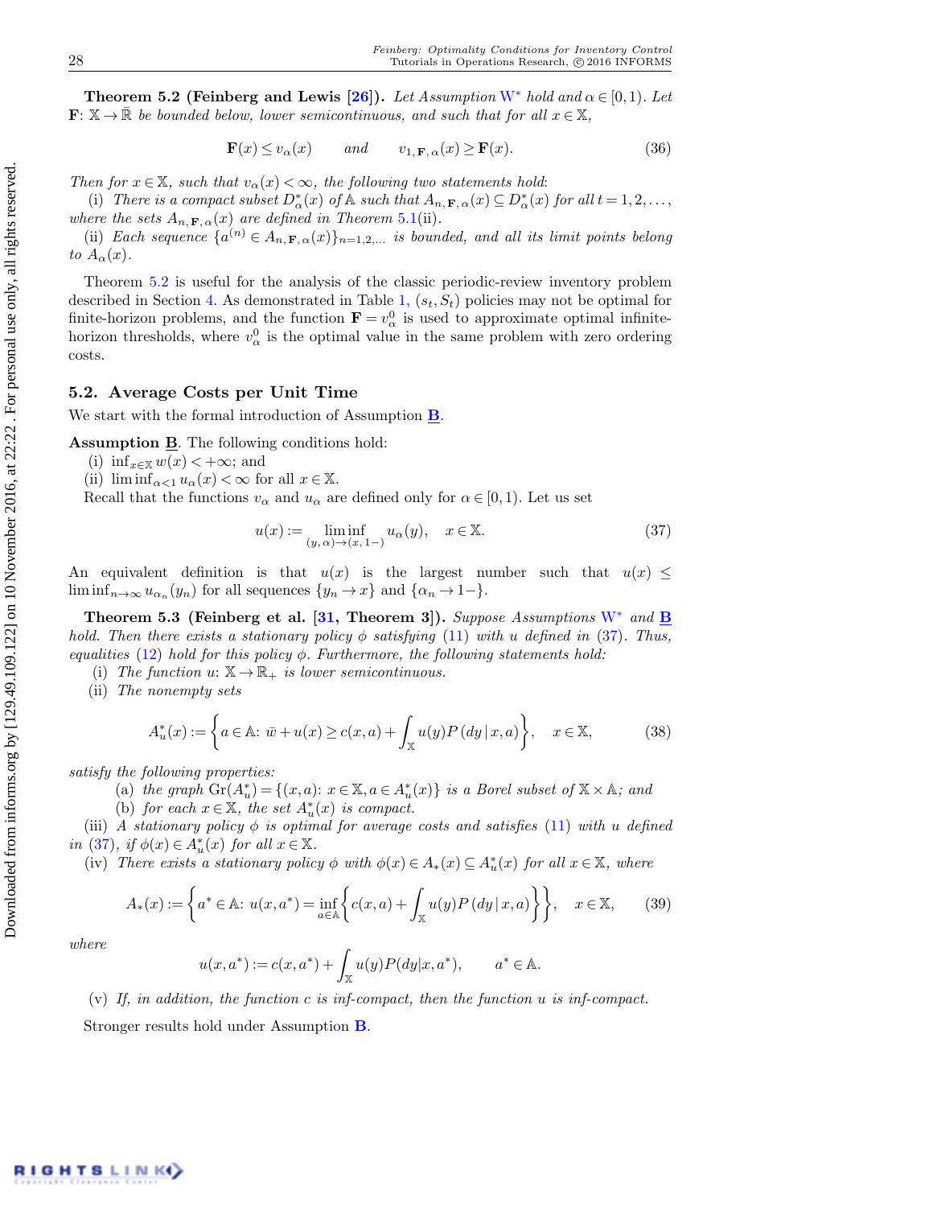**Theorem 5.2 (Feinberg and Lewis [26]).** *Let Assumption* W* *hold and* $\alpha \in [0,1)$. *Let* $\mathbf{F}\colon \mathbb{X} \to \bar{\mathbb{R}}$ *be bounded below, lower semicontinuous, and such that for all* $x \in \mathbb{X}$,

$$\mathbf{F}(x) \le v_\alpha(x) \qquad \text{and} \qquad v_{1,\mathbf{F},\alpha}(x) \ge \mathbf{F}(x). \tag{36}$$

*Then for* $x \in \mathbb{X}$, *such that* $v_\alpha(x) < \infty$, *the following two statements hold*:

(i) *There is a compact subset* $D^*_\alpha(x)$ *of* $\mathbb{A}$ *such that* $A_{n,\mathbf{F},\alpha}(x) \subseteq D^*_\alpha(x)$ *for all* $t = 1, 2, \ldots$, *where the sets* $A_{n,\mathbf{F},\alpha}(x)$ *are defined in Theorem 5.1*(ii).

(ii) *Each sequence* $\{a^{(n)} \in A_{n,\mathbf{F},\alpha}(x)\}_{n=1,2,\ldots}$ *is bounded, and all its limit points belong to* $A_\alpha(x)$.

Theorem 5.2 is useful for the analysis of the classic periodic-review inventory problem described in Section 4. As demonstrated in Table 1, $(s_t, S_t)$ policies may not be optimal for finite-horizon problems, and the function $\mathbf{F} = v^0_\alpha$ is used to approximate optimal infinite-horizon thresholds, where $v^0_\alpha$ is the optimal value in the same problem with zero ordering costs.

## 5.2. Average Costs per Unit Time

We start with the formal introduction of Assumption **B**.

**Assumption B**. The following conditions hold:

(i) $\inf_{x\in\mathbb{X}} w(x) < +\infty$; and

(ii) $\liminf_{\alpha<1} u_\alpha(x) < \infty$ for all $x \in \mathbb{X}$.

Recall that the functions $v_\alpha$ and $u_\alpha$ are defined only for $\alpha \in [0,1)$. Let us set

$$u(x) := \liminf_{(y,\alpha)\to(x,1-)} u_\alpha(y), \quad x \in \mathbb{X}. \tag{37}$$

An equivalent definition is that $u(x)$ is the largest number such that $u(x) \le \liminf_{n\to\infty} u_{\alpha_n}(y_n)$ for all sequences $\{y_n \to x\}$ and $\{\alpha_n \to 1-\}$.

**Theorem 5.3 (Feinberg et al. [31, Theorem 3]).** *Suppose Assumptions* W* *and* **B** *hold. Then there exists a stationary policy* $\phi$ *satisfying* (11) *with* $u$ *defined in* (37). *Thus, equalities* (12) *hold for this policy* $\phi$. *Furthermore, the following statements hold:*

(i) *The function* $u\colon \mathbb{X} \to \mathbb{R}_+$ *is lower semicontinuous.*

(ii) *The nonempty sets*

$$A^*_u(x) := \left\{ a \in \mathbb{A}\colon\ \bar{w} + u(x) \ge c(x,a) + \int_{\mathbb{X}} u(y) P(dy \mid x, a) \right\}, \quad x \in \mathbb{X}, \tag{38}$$

*satisfy the following properties:*

(a) *the graph* $\mathrm{Gr}(A^*_u) = \{(x,a)\colon x \in \mathbb{X}, a \in A^*_u(x)\}$ *is a Borel subset of* $\mathbb{X} \times \mathbb{A}$; *and*

(b) *for each* $x \in \mathbb{X}$, *the set* $A^*_u(x)$ *is compact.*

(iii) *A stationary policy* $\phi$ *is optimal for average costs and satisfies* (11) *with* $u$ *defined in* (37), *if* $\phi(x) \in A^*_u(x)$ *for all* $x \in \mathbb{X}$.

(iv) *There exists a stationary policy* $\phi$ *with* $\phi(x) \in A_*(x) \subseteq A^*_u(x)$ *for all* $x \in \mathbb{X}$, *where*

$$A_*(x) := \left\{ a^* \in \mathbb{A}\colon\ u(x,a^*) = \inf_{a\in\mathbb{A}} \left\{ c(x,a) + \int_{\mathbb{X}} u(y) P(dy \mid x, a) \right\} \right\}, \quad x \in \mathbb{X}, \tag{39}$$

*where*

$$u(x,a^*) := c(x,a^*) + \int_{\mathbb{X}} u(y) P(dy \mid x, a^*), \qquad a^* \in \mathbb{A}.$$

(v) *If, in addition, the function* $c$ *is inf-compact, then the function* $u$ *is inf-compact.*

Stronger results hold under Assumption **B**.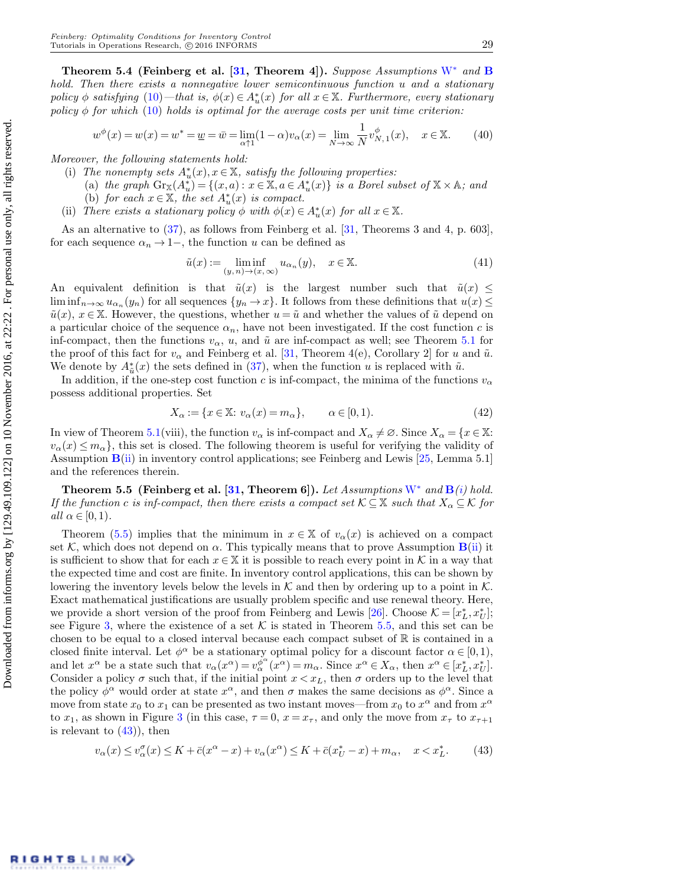**Theorem 5.4 (Feinberg et al. [31, Theorem 4]).** *Suppose Assumptions* W* *and* **B** *hold. Then there exists a nonnegative lower semicontinuous function* $u$ *and a stationary policy* $\phi$ *satisfying* (10)*—that is,* $\phi(x) \in A_u^*(x)$ *for all* $x \in \mathbb{X}$*. Furthermore, every stationary policy* $\phi$ *for which* (10) *holds is optimal for the average costs per unit time criterion:*

$$w^{\phi}(x) = w(x) = w^* = \underline{w} = \bar{w} = \lim_{\alpha \uparrow 1} (1-\alpha) v_\alpha(x) = \lim_{N\to\infty} \frac{1}{N} v_{N,1}^{\phi}(x), \quad x \in \mathbb{X}. \tag{40}$$

*Moreover, the following statements hold:*

(i) *The nonempty sets* $A_u^*(x), x \in \mathbb{X}$*, satisfy the following properties:*
  (a) *the graph* $\mathrm{Gr}_{\mathbb{X}}(A_u^*) = \{(x,a): x \in \mathbb{X}, a \in A_u^*(x)\}$ *is a Borel subset of* $\mathbb{X} \times \mathbb{A}$*; and*
  (b) *for each* $x \in \mathbb{X}$*, the set* $A_u^*(x)$ *is compact.*

(ii) *There exists a stationary policy* $\phi$ *with* $\phi(x) \in A_u^*(x)$ *for all* $x \in \mathbb{X}$*.*

As an alternative to (37), as follows from Feinberg et al. [31, Theorems 3 and 4, p. 603], for each sequence $\alpha_n \to 1-$, the function $u$ can be defined as

$$\tilde{u}(x) := \liminf_{(y,n)\to(x,\infty)} u_{\alpha_n}(y), \quad x \in \mathbb{X}. \tag{41}$$

An equivalent definition is that $\tilde{u}(x)$ is the largest number such that $\tilde{u}(x) \le \liminf_{n\to\infty} u_{\alpha_n}(y_n)$ for all sequences $\{y_n \to x\}$. It follows from these definitions that $u(x) \le \tilde{u}(x)$, $x \in \mathbb{X}$. However, the questions, whether $u = \tilde{u}$ and whether the values of $\tilde{u}$ depend on a particular choice of the sequence $\alpha_n$, have not been investigated. If the cost function $c$ is inf-compact, then the functions $v_\alpha$, $u$, and $\tilde{u}$ are inf-compact as well; see Theorem 5.1 for the proof of this fact for $v_\alpha$ and Feinberg et al. [31, Theorem 4(e), Corollary 2] for $u$ and $\tilde{u}$. We denote by $A_{\tilde{u}}^*(x)$ the sets defined in (37), when the function $u$ is replaced with $\tilde{u}$.

In addition, if the one-step cost function $c$ is inf-compact, the minima of the functions $v_\alpha$ possess additional properties. Set

$$X_\alpha := \{x \in \mathbb{X}: v_\alpha(x) = m_\alpha\}, \qquad \alpha \in [0,1). \tag{42}$$

In view of Theorem 5.1(viii), the function $v_\alpha$ is inf-compact and $X_\alpha \ne \varnothing$. Since $X_\alpha = \{x \in \mathbb{X}: v_\alpha(x) \le m_\alpha\}$, this set is closed. The following theorem is useful for verifying the validity of Assumption **B**(ii) in inventory control applications; see Feinberg and Lewis [25, Lemma 5.1] and the references therein.

**Theorem 5.5 (Feinberg et al. [31, Theorem 6]).** *Let Assumptions* W* *and* **B**(i) *hold. If the function* $c$ *is inf-compact, then there exists a compact set* $\mathcal{K} \subseteq \mathbb{X}$ *such that* $X_\alpha \subseteq \mathcal{K}$ *for all* $\alpha \in [0,1)$*.*

Theorem (5.5) implies that the minimum in $x \in \mathbb{X}$ of $v_\alpha(x)$ is achieved on a compact set $\mathcal{K}$, which does not depend on $\alpha$. This typically means that to prove Assumption **B**(ii) it is sufficient to show that for each $x \in \mathbb{X}$ it is possible to reach every point in $\mathcal{K}$ in a way that the expected time and cost are finite. In inventory control applications, this can be shown by lowering the inventory levels below the levels in $\mathcal{K}$ and then by ordering up to a point in $\mathcal{K}$. Exact mathematical justifications are usually problem specific and use renewal theory. Here, we provide a short version of the proof from Feinberg and Lewis [26]. Choose $\mathcal{K} = [x_L^*, x_U^*]$; see Figure 3, where the existence of a set $\mathcal{K}$ is stated in Theorem 5.5, and this set can be chosen to be equal to a closed interval because each compact subset of $\mathbb{R}$ is contained in a closed finite interval. Let $\phi^\alpha$ be a stationary optimal policy for a discount factor $\alpha \in [0,1)$, and let $x^\alpha$ be a state such that $v_\alpha(x^\alpha) = v_\alpha^{\phi^\alpha}(x^\alpha) = m_\alpha$. Since $x^\alpha \in X_\alpha$, then $x^\alpha \in [x_L^*, x_U^*]$. Consider a policy $\sigma$ such that, if the initial point $x < x_L$, then $\sigma$ orders up to the level that the policy $\phi^\alpha$ would order at state $x^\alpha$, and then $\sigma$ makes the same decisions as $\phi^\alpha$. Since a move from state $x_0$ to $x_1$ can be presented as two instant moves—from $x_0$ to $x^\alpha$ and from $x^\alpha$ to $x_1$, as shown in Figure 3 (in this case, $\tau = 0$, $x = x_\tau$, and only the move from $x_\tau$ to $x_{\tau+1}$ is relevant to (43)), then

$$v_\alpha(x) \le v_\alpha^\sigma(x) \le K + \bar{c}(x^\alpha - x) + v_\alpha(x^\alpha) \le K + \bar{c}(x_U^* - x) + m_\alpha, \quad x < x_L^*. \tag{43}$$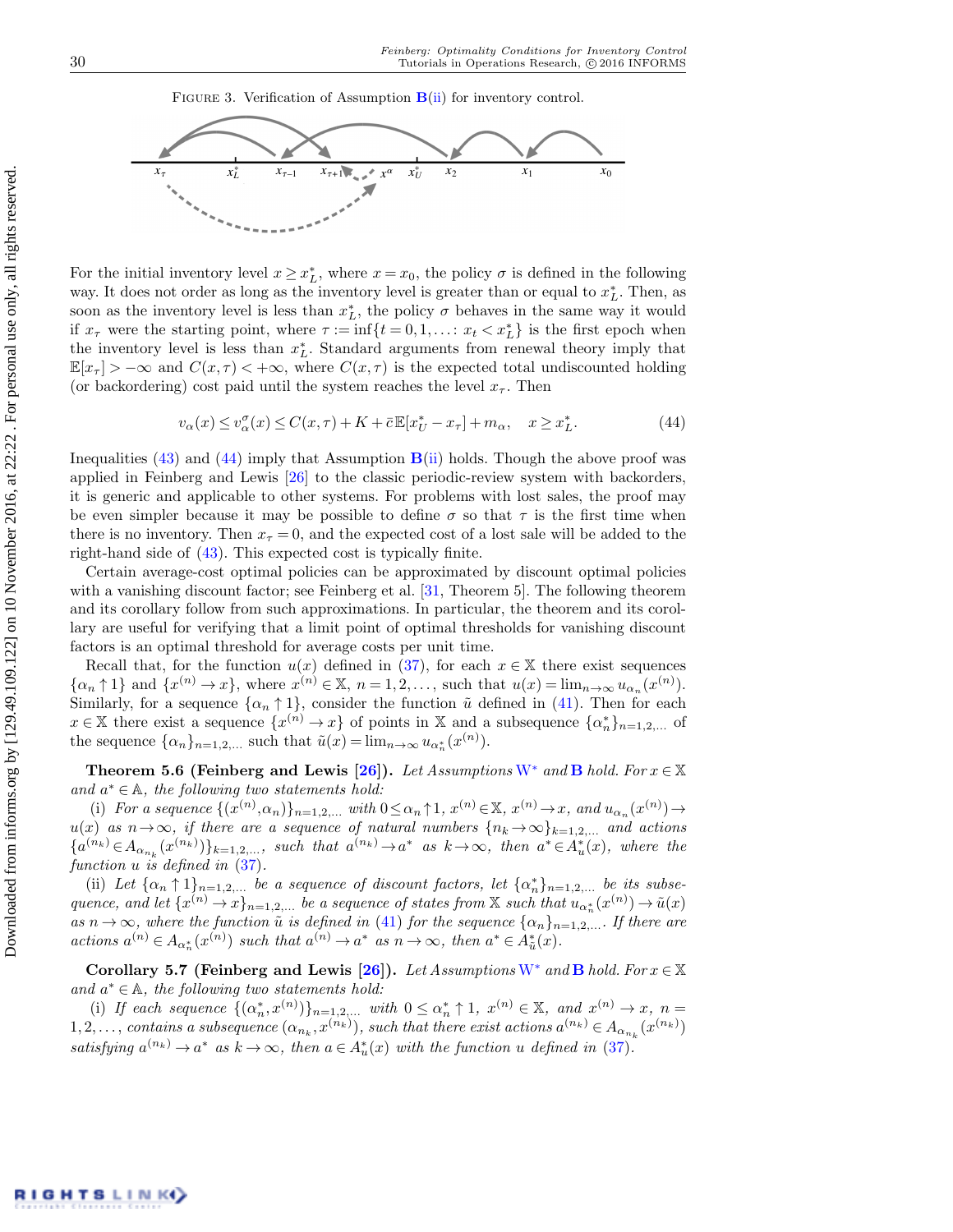FIGURE 3. Verification of Assumption **B**(ii) for inventory control.

For the initial inventory level $x \geq x_L^*$, where $x = x_0$, the policy $\sigma$ is defined in the following way. It does not order as long as the inventory level is greater than or equal to $x_L^*$. Then, as soon as the inventory level is less than $x_L^*$, the policy $\sigma$ behaves in the same way it would if $x_\tau$ were the starting point, where $\tau := \inf\{t = 0, 1, \ldots : x_t < x_L^*\}$ is the first epoch when the inventory level is less than $x_L^*$. Standard arguments from renewal theory imply that $\mathbb{E}[x_\tau] > -\infty$ and $C(x, \tau) < +\infty$, where $C(x, \tau)$ is the expected total undiscounted holding (or backordering) cost paid until the system reaches the level $x_\tau$. Then

$$v_\alpha(x) \leq v_\alpha^\sigma(x) \leq C(x, \tau) + K + \bar{c}\,\mathbb{E}[x_U^* - x_\tau] + m_\alpha, \quad x \geq x_L^*. \tag{44}$$

Inequalities (43) and (44) imply that Assumption **B**(ii) holds. Though the above proof was applied in Feinberg and Lewis [26] to the classic periodic-review system with backorders, it is generic and applicable to other systems. For problems with lost sales, the proof may be even simpler because it may be possible to define $\sigma$ so that $\tau$ is the first time when there is no inventory. Then $x_\tau = 0$, and the expected cost of a lost sale will be added to the right-hand side of (43). This expected cost is typically finite.

Certain average-cost optimal policies can be approximated by discount optimal policies with a vanishing discount factor; see Feinberg et al. [31, Theorem 5]. The following theorem and its corollary follow from such approximations. In particular, the theorem and its corollary are useful for verifying that a limit point of optimal thresholds for vanishing discount factors is an optimal threshold for average costs per unit time.

Recall that, for the function $u(x)$ defined in (37), for each $x \in \mathbb{X}$ there exist sequences $\{\alpha_n \uparrow 1\}$ and $\{x^{(n)} \to x\}$, where $x^{(n)} \in \mathbb{X}$, $n = 1, 2, \ldots$, such that $u(x) = \lim_{n\to\infty} u_{\alpha_n}(x^{(n)})$. Similarly, for a sequence $\{\alpha_n \uparrow 1\}$, consider the function $\tilde{u}$ defined in (41). Then for each $x \in \mathbb{X}$ there exist a sequence $\{x^{(n)} \to x\}$ of points in $\mathbb{X}$ and a subsequence $\{\alpha_n^*\}_{n=1,2,\ldots}$ of the sequence $\{\alpha_n\}_{n=1,2,\ldots}$ such that $\tilde{u}(x) = \lim_{n\to\infty} u_{\alpha_n^*}(x^{(n)})$.

**Theorem 5.6 (Feinberg and Lewis [26]).** *Let Assumptions* $\mathrm{W}^*$ *and* **B** *hold. For* $x \in \mathbb{X}$ *and* $a^* \in \mathbb{A}$*, the following two statements hold:*

(i) *For a sequence* $\{(x^{(n)}, \alpha_n)\}_{n=1,2,\ldots}$ *with* $0 \leq \alpha_n \uparrow 1$, $x^{(n)} \in \mathbb{X}$, $x^{(n)} \to x$, *and* $u_{\alpha_n}(x^{(n)}) \to u(x)$ *as* $n \to \infty$, *if there are a sequence of natural numbers* $\{n_k \to \infty\}_{k=1,2,\ldots}$ *and actions* $\{a^{(n_k)} \in A_{\alpha_{n_k}}(x^{(n_k)})\}_{k=1,2,\ldots}$, *such that* $a^{(n_k)} \to a^*$ *as* $k \to \infty$, *then* $a^* \in A_u^*(x)$, *where the function* $u$ *is defined in* (37).

(ii) *Let* $\{\alpha_n \uparrow 1\}_{n=1,2,\ldots}$ *be a sequence of discount factors, let* $\{\alpha_n^*\}_{n=1,2,\ldots}$ *be its subsequence, and let* $\{x^{(n)} \to x\}_{n=1,2,\ldots}$ *be a sequence of states from* $\mathbb{X}$ *such that* $u_{\alpha_n^*}(x^{(n)}) \to \tilde{u}(x)$ *as* $n \to \infty$, *where the function* $\tilde{u}$ *is defined in* (41) *for the sequence* $\{\alpha_n\}_{n=1,2,\ldots}$. *If there are actions* $a^{(n)} \in A_{\alpha_n^*}(x^{(n)})$ *such that* $a^{(n)} \to a^*$ *as* $n \to \infty$, *then* $a^* \in A_{\tilde{u}}^*(x)$.

**Corollary 5.7 (Feinberg and Lewis [26]).** *Let Assumptions* $\mathrm{W}^*$ *and* **B** *hold. For* $x \in \mathbb{X}$ *and* $a^* \in \mathbb{A}$*, the following two statements hold:*

(i) *If each sequence* $\{(\alpha_n^*, x^{(n)})\}_{n=1,2,\ldots}$ *with* $0 \leq \alpha_n^* \uparrow 1$, $x^{(n)} \in \mathbb{X}$, *and* $x^{(n)} \to x$, $n = 1, 2, \ldots$, *contains a subsequence* $(\alpha_{n_k}, x^{(n_k)})$, *such that there exist actions* $a^{(n_k)} \in A_{\alpha_{n_k}}(x^{(n_k)})$ *satisfying* $a^{(n_k)} \to a^*$ *as* $k \to \infty$, *then* $a \in A_u^*(x)$ *with the function* $u$ *defined in* (37).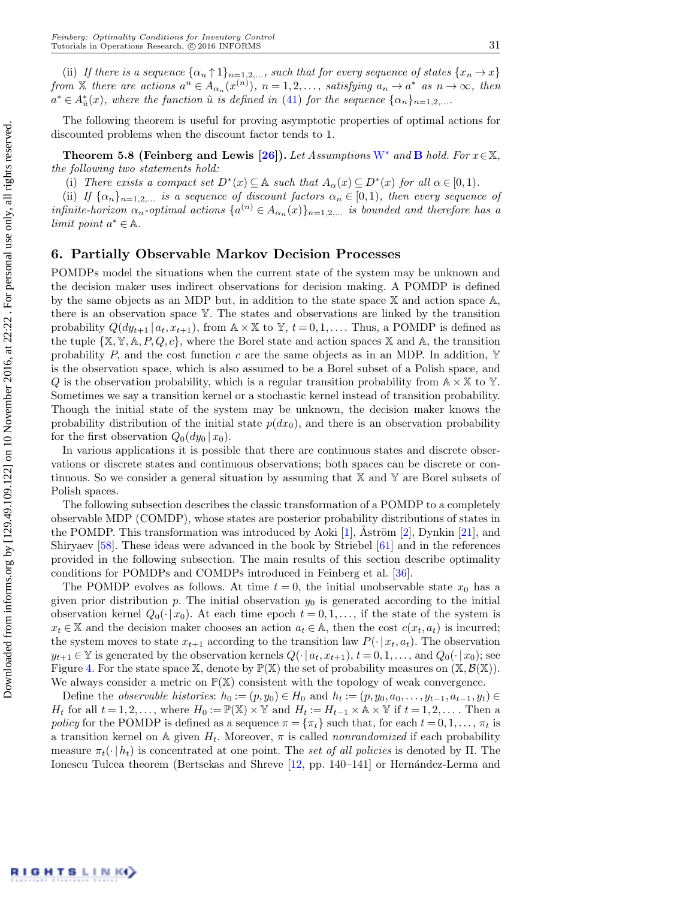(ii) *If there is a sequence* $\{\alpha_n \uparrow 1\}_{n=1,2,\ldots}$*, such that for every sequence of states* $\{x_n \to x\}$ *from* $\mathbb{X}$ *there are actions* $a^n \in A_{\alpha_n}(x^{(n)})$*,* $n = 1, 2, \ldots,$ *satisfying* $a_n \to a^*$ *as* $n \to \infty$*, then* $a^* \in A^*_{\tilde{u}}(x)$*, where the function* $\tilde{u}$ *is defined in* (41) *for the sequence* $\{\alpha_n\}_{n=1,2,\ldots}$.

The following theorem is useful for proving asymptotic properties of optimal actions for discounted problems when the discount factor tends to 1.

**Theorem 5.8 (Feinberg and Lewis [26]).** *Let Assumptions* W* *and* **B** *hold. For* $x \in \mathbb{X}$*, the following two statements hold:*

(i) *There exists a compact set* $D^*(x) \subseteq \mathbb{A}$ *such that* $A_\alpha(x) \subseteq D^*(x)$ *for all* $\alpha \in [0, 1)$.

(ii) *If* $\{\alpha_n\}_{n=1,2,\ldots}$ *is a sequence of discount factors* $\alpha_n \in [0, 1)$*, then every sequence of infinite-horizon* $\alpha_n$*-optimal actions* $\{a^{(n)} \in A_{\alpha_n}(x)\}_{n=1,2,\ldots}$ *is bounded and therefore has a limit point* $a^* \in \mathbb{A}$.

## 6. Partially Observable Markov Decision Processes

POMDPs model the situations when the current state of the system may be unknown and the decision maker uses indirect observations for decision making. A POMDP is defined by the same objects as an MDP but, in addition to the state space $\mathbb{X}$ and action space $\mathbb{A}$, there is an observation space $\mathbb{Y}$. The states and observations are linked by the transition probability $Q(dy_{t+1} \mid a_t, x_{t+1})$, from $\mathbb{A} \times \mathbb{X}$ to $\mathbb{Y}$, $t = 0, 1, \ldots$. Thus, a POMDP is defined as the tuple $\{\mathbb{X}, \mathbb{Y}, \mathbb{A}, P, Q, c\}$, where the Borel state and action spaces $\mathbb{X}$ and $\mathbb{A}$, the transition probability $P$, and the cost function $c$ are the same objects as in an MDP. In addition, $\mathbb{Y}$ is the observation space, which is also assumed to be a Borel subset of a Polish space, and $Q$ is the observation probability, which is a regular transition probability from $\mathbb{A} \times \mathbb{X}$ to $\mathbb{Y}$. Sometimes we say a transition kernel or a stochastic kernel instead of transition probability. Though the initial state of the system may be unknown, the decision maker knows the probability distribution of the initial state $p(dx_0)$, and there is an observation probability for the first observation $Q_0(dy_0 \mid x_0)$.

In various applications it is possible that there are continuous states and discrete observations or discrete states and continuous observations; both spaces can be discrete or continuous. So we consider a general situation by assuming that $\mathbb{X}$ and $\mathbb{Y}$ are Borel subsets of Polish spaces.

The following subsection describes the classic transformation of a POMDP to a completely observable MDP (COMDP), whose states are posterior probability distributions of states in the POMDP. This transformation was introduced by Aoki [1], Åström [2], Dynkin [21], and Shiryaev [58]. These ideas were advanced in the book by Striebel [61] and in the references provided in the following subsection. The main results of this section describe optimality conditions for POMDPs and COMDPs introduced in Feinberg et al. [36].

The POMDP evolves as follows. At time $t = 0$, the initial unobservable state $x_0$ has a given prior distribution $p$. The initial observation $y_0$ is generated according to the initial observation kernel $Q_0(\cdot \mid x_0)$. At each time epoch $t = 0, 1, \ldots,$ if the state of the system is $x_t \in \mathbb{X}$ and the decision maker chooses an action $a_t \in \mathbb{A}$, then the cost $c(x_t, a_t)$ is incurred; the system moves to state $x_{t+1}$ according to the transition law $P(\cdot \mid x_t, a_t)$. The observation $y_{t+1} \in \mathbb{Y}$ is generated by the observation kernels $Q(\cdot \mid a_t, x_{t+1})$, $t = 0, 1, \ldots,$ and $Q_0(\cdot \mid x_0)$; see Figure 4. For the state space $\mathbb{X}$, denote by $\mathbb{P}(\mathbb{X})$ the set of probability measures on $(\mathbb{X}, \mathcal{B}(\mathbb{X}))$. We always consider a metric on $\mathbb{P}(\mathbb{X})$ consistent with the topology of weak convergence.

Define the *observable histories*: $h_0 := (p, y_0) \in H_0$ and $h_t := (p, y_0, a_0, \ldots, y_{t-1}, a_{t-1}, y_t) \in H_t$ for all $t = 1, 2, \ldots,$ where $H_0 := \mathbb{P}(\mathbb{X}) \times \mathbb{Y}$ and $H_t := H_{t-1} \times \mathbb{A} \times \mathbb{Y}$ if $t = 1, 2, \ldots$. Then a *policy* for the POMDP is defined as a sequence $\pi = \{\pi_t\}$ such that, for each $t = 0, 1, \ldots,$ $\pi_t$ is a transition kernel on $\mathbb{A}$ given $H_t$. Moreover, $\pi$ is called *nonrandomized* if each probability measure $\pi_t(\cdot \mid h_t)$ is concentrated at one point. The *set of all policies* is denoted by $\Pi$. The Ionescu Tulcea theorem (Bertsekas and Shreve [12, pp. 140–141] or Hernández-Lerma and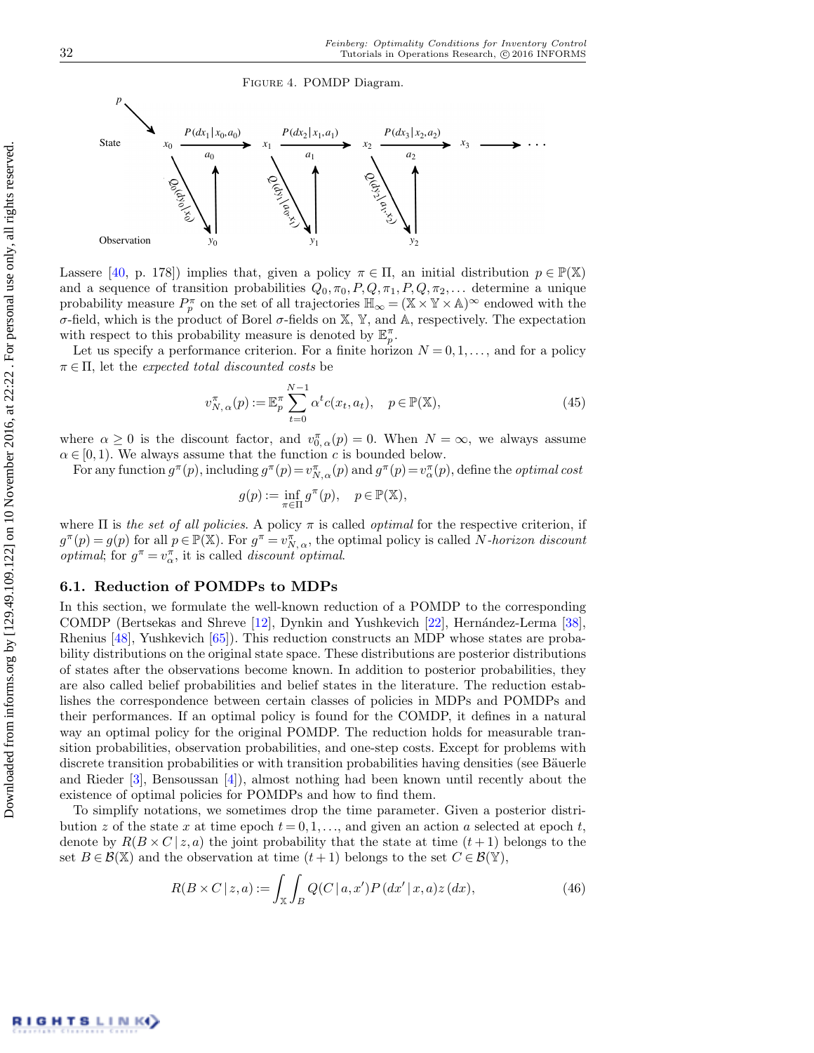FIGURE 4. POMDP Diagram.

Lassere [40, p. 178]) implies that, given a policy $\pi \in \Pi$, an initial distribution $p \in \mathbb{P}(\mathbb{X})$ and a sequence of transition probabilities $Q_0, \pi_0, P, Q, \pi_1, P, Q, \pi_2, \ldots$ determine a unique probability measure $P_p^\pi$ on the set of all trajectories $\mathbb{H}_\infty = (\mathbb{X} \times \mathbb{Y} \times \mathbb{A})^\infty$ endowed with the $\sigma$-field, which is the product of Borel $\sigma$-fields on $\mathbb{X}$, $\mathbb{Y}$, and $\mathbb{A}$, respectively. The expectation with respect to this probability measure is denoted by $\mathbb{E}_p^\pi$.

Let us specify a performance criterion. For a finite horizon $N = 0, 1, \ldots,$ and for a policy $\pi \in \Pi$, let the *expected total discounted costs* be

$$v_{N,\alpha}^\pi(p) := \mathbb{E}_p^\pi \sum_{t=0}^{N-1} \alpha^t c(x_t, a_t), \quad p \in \mathbb{P}(\mathbb{X}), \tag{45}$$

where $\alpha \geq 0$ is the discount factor, and $v_{0,\alpha}^\pi(p) = 0$. When $N = \infty$, we always assume $\alpha \in [0, 1)$. We always assume that the function $c$ is bounded below.

For any function $g^\pi(p)$, including $g^\pi(p) = v_{N,\alpha}^\pi(p)$ and $g^\pi(p) = v_\alpha^\pi(p)$, define the *optimal cost*

$$g(p) := \inf_{\pi \in \Pi} g^\pi(p), \quad p \in \mathbb{P}(\mathbb{X}),$$

where $\Pi$ is *the set of all policies*. A policy $\pi$ is called *optimal* for the respective criterion, if $g^\pi(p) = g(p)$ for all $p \in \mathbb{P}(\mathbb{X})$. For $g^\pi = v_{N,\alpha}^\pi$, the optimal policy is called *N-horizon discount optimal*; for $g^\pi = v_\alpha^\pi$, it is called *discount optimal*.

### 6.1. Reduction of POMDPs to MDPs

In this section, we formulate the well-known reduction of a POMDP to the corresponding COMDP (Bertsekas and Shreve [12], Dynkin and Yushkevich [22], Hernández-Lerma [38], Rhenius [48], Yushkevich [65]). This reduction constructs an MDP whose states are probability distributions on the original state space. These distributions are posterior distributions of states after the observations become known. In addition to posterior probabilities, they are also called belief probabilities and belief states in the literature. The reduction establishes the correspondence between certain classes of policies in MDPs and POMDPs and their performances. If an optimal policy is found for the COMDP, it defines in a natural way an optimal policy for the original POMDP. The reduction holds for measurable transition probabilities, observation probabilities, and one-step costs. Except for problems with discrete transition probabilities or with transition probabilities having densities (see Bäuerle and Rieder [3], Bensoussan [4]), almost nothing had been known until recently about the existence of optimal policies for POMDPs and how to find them.

To simplify notations, we sometimes drop the time parameter. Given a posterior distribution $z$ of the state $x$ at time epoch $t = 0, 1, \ldots,$ and given an action $a$ selected at epoch $t$, denote by $R(B \times C \mid z, a)$ the joint probability that the state at time $(t+1)$ belongs to the set $B \in \mathcal{B}(\mathbb{X})$ and the observation at time $(t+1)$ belongs to the set $C \in \mathcal{B}(\mathbb{Y})$,

$$R(B \times C \mid z, a) := \int_{\mathbb{X}} \int_B Q(C \mid a, x') P(dx' \mid x, a) z(dx), \tag{46}$$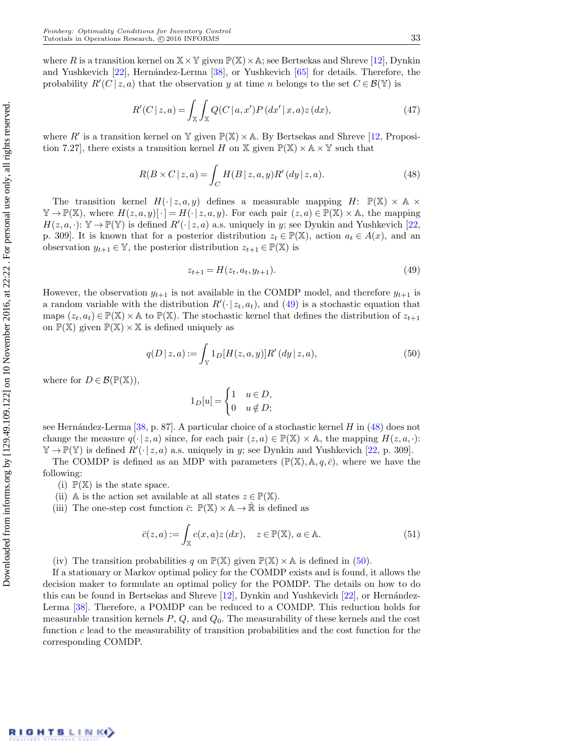where $R$ is a transition kernel on $\mathbb{X} \times \mathbb{Y}$ given $\mathbb{P}(\mathbb{X}) \times \mathbb{A}$; see Bertsekas and Shreve [12], Dynkin and Yushkevich [22], Hernández-Lerma [38], or Yushkevich [65] for details. Therefore, the probability $R'(C \mid z, a)$ that the observation $y$ at time $n$ belongs to the set $C \in \mathcal{B}(\mathbb{Y})$ is

$$R'(C \mid z, a) = \int_{\mathbb{X}} \int_{\mathbb{X}} Q(C \mid a, x') P(dx' \mid x, a) z(dx), \tag{47}$$

where $R'$ is a transition kernel on $\mathbb{Y}$ given $\mathbb{P}(\mathbb{X}) \times \mathbb{A}$. By Bertsekas and Shreve [12, Proposition 7.27], there exists a transition kernel $H$ on $\mathbb{X}$ given $\mathbb{P}(\mathbb{X}) \times \mathbb{A} \times \mathbb{Y}$ such that

$$R(B \times C \mid z, a) = \int_C H(B \mid z, a, y) R'(dy \mid z, a). \tag{48}$$

The transition kernel $H(\cdot \mid z, a, y)$ defines a measurable mapping $H$: $\mathbb{P}(\mathbb{X}) \times \mathbb{A} \times \mathbb{Y} \to \mathbb{P}(\mathbb{X})$, where $H(z, a, y)[\cdot] = H(\cdot \mid z, a, y)$. For each pair $(z, a) \in \mathbb{P}(\mathbb{X}) \times \mathbb{A}$, the mapping $H(z, a, \cdot)$: $\mathbb{Y} \to \mathbb{P}(\mathbb{Y})$ is defined $R'(\cdot \mid z, a)$ a.s. uniquely in $y$; see Dynkin and Yushkevich [22, p. 309]. It is known that for a posterior distribution $z_t \in \mathbb{P}(\mathbb{X})$, action $a_t \in A(x)$, and an observation $y_{t+1} \in \mathbb{Y}$, the posterior distribution $z_{t+1} \in \mathbb{P}(\mathbb{X})$ is

$$z_{t+1} = H(z_t, a_t, y_{t+1}). \tag{49}$$

However, the observation $y_{t+1}$ is not available in the COMDP model, and therefore $y_{t+1}$ is a random variable with the distribution $R'(\cdot \mid z_t, a_t)$, and (49) is a stochastic equation that maps $(z_t, a_t) \in \mathbb{P}(\mathbb{X}) \times \mathbb{A}$ to $\mathbb{P}(\mathbb{X})$. The stochastic kernel that defines the distribution of $z_{t+1}$ on $\mathbb{P}(\mathbb{X})$ given $\mathbb{P}(\mathbb{X}) \times \mathbb{X}$ is defined uniquely as

$$q(D \mid z, a) := \int_{\mathbb{Y}} 1_D[H(z, a, y)] R'(dy \mid z, a), \tag{50}$$

where for $D \in \mathcal{B}(\mathbb{P}(\mathbb{X}))$,

$$1_D[u] = \begin{cases} 1 & u \in D, \\ 0 & u \notin D; \end{cases}$$

see Hernández-Lerma [38, p. 87]. A particular choice of a stochastic kernel $H$ in (48) does not change the measure $q(\cdot \mid z, a)$ since, for each pair $(z, a) \in \mathbb{P}(\mathbb{X}) \times \mathbb{A}$, the mapping $H(z, a, \cdot)$: $\mathbb{Y} \to \mathbb{P}(\mathbb{Y})$ is defined $R'(\cdot \mid z, a)$ a.s. uniquely in $y$; see Dynkin and Yushkevich [22, p. 309].

The COMDP is defined as an MDP with parameters $(\mathbb{P}(\mathbb{X}), \mathbb{A}, q, \bar{c})$, where we have the following:

(i) $\mathbb{P}(\mathbb{X})$ is the state space.

(ii) $\mathbb{A}$ is the action set available at all states $z \in \mathbb{P}(\mathbb{X})$.

(iii) The one-step cost function $\bar{c}$: $\mathbb{P}(\mathbb{X}) \times \mathbb{A} \to \bar{\mathbb{R}}$ is defined as

$$\bar{c}(z, a) := \int_{\mathbb{X}} c(x, a) z(dx), \quad z \in \mathbb{P}(\mathbb{X}), a \in \mathbb{A}. \tag{51}$$

(iv) The transition probabilities $q$ on $\mathbb{P}(\mathbb{X})$ given $\mathbb{P}(\mathbb{X}) \times \mathbb{A}$ is defined in (50).

If a stationary or Markov optimal policy for the COMDP exists and is found, it allows the decision maker to formulate an optimal policy for the POMDP. The details on how to do this can be found in Bertsekas and Shreve [12], Dynkin and Yushkevich [22], or Hernández-Lerma [38]. Therefore, a POMDP can be reduced to a COMDP. This reduction holds for measurable transition kernels $P$, $Q$, and $Q_0$. The measurability of these kernels and the cost function $c$ lead to the measurability of transition probabilities and the cost function for the corresponding COMDP.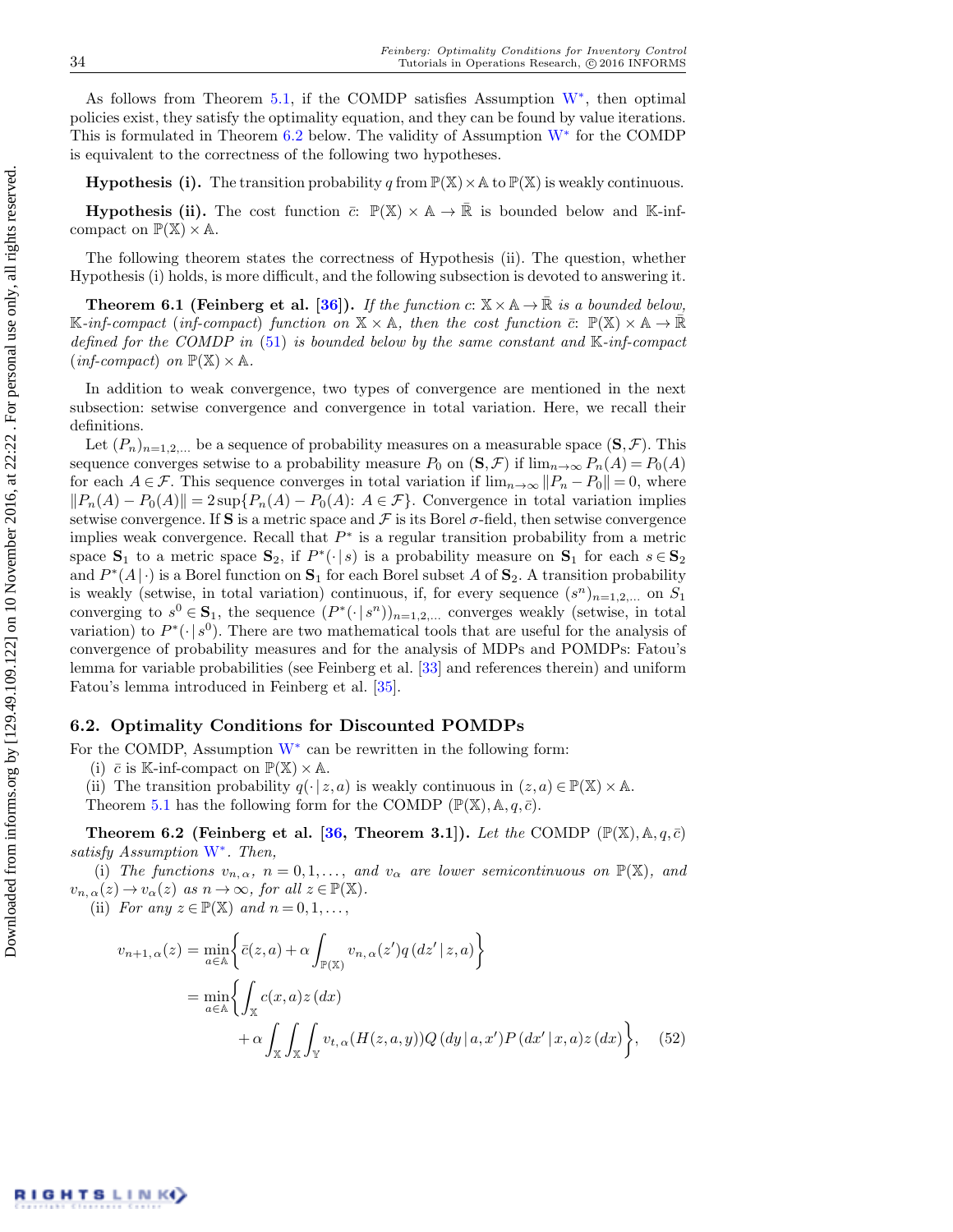As follows from Theorem 5.1, if the COMDP satisfies Assumption W*, then optimal policies exist, they satisfy the optimality equation, and they can be found by value iterations. This is formulated in Theorem 6.2 below. The validity of Assumption W* for the COMDP is equivalent to the correctness of the following two hypotheses.

**Hypothesis (i).** The transition probability $q$ from $\mathbb{P}(\mathbb{X}) \times \mathbb{A}$ to $\mathbb{P}(\mathbb{X})$ is weakly continuous.

**Hypothesis (ii).** The cost function $\bar{c}$: $\mathbb{P}(\mathbb{X}) \times \mathbb{A} \to \bar{\mathbb{R}}$ is bounded below and $\mathbb{K}$-inf-compact on $\mathbb{P}(\mathbb{X}) \times \mathbb{A}$.

The following theorem states the correctness of Hypothesis (ii). The question, whether Hypothesis (i) holds, is more difficult, and the following subsection is devoted to answering it.

**Theorem 6.1 (Feinberg et al. [36]).** *If the function $c$: $\mathbb{X} \times \mathbb{A} \to \bar{\mathbb{R}}$ is a bounded below, $\mathbb{K}$-inf-compact (inf-compact) function on $\mathbb{X} \times \mathbb{A}$, then the cost function $\bar{c}$: $\mathbb{P}(\mathbb{X}) \times \mathbb{A} \to \bar{\mathbb{R}}$ defined for the COMDP in (51) is bounded below by the same constant and $\mathbb{K}$-inf-compact (inf-compact) on $\mathbb{P}(\mathbb{X}) \times \mathbb{A}$.*

In addition to weak convergence, two types of convergence are mentioned in the next subsection: setwise convergence and convergence in total variation. Here, we recall their definitions.

Let $(P_n)_{n=1,2,\ldots}$ be a sequence of probability measures on a measurable space $(\mathbf{S}, \mathcal{F})$. This sequence converges setwise to a probability measure $P_0$ on $(\mathbf{S}, \mathcal{F})$ if $\lim_{n\to\infty} P_n(A) = P_0(A)$ for each $A \in \mathcal{F}$. This sequence converges in total variation if $\lim_{n\to\infty} \|P_n - P_0\| = 0$, where $\|P_n(A) - P_0(A)\| = 2\sup\{P_n(A) - P_0(A)\colon A \in \mathcal{F}\}$. Convergence in total variation implies setwise convergence. If $\mathbf{S}$ is a metric space and $\mathcal{F}$ is its Borel $\sigma$-field, then setwise convergence implies weak convergence. Recall that $P^*$ is a regular transition probability from a metric space $\mathbf{S}_1$ to a metric space $\mathbf{S}_2$, if $P^*(\cdot \,|\, s)$ is a probability measure on $\mathbf{S}_1$ for each $s \in \mathbf{S}_2$ and $P^*(A \,|\, \cdot)$ is a Borel function on $\mathbf{S}_1$ for each Borel subset $A$ of $\mathbf{S}_2$. A transition probability is weakly (setwise, in total variation) continuous, if, for every sequence $(s^n)_{n=1,2,\ldots}$ on $S_1$ converging to $s^0 \in \mathbf{S}_1$, the sequence $(P^*(\cdot \,|\, s^n))_{n=1,2,\ldots}$ converges weakly (setwise, in total variation) to $P^*(\cdot \,|\, s^0)$. There are two mathematical tools that are useful for the analysis of convergence of probability measures and for the analysis of MDPs and POMDPs: Fatou's lemma for variable probabilities (see Feinberg et al. [33] and references therein) and uniform Fatou's lemma introduced in Feinberg et al. [35].

## 6.2. Optimality Conditions for Discounted POMDPs

For the COMDP, Assumption W* can be rewritten in the following form:

(i) $\bar{c}$ is $\mathbb{K}$-inf-compact on $\mathbb{P}(\mathbb{X}) \times \mathbb{A}$.

(ii) The transition probability $q(\cdot \,|\, z, a)$ is weakly continuous in $(z, a) \in \mathbb{P}(\mathbb{X}) \times \mathbb{A}$.

Theorem 5.1 has the following form for the COMDP $(\mathbb{P}(\mathbb{X}), \mathbb{A}, q, \bar{c})$.

**Theorem 6.2 (Feinberg et al. [36, Theorem 3.1]).** *Let the* COMDP $(\mathbb{P}(\mathbb{X}), \mathbb{A}, q, \bar{c})$ *satisfy Assumption* W*. *Then,*

(i) *The functions $v_{n,\alpha}$, $n = 0, 1, \ldots,$ and $v_\alpha$ are lower semicontinuous on $\mathbb{P}(\mathbb{X})$, and $v_{n,\alpha}(z) \to v_\alpha(z)$ as $n \to \infty$, for all $z \in \mathbb{P}(\mathbb{X})$.*

(ii) *For any $z \in \mathbb{P}(\mathbb{X})$ and $n = 0, 1, \ldots,$*

$$
\begin{aligned}
v_{n+1,\alpha}(z) &= \min_{a\in\mathbb{A}} \left\{ \bar{c}(z,a) + \alpha \int_{\mathbb{P}(\mathbb{X})} v_{n,\alpha}(z')\, q(dz' \,|\, z, a) \right\} \\
&= \min_{a\in\mathbb{A}} \left\{ \int_{\mathbb{X}} c(x,a)\, z(dx) \right. \\
&\qquad \left. + \alpha \int_{\mathbb{X}} \int_{\mathbb{X}} \int_{\mathbb{Y}} v_{t,\alpha}(H(z,a,y))\, Q(dy \,|\, a, x')\, P(dx' \,|\, x, a)\, z(dx) \right\}, \qquad (52)
\end{aligned}
$$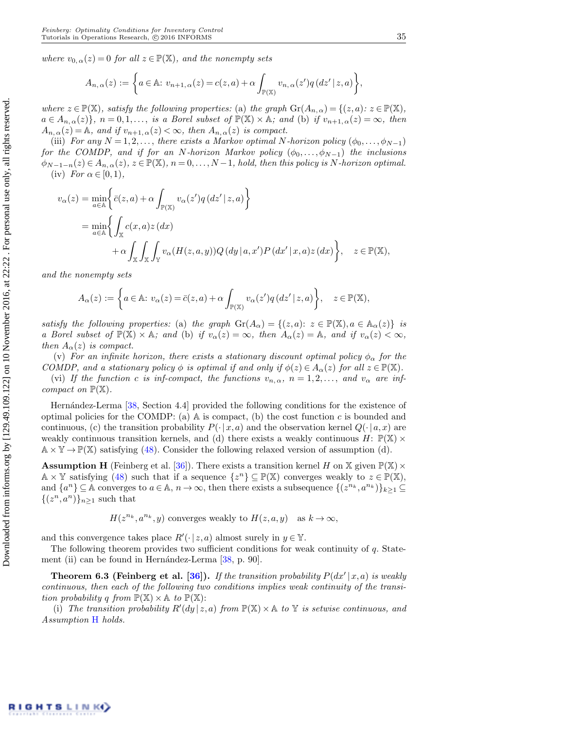*where* $v_{0,\alpha}(z) = 0$ *for all* $z \in \mathbb{P}(\mathbb{X})$*, and the nonempty sets*

$$A_{n,\alpha}(z) := \left\{ a \in \mathbb{A}\colon v_{n+1,\alpha}(z) = c(z,a) + \alpha \int_{\mathbb{P}(\mathbb{X})} v_{n,\alpha}(z') q(dz' \,|\, z,a) \right\},$$

*where* $z \in \mathbb{P}(\mathbb{X})$*, satisfy the following properties:* (a) *the graph* $\mathrm{Gr}(A_{n,\alpha}) = \{(z,a)\colon z \in \mathbb{P}(\mathbb{X}), a \in A_{n,\alpha}(z)\}$*,* $n = 0, 1, \ldots,$ *is a Borel subset of* $\mathbb{P}(\mathbb{X}) \times \mathbb{A}$*; and* (b) *if* $v_{n+1,\alpha}(z) = \infty$*, then* $A_{n,\alpha}(z) = \mathbb{A}$*, and if* $v_{n+1,\alpha}(z) < \infty$*, then* $A_{n,\alpha}(z)$ *is compact.*

(iii) *For any* $N = 1, 2, \ldots,$ *there exists a Markov optimal* $N$*-horizon policy* $(\phi_0, \ldots, \phi_{N-1})$ *for the COMDP, and if for an* $N$*-horizon Markov policy* $(\phi_0, \ldots, \phi_{N-1})$ *the inclusions* $\phi_{N-1-n}(z) \in A_{n,\alpha}(z)$*,* $z \in \mathbb{P}(\mathbb{X})$*,* $n = 0, \ldots, N-1$*, hold, then this policy is* $N$*-horizon optimal.*

(iv) *For* $\alpha \in [0,1)$*,*

$$\begin{aligned}
v_\alpha(z) &= \min_{a \in \mathbb{A}} \left\{ \bar{c}(z,a) + \alpha \int_{\mathbb{P}(\mathbb{X})} v_\alpha(z') q(dz' \,|\, z,a) \right\} \\
&= \min_{a \in \mathbb{A}} \left\{ \int_{\mathbb{X}} c(x,a) z(dx) \right. \\
&\qquad \left. + \alpha \int_{\mathbb{X}} \int_{\mathbb{X}} \int_{\mathbb{Y}} v_\alpha(H(z,a,y)) Q(dy \,|\, a, x') P(dx' \,|\, x,a) z(dx) \right\}, \quad z \in \mathbb{P}(\mathbb{X}),
\end{aligned}$$

*and the nonempty sets*

$$A_\alpha(z) := \left\{ a \in \mathbb{A}\colon v_\alpha(z) = \bar{c}(z,a) + \alpha \int_{\mathbb{P}(\mathbb{X})} v_\alpha(z') q(dz' \,|\, z,a) \right\}, \quad z \in \mathbb{P}(\mathbb{X}),$$

*satisfy the following properties:* (a) *the graph* $\mathrm{Gr}(A_\alpha) = \{(z,a)\colon z \in \mathbb{P}(\mathbb{X}), a \in \mathbb{A}_\alpha(z)\}$ *is a Borel subset of* $\mathbb{P}(\mathbb{X}) \times \mathbb{A}$*; and* (b) *if* $v_\alpha(z) = \infty$*, then* $A_\alpha(z) = \mathbb{A}$*, and if* $v_\alpha(z) < \infty$*, then* $A_\alpha(z)$ *is compact.*

(v) *For an infinite horizon, there exists a stationary discount optimal policy* $\phi_\alpha$ *for the COMDP, and a stationary policy* $\phi$ *is optimal if and only if* $\phi(z) \in A_\alpha(z)$ *for all* $z \in \mathbb{P}(\mathbb{X})$*.*

(vi) *If the function* $c$ *is inf-compact, the functions* $v_{n,\alpha}$*,* $n = 1, 2, \ldots,$ *and* $v_\alpha$ *are inf-compact on* $\mathbb{P}(\mathbb{X})$*.*

Hernández-Lerma [38, Section 4.4] provided the following conditions for the existence of optimal policies for the COMDP: (a) $\mathbb{A}$ is compact, (b) the cost function $c$ is bounded and continuous, (c) the transition probability $P(\cdot \,|\, x,a)$ and the observation kernel $Q(\cdot \,|\, a,x)$ are weakly continuous transition kernels, and (d) there exists a weakly continuous $H\colon \mathbb{P}(\mathbb{X}) \times \mathbb{A} \times \mathbb{Y} \to \mathbb{P}(\mathbb{X})$ satisfying (48). Consider the following relaxed version of assumption (d).

**Assumption H** (Feinberg et al. [36]). There exists a transition kernel $H$ on $\mathbb{X}$ given $\mathbb{P}(\mathbb{X}) \times \mathbb{A} \times \mathbb{Y}$ satisfying (48) such that if a sequence $\{z^n\} \subseteq \mathbb{P}(\mathbb{X})$ converges weakly to $z \in \mathbb{P}(\mathbb{X})$, and $\{a^n\} \subseteq \mathbb{A}$ converges to $a \in \mathbb{A}$, $n \to \infty$, then there exists a subsequence $\{(z^{n_k}, a^{n_k})\}_{k \geq 1} \subseteq \{(z^n, a^n)\}_{n \geq 1}$ such that

$$H(z^{n_k}, a^{n_k}, y) \text{ converges weakly to } H(z,a,y) \quad \text{as } k \to \infty,$$

and this convergence takes place $R'(\cdot \,|\, z,a)$ almost surely in $y \in \mathbb{Y}$.

The following theorem provides two sufficient conditions for weak continuity of $q$. Statement (ii) can be found in Hernández-Lerma [38, p. 90].

**Theorem 6.3 (Feinberg et al. [36]).** *If the transition probability* $P(dx' \,|\, x,a)$ *is weakly continuous, then each of the following two conditions implies weak continuity of the transition probability* $q$ *from* $\mathbb{P}(\mathbb{X}) \times \mathbb{A}$ *to* $\mathbb{P}(\mathbb{X})$*:*

(i) *The transition probability* $R'(dy \,|\, z,a)$ *from* $\mathbb{P}(\mathbb{X}) \times \mathbb{A}$ *to* $\mathbb{Y}$ *is setwise continuous, and Assumption* H *holds.*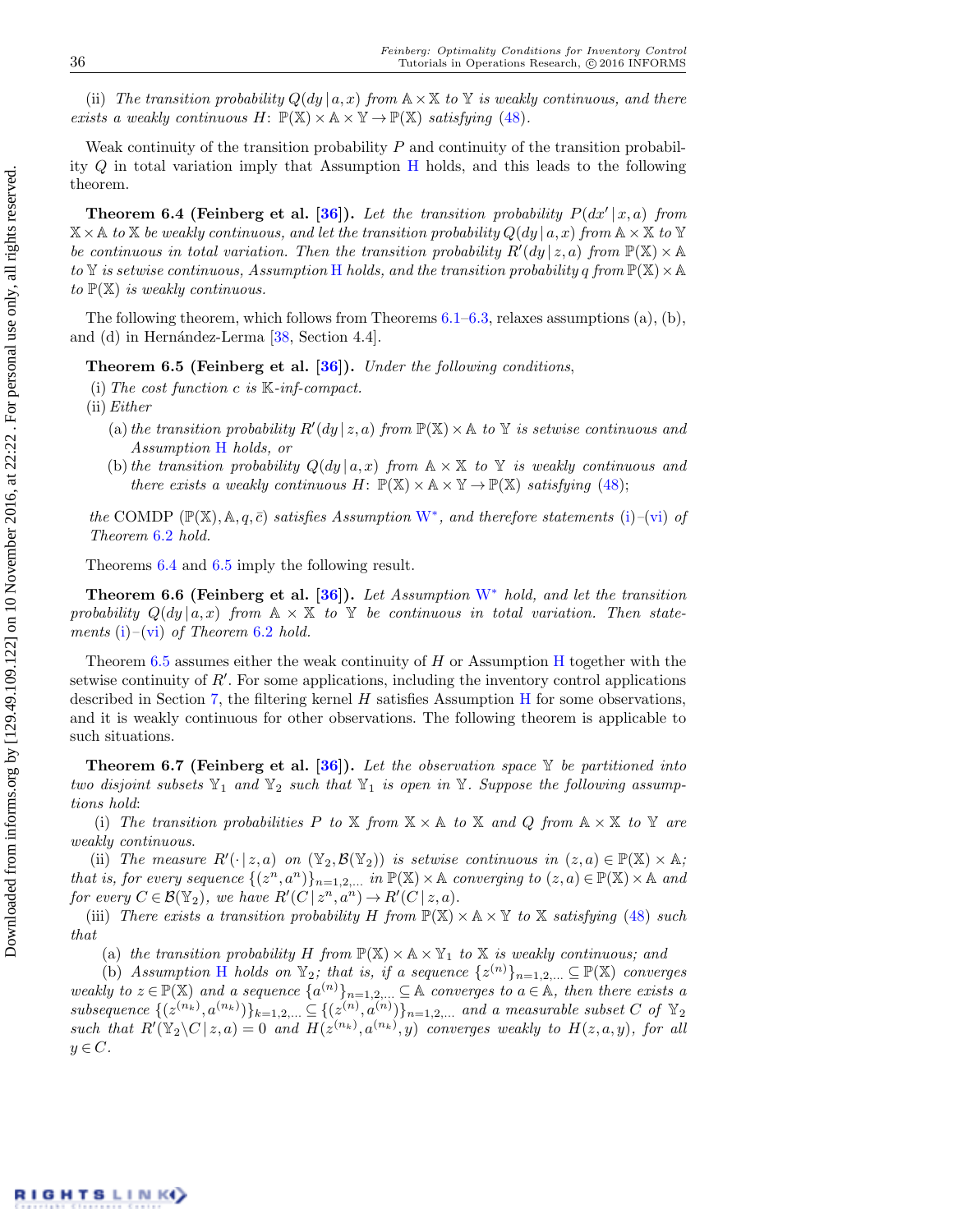(ii) *The transition probability $Q(dy\,|\,a,x)$ from $\mathbb{A}\times\mathbb{X}$ to $\mathbb{Y}$ is weakly continuous, and there exists a weakly continuous $H$: $\mathbb{P}(\mathbb{X})\times\mathbb{A}\times\mathbb{Y}\to\mathbb{P}(\mathbb{X})$ satisfying (48).*

Weak continuity of the transition probability $P$ and continuity of the transition probability $Q$ in total variation imply that Assumption H holds, and this leads to the following theorem.

**Theorem 6.4 (Feinberg et al. [36]).** *Let the transition probability $P(dx'\,|\,x,a)$ from $\mathbb{X}\times\mathbb{A}$ to $\mathbb{X}$ be weakly continuous, and let the transition probability $Q(dy\,|\,a,x)$ from $\mathbb{A}\times\mathbb{X}$ to $\mathbb{Y}$ be continuous in total variation. Then the transition probability $R'(dy\,|\,z,a)$ from $\mathbb{P}(\mathbb{X})\times\mathbb{A}$ to $\mathbb{Y}$ is setwise continuous, Assumption H holds, and the transition probability $q$ from $\mathbb{P}(\mathbb{X})\times\mathbb{A}$ to $\mathbb{P}(\mathbb{X})$ is weakly continuous.*

The following theorem, which follows from Theorems 6.1–6.3, relaxes assumptions (a), (b), and (d) in Hernández-Lerma [38, Section 4.4].

**Theorem 6.5 (Feinberg et al. [36]).** *Under the following conditions,*

(i) *The cost function $c$ is $\mathbb{K}$-inf-compact.*

(ii) *Either*

- (a) *the transition probability $R'(dy\,|\,z,a)$ from $\mathbb{P}(\mathbb{X})\times\mathbb{A}$ to $\mathbb{Y}$ is setwise continuous and Assumption H holds, or*
- (b) *the transition probability $Q(dy\,|\,a,x)$ from $\mathbb{A}\times\mathbb{X}$ to $\mathbb{Y}$ is weakly continuous and there exists a weakly continuous $H$: $\mathbb{P}(\mathbb{X})\times\mathbb{A}\times\mathbb{Y}\to\mathbb{P}(\mathbb{X})$ satisfying (48);*

*the COMDP $(\mathbb{P}(\mathbb{X}),\mathbb{A},q,\bar{c})$ satisfies Assumption W\*, and therefore statements (i)–(vi) of Theorem 6.2 hold.*

Theorems 6.4 and 6.5 imply the following result.

**Theorem 6.6 (Feinberg et al. [36]).** *Let Assumption W\* hold, and let the transition probability $Q(dy\,|\,a,x)$ from $\mathbb{A}\times\mathbb{X}$ to $\mathbb{Y}$ be continuous in total variation. Then statements (i)–(vi) of Theorem 6.2 hold.*

Theorem 6.5 assumes either the weak continuity of $H$ or Assumption H together with the setwise continuity of $R'$. For some applications, including the inventory control applications described in Section 7, the filtering kernel $H$ satisfies Assumption H for some observations, and it is weakly continuous for other observations. The following theorem is applicable to such situations.

**Theorem 6.7 (Feinberg et al. [36]).** *Let the observation space $\mathbb{Y}$ be partitioned into two disjoint subsets $\mathbb{Y}_1$ and $\mathbb{Y}_2$ such that $\mathbb{Y}_1$ is open in $\mathbb{Y}$. Suppose the following assumptions hold:*

(i) *The transition probabilities $P$ to $\mathbb{X}$ from $\mathbb{X}\times\mathbb{A}$ to $\mathbb{X}$ and $Q$ from $\mathbb{A}\times\mathbb{X}$ to $\mathbb{Y}$ are weakly continuous.*

(ii) *The measure $R'(\cdot\,|\,z,a)$ on $(\mathbb{Y}_2,\mathcal{B}(\mathbb{Y}_2))$ is setwise continuous in $(z,a)\in\mathbb{P}(\mathbb{X})\times\mathbb{A}$; that is, for every sequence $\{(z^n,a^n)\}_{n=1,2,\ldots}$ in $\mathbb{P}(\mathbb{X})\times\mathbb{A}$ converging to $(z,a)\in\mathbb{P}(\mathbb{X})\times\mathbb{A}$ and for every $C\in\mathcal{B}(\mathbb{Y}_2)$, we have $R'(C\,|\,z^n,a^n)\to R'(C\,|\,z,a)$.*

(iii) *There exists a transition probability $H$ from $\mathbb{P}(\mathbb{X})\times\mathbb{A}\times\mathbb{Y}$ to $\mathbb{X}$ satisfying (48) such that*

(a) *the transition probability $H$ from $\mathbb{P}(\mathbb{X})\times\mathbb{A}\times\mathbb{Y}_1$ to $\mathbb{X}$ is weakly continuous; and*

(b) *Assumption H holds on $\mathbb{Y}_2$; that is, if a sequence $\{z^{(n)}\}_{n=1,2,\ldots}\subseteq\mathbb{P}(\mathbb{X})$ converges weakly to $z\in\mathbb{P}(\mathbb{X})$ and a sequence $\{a^{(n)}\}_{n=1,2,\ldots}\subseteq\mathbb{A}$ converges to $a\in\mathbb{A}$, then there exists a subsequence $\{(z^{(n_k)},a^{(n_k)})\}_{k=1,2,\ldots}\subseteq\{(z^{(n)},a^{(n)})\}_{n=1,2,\ldots}$ and a measurable subset $C$ of $\mathbb{Y}_2$ such that $R'(\mathbb{Y}_2\setminus C\,|\,z,a)=0$ and $H(z^{(n_k)},a^{(n_k)},y)$ converges weakly to $H(z,a,y)$, for all $y\in C$.*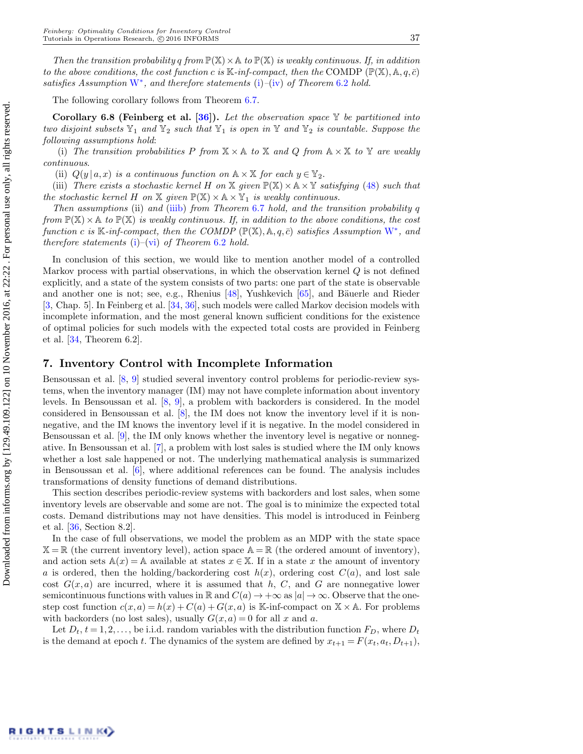*Then the transition probability $q$ from $\mathbb{P}(\mathbb{X}) \times \mathbb{A}$ to $\mathbb{P}(\mathbb{X})$ is weakly continuous. If, in addition to the above conditions, the cost function $c$ is $\mathbb{K}$-inf-compact, then the* COMDP $(\mathbb{P}(\mathbb{X}), \mathbb{A}, q, \bar{c})$ *satisfies Assumption* W$^*$*, and therefore statements* (i)–(iv) *of Theorem* 6.2 *hold.*

The following corollary follows from Theorem 6.7.

**Corollary 6.8 (Feinberg et al. [36]).** *Let the observation space $\mathbb{Y}$ be partitioned into two disjoint subsets $\mathbb{Y}_1$ and $\mathbb{Y}_2$ such that $\mathbb{Y}_1$ is open in $\mathbb{Y}$ and $\mathbb{Y}_2$ is countable. Suppose the following assumptions hold:*

(i) *The transition probabilities $P$ from $\mathbb{X} \times \mathbb{A}$ to $\mathbb{X}$ and $Q$ from $\mathbb{A} \times \mathbb{X}$ to $\mathbb{Y}$ are weakly continuous.*

(ii) *$Q(y \mid a, x)$ is a continuous function on $\mathbb{A} \times \mathbb{X}$ for each $y \in \mathbb{Y}_2$.*

(iii) *There exists a stochastic kernel $H$ on $\mathbb{X}$ given $\mathbb{P}(\mathbb{X}) \times \mathbb{A} \times \mathbb{Y}$ satisfying* (48) *such that the stochastic kernel $H$ on $\mathbb{X}$ given $\mathbb{P}(\mathbb{X}) \times \mathbb{A} \times \mathbb{Y}_1$ is weakly continuous.*

*Then assumptions* (ii) *and* (iiib) *from Theorem* 6.7 *hold, and the transition probability $q$ from $\mathbb{P}(\mathbb{X}) \times \mathbb{A}$ to $\mathbb{P}(\mathbb{X})$ is weakly continuous. If, in addition to the above conditions, the cost function $c$ is $\mathbb{K}$-inf-compact, then the COMDP $(\mathbb{P}(\mathbb{X}), \mathbb{A}, q, \bar{c})$ satisfies Assumption* W$^*$*, and therefore statements* (i)–(vi) *of Theorem* 6.2 *hold.*

In conclusion of this section, we would like to mention another model of a controlled Markov process with partial observations, in which the observation kernel $Q$ is not defined explicitly, and a state of the system consists of two parts: one part of the state is observable and another one is not; see, e.g., Rhenius [48], Yushkevich [65], and Bäuerle and Rieder [3, Chap. 5]. In Feinberg et al. [34, 36], such models were called Markov decision models with incomplete information, and the most general known sufficient conditions for the existence of optimal policies for such models with the expected total costs are provided in Feinberg et al. [34, Theorem 6.2].

## 7. Inventory Control with Incomplete Information

Bensoussan et al. [8, 9] studied several inventory control problems for periodic-review systems, when the inventory manager (IM) may not have complete information about inventory levels. In Bensoussan et al. [8, 9], a problem with backorders is considered. In the model considered in Bensoussan et al. [8], the IM does not know the inventory level if it is nonnegative, and the IM knows the inventory level if it is negative. In the model considered in Bensoussan et al. [9], the IM only knows whether the inventory level is negative or nonnegative. In Bensoussan et al. [7], a problem with lost sales is studied where the IM only knows whether a lost sale happened or not. The underlying mathematical analysis is summarized in Bensoussan et al. [6], where additional references can be found. The analysis includes transformations of density functions of demand distributions.

This section describes periodic-review systems with backorders and lost sales, when some inventory levels are observable and some are not. The goal is to minimize the expected total costs. Demand distributions may not have densities. This model is introduced in Feinberg et al. [36, Section 8.2].

In the case of full observations, we model the problem as an MDP with the state space $\mathbb{X} = \mathbb{R}$ (the current inventory level), action space $\mathbb{A} = \mathbb{R}$ (the ordered amount of inventory), and action sets $\mathbb{A}(x) = \mathbb{A}$ available at states $x \in \mathbb{X}$. If in a state $x$ the amount of inventory $a$ is ordered, then the holding/backordering cost $h(x)$, ordering cost $C(a)$, and lost sale cost $G(x, a)$ are incurred, where it is assumed that $h$, $C$, and $G$ are nonnegative lower semicontinuous functions with values in $\mathbb{R}$ and $C(a) \to +\infty$ as $|a| \to \infty$. Observe that the one-step cost function $c(x, a) = h(x) + C(a) + G(x, a)$ is $\mathbb{K}$-inf-compact on $\mathbb{X} \times \mathbb{A}$. For problems with backorders (no lost sales), usually $G(x, a) = 0$ for all $x$ and $a$.

Let $D_t$, $t = 1, 2, \ldots$, be i.i.d. random variables with the distribution function $F_D$, where $D_t$ is the demand at epoch $t$. The dynamics of the system are defined by $x_{t+1} = F(x_t, a_t, D_{t+1})$,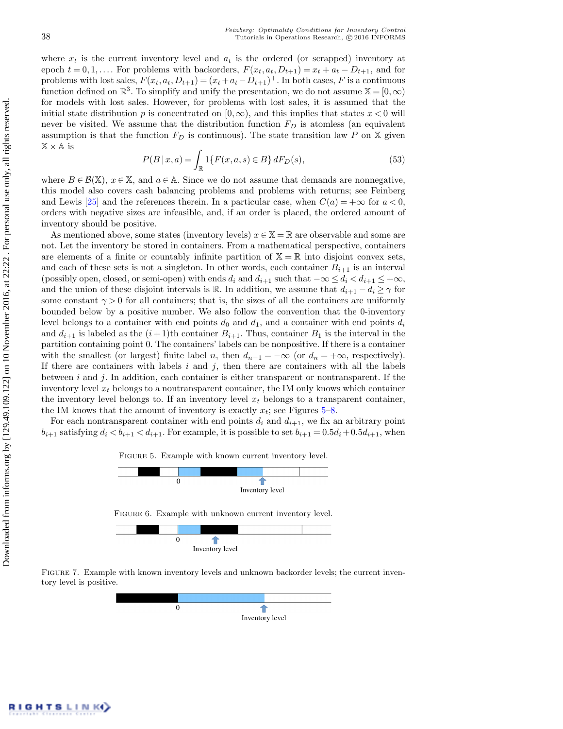where $x_t$ is the current inventory level and $a_t$ is the ordered (or scrapped) inventory at epoch $t = 0, 1, \ldots$. For problems with backorders, $F(x_t, a_t, D_{t+1}) = x_t + a_t - D_{t+1}$, and for problems with lost sales, $F(x_t, a_t, D_{t+1}) = (x_t + a_t - D_{t+1})^+$. In both cases, $F$ is a continuous function defined on $\mathbb{R}^3$. To simplify and unify the presentation, we do not assume $\mathbb{X} = [0, \infty)$ for models with lost sales. However, for problems with lost sales, it is assumed that the initial state distribution $p$ is concentrated on $[0, \infty)$, and this implies that states $x < 0$ will never be visited. We assume that the distribution function $F_D$ is atomless (an equivalent assumption is that the function $F_D$ is continuous). The state transition law $P$ on $\mathbb{X}$ given $\mathbb{X} \times \mathbb{A}$ is

$$P(B \mid x, a) = \int_{\mathbb{R}} 1\{F(x, a, s) \in B\}\, dF_D(s), \tag{53}$$

where $B \in \mathcal{B}(\mathbb{X})$, $x \in \mathbb{X}$, and $a \in \mathbb{A}$. Since we do not assume that demands are nonnegative, this model also covers cash balancing problems and problems with returns; see Feinberg and Lewis [25] and the references therein. In a particular case, when $C(a) = +\infty$ for $a < 0$, orders with negative sizes are infeasible, and, if an order is placed, the ordered amount of inventory should be positive.

As mentioned above, some states (inventory levels) $x \in \mathbb{X} = \mathbb{R}$ are observable and some are not. Let the inventory be stored in containers. From a mathematical perspective, containers are elements of a finite or countably infinite partition of $\mathbb{X} = \mathbb{R}$ into disjoint convex sets, and each of these sets is not a singleton. In other words, each container $B_{i+1}$ is an interval (possibly open, closed, or semi-open) with ends $d_i$ and $d_{i+1}$ such that $-\infty \le d_i < d_{i+1} \le +\infty$, and the union of these disjoint intervals is $\mathbb{R}$. In addition, we assume that $d_{i+1} - d_i \ge \gamma$ for some constant $\gamma > 0$ for all containers; that is, the sizes of all the containers are uniformly bounded below by a positive number. We also follow the convention that the 0-inventory level belongs to a container with end points $d_0$ and $d_1$, and a container with end points $d_i$ and $d_{i+1}$ is labeled as the $(i+1)$th container $B_{i+1}$. Thus, container $B_1$ is the interval in the partition containing point 0. The containers' labels can be nonpositive. If there is a container with the smallest (or largest) finite label $n$, then $d_{n-1} = -\infty$ (or $d_n = +\infty$, respectively). If there are containers with labels $i$ and $j$, then there are containers with all the labels between $i$ and $j$. In addition, each container is either transparent or nontransparent. If the inventory level $x_t$ belongs to a nontransparent container, the IM only knows which container the inventory level belongs to. If an inventory level $x_t$ belongs to a transparent container, the IM knows that the amount of inventory is exactly $x_t$; see Figures 5–8.

For each nontransparent container with end points $d_i$ and $d_{i+1}$, we fix an arbitrary point $b_{i+1}$ satisfying $d_i < b_{i+1} < d_{i+1}$. For example, it is possible to set $b_{i+1} = 0.5d_i + 0.5d_{i+1}$, when

Figure 5. Example with known current inventory level.

Figure 6. Example with unknown current inventory level.

Figure 7. Example with known inventory levels and unknown backorder levels; the current inventory level is positive.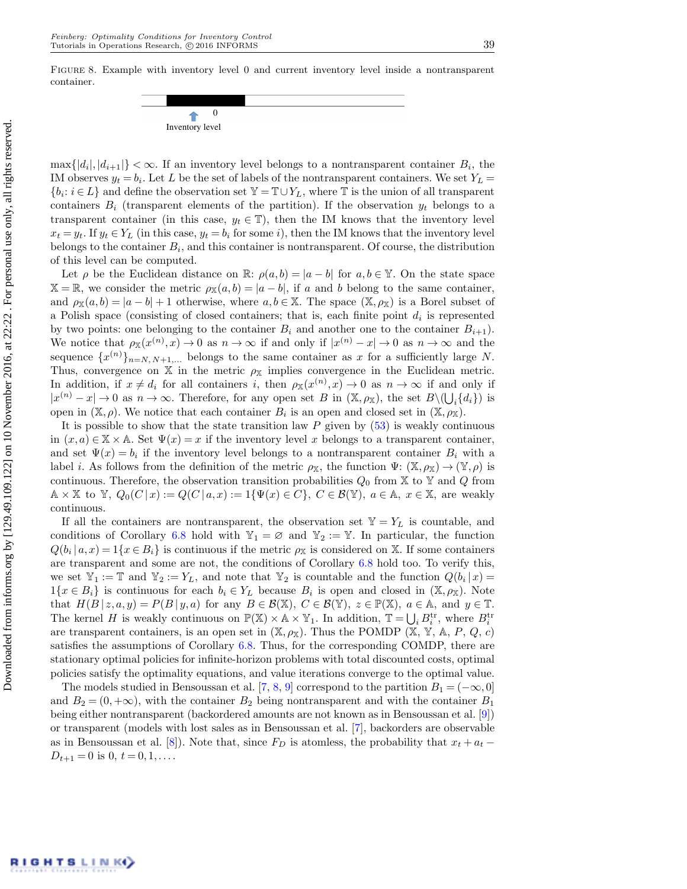FIGURE 8. Example with inventory level 0 and current inventory level inside a nontransparent container.

$\max\{|d_i|, |d_{i+1}|\} < \infty$. If an inventory level belongs to a nontransparent container $B_i$, the IM observes $y_t = b_i$. Let $L$ be the set of labels of the nontransparent containers. We set $Y_L = \{b_i : i \in L\}$ and define the observation set $\mathbb{Y} = \mathbb{T} \cup Y_L$, where $\mathbb{T}$ is the union of all transparent containers $B_i$ (transparent elements of the partition). If the observation $y_t$ belongs to a transparent container (in this case, $y_t \in \mathbb{T}$), then the IM knows that the inventory level $x_t = y_t$. If $y_t \in Y_L$ (in this case, $y_t = b_i$ for some $i$), then the IM knows that the inventory level belongs to the container $B_i$, and this container is nontransparent. Of course, the distribution of this level can be computed.

Let $\rho$ be the Euclidean distance on $\mathbb{R}$: $\rho(a,b) = |a-b|$ for $a,b \in \mathbb{Y}$. On the state space $\mathbb{X} = \mathbb{R}$, we consider the metric $\rho_{\mathbb{X}}(a,b) = |a-b|$, if $a$ and $b$ belong to the same container, and $\rho_{\mathbb{X}}(a,b) = |a-b| + 1$ otherwise, where $a,b \in \mathbb{X}$. The space $(\mathbb{X}, \rho_{\mathbb{X}})$ is a Borel subset of a Polish space (consisting of closed containers; that is, each finite point $d_i$ is represented by two points: one belonging to the container $B_i$ and another one to the container $B_{i+1}$). We notice that $\rho_{\mathbb{X}}(x^{(n)}, x) \to 0$ as $n \to \infty$ if and only if $|x^{(n)} - x| \to 0$ as $n \to \infty$ and the sequence $\{x^{(n)}\}_{n=N,N+1,\ldots}$ belongs to the same container as $x$ for a sufficiently large $N$. Thus, convergence on $\mathbb{X}$ in the metric $\rho_{\mathbb{X}}$ implies convergence in the Euclidean metric. In addition, if $x \neq d_i$ for all containers $i$, then $\rho_{\mathbb{X}}(x^{(n)}, x) \to 0$ as $n \to \infty$ if and only if $|x^{(n)} - x| \to 0$ as $n \to \infty$. Therefore, for any open set $B$ in $(\mathbb{X}, \rho_{\mathbb{X}})$, the set $B \setminus (\bigcup_i \{d_i\})$ is open in $(\mathbb{X}, \rho)$. We notice that each container $B_i$ is an open and closed set in $(\mathbb{X}, \rho_{\mathbb{X}})$.

It is possible to show that the state transition law $P$ given by (53) is weakly continuous in $(x,a) \in \mathbb{X} \times \mathbb{A}$. Set $\Psi(x) = x$ if the inventory level $x$ belongs to a transparent container, and set $\Psi(x) = b_i$ if the inventory level belongs to a nontransparent container $B_i$ with a label $i$. As follows from the definition of the metric $\rho_{\mathbb{X}}$, the function $\Psi\colon (\mathbb{X}, \rho_{\mathbb{X}}) \to (\mathbb{Y}, \rho)$ is continuous. Therefore, the observation transition probabilities $Q_0$ from $\mathbb{X}$ to $\mathbb{Y}$ and $Q$ from $\mathbb{A} \times \mathbb{X}$ to $\mathbb{Y}$, $Q_0(C \,|\, x) := Q(C \,|\, a, x) := \mathbf{1}\{\Psi(x) \in C\}$, $C \in \mathcal{B}(\mathbb{Y})$, $a \in \mathbb{A}$, $x \in \mathbb{X}$, are weakly continuous.

If all the containers are nontransparent, the observation set $\mathbb{Y} = Y_L$ is countable, and conditions of Corollary 6.8 hold with $\mathbb{Y}_1 = \varnothing$ and $\mathbb{Y}_2 := \mathbb{Y}$. In particular, the function $Q(b_i \,|\, a, x) = \mathbf{1}\{x \in B_i\}$ is continuous if the metric $\rho_{\mathbb{X}}$ is considered on $\mathbb{X}$. If some containers are transparent and some are not, the conditions of Corollary 6.8 hold too. To verify this, we set $\mathbb{Y}_1 := \mathbb{T}$ and $\mathbb{Y}_2 := Y_L$, and note that $\mathbb{Y}_2$ is countable and the function $Q(b_i \,|\, x) = \mathbf{1}\{x \in B_i\}$ is continuous for each $b_i \in Y_L$ because $B_i$ is open and closed in $(\mathbb{X}, \rho_{\mathbb{X}})$. Note that $H(B \,|\, z, a, y) = P(B \,|\, y, a)$ for any $B \in \mathcal{B}(\mathbb{X})$, $C \in \mathcal{B}(\mathbb{Y})$, $z \in \mathbb{P}(\mathbb{X})$, $a \in \mathbb{A}$, and $y \in \mathbb{T}$. The kernel $H$ is weakly continuous on $\mathbb{P}(\mathbb{X}) \times \mathbb{A} \times \mathbb{Y}_1$. In addition, $\mathbb{T} = \bigcup_i B_i^{\mathrm{tr}}$, where $B_i^{\mathrm{tr}}$ are transparent containers, is an open set in $(\mathbb{X}, \rho_{\mathbb{X}})$. Thus the POMDP $(\mathbb{X}, \mathbb{Y}, \mathbb{A}, P, Q, c)$ satisfies the assumptions of Corollary 6.8. Thus, for the corresponding COMDP, there are stationary optimal policies for infinite-horizon problems with total discounted costs, optimal policies satisfy the optimality equations, and value iterations converge to the optimal value.

The models studied in Bensoussan et al. [7, 8, 9] correspond to the partition $B_1 = (-\infty, 0]$ and $B_2 = (0, +\infty)$, with the container $B_2$ being nontransparent and with the container $B_1$ being either nontransparent (backordered amounts are not known as in Bensoussan et al. [9]) or transparent (models with lost sales as in Bensoussan et al. [7], backorders are observable as in Bensoussan et al. [8]). Note that, since $F_D$ is atomless, the probability that $x_t + a_t - D_{t+1} = 0$ is 0, $t = 0, 1, \ldots$.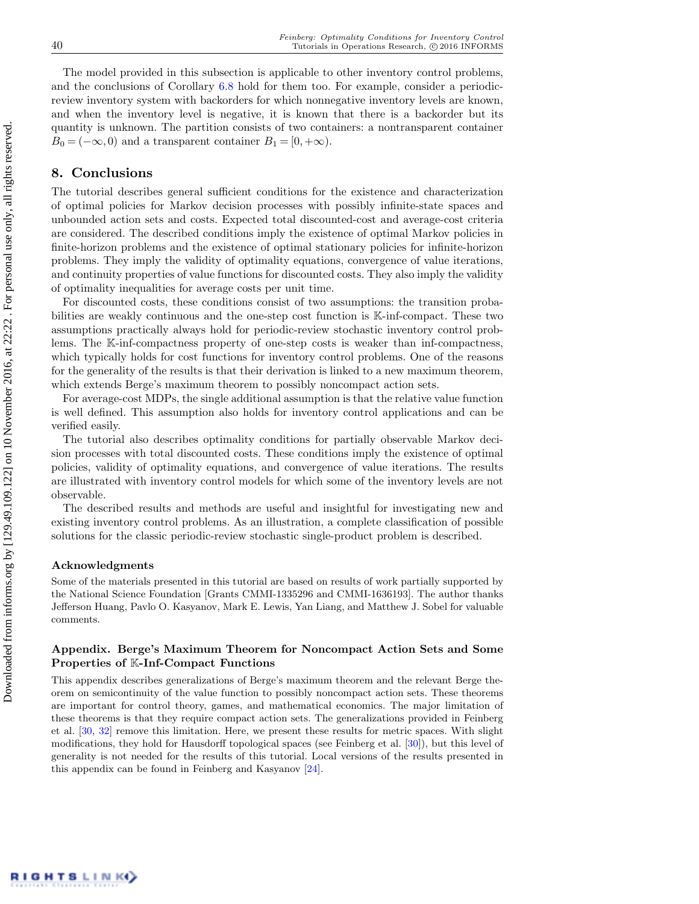The model provided in this subsection is applicable to other inventory control problems, and the conclusions of Corollary 6.8 hold for them too. For example, consider a periodic-review inventory system with backorders for which nonnegative inventory levels are known, and when the inventory level is negative, it is known that there is a backorder but its quantity is unknown. The partition consists of two containers: a nontransparent container $B_0 = (-\infty, 0)$ and a transparent container $B_1 = [0, +\infty)$.

## 8. Conclusions

The tutorial describes general sufficient conditions for the existence and characterization of optimal policies for Markov decision processes with possibly infinite-state spaces and unbounded action sets and costs. Expected total discounted-cost and average-cost criteria are considered. The described conditions imply the existence of optimal Markov policies in finite-horizon problems and the existence of optimal stationary policies for infinite-horizon problems. They imply the validity of optimality equations, convergence of value iterations, and continuity properties of value functions for discounted costs. They also imply the validity of optimality inequalities for average costs per unit time.

For discounted costs, these conditions consist of two assumptions: the transition probabilities are weakly continuous and the one-step cost function is $\mathbb{K}$-inf-compact. These two assumptions practically always hold for periodic-review stochastic inventory control problems. The $\mathbb{K}$-inf-compactness property of one-step costs is weaker than inf-compactness, which typically holds for cost functions for inventory control problems. One of the reasons for the generality of the results is that their derivation is linked to a new maximum theorem, which extends Berge's maximum theorem to possibly noncompact action sets.

For average-cost MDPs, the single additional assumption is that the relative value function is well defined. This assumption also holds for inventory control applications and can be verified easily.

The tutorial also describes optimality conditions for partially observable Markov decision processes with total discounted costs. These conditions imply the existence of optimal policies, validity of optimality equations, and convergence of value iterations. The results are illustrated with inventory control models for which some of the inventory levels are not observable.

The described results and methods are useful and insightful for investigating new and existing inventory control problems. As an illustration, a complete classification of possible solutions for the classic periodic-review stochastic single-product problem is described.

### Acknowledgments

Some of the materials presented in this tutorial are based on results of work partially supported by the National Science Foundation [Grants CMMI-1335296 and CMMI-1636193]. The author thanks Jefferson Huang, Pavlo O. Kasyanov, Mark E. Lewis, Yan Liang, and Matthew J. Sobel for valuable comments.

### Appendix. Berge's Maximum Theorem for Noncompact Action Sets and Some Properties of $\mathbb{K}$-Inf-Compact Functions

This appendix describes generalizations of Berge's maximum theorem and the relevant Berge theorem on semicontinuity of the value function to possibly noncompact action sets. These theorems are important for control theory, games, and mathematical economics. The major limitation of these theorems is that they require compact action sets. The generalizations provided in Feinberg et al. [30, 32] remove this limitation. Here, we present these results for metric spaces. With slight modifications, they hold for Hausdorff topological spaces (see Feinberg et al. [30]), but this level of generality is not needed for the results of this tutorial. Local versions of the results presented in this appendix can be found in Feinberg and Kasyanov [24].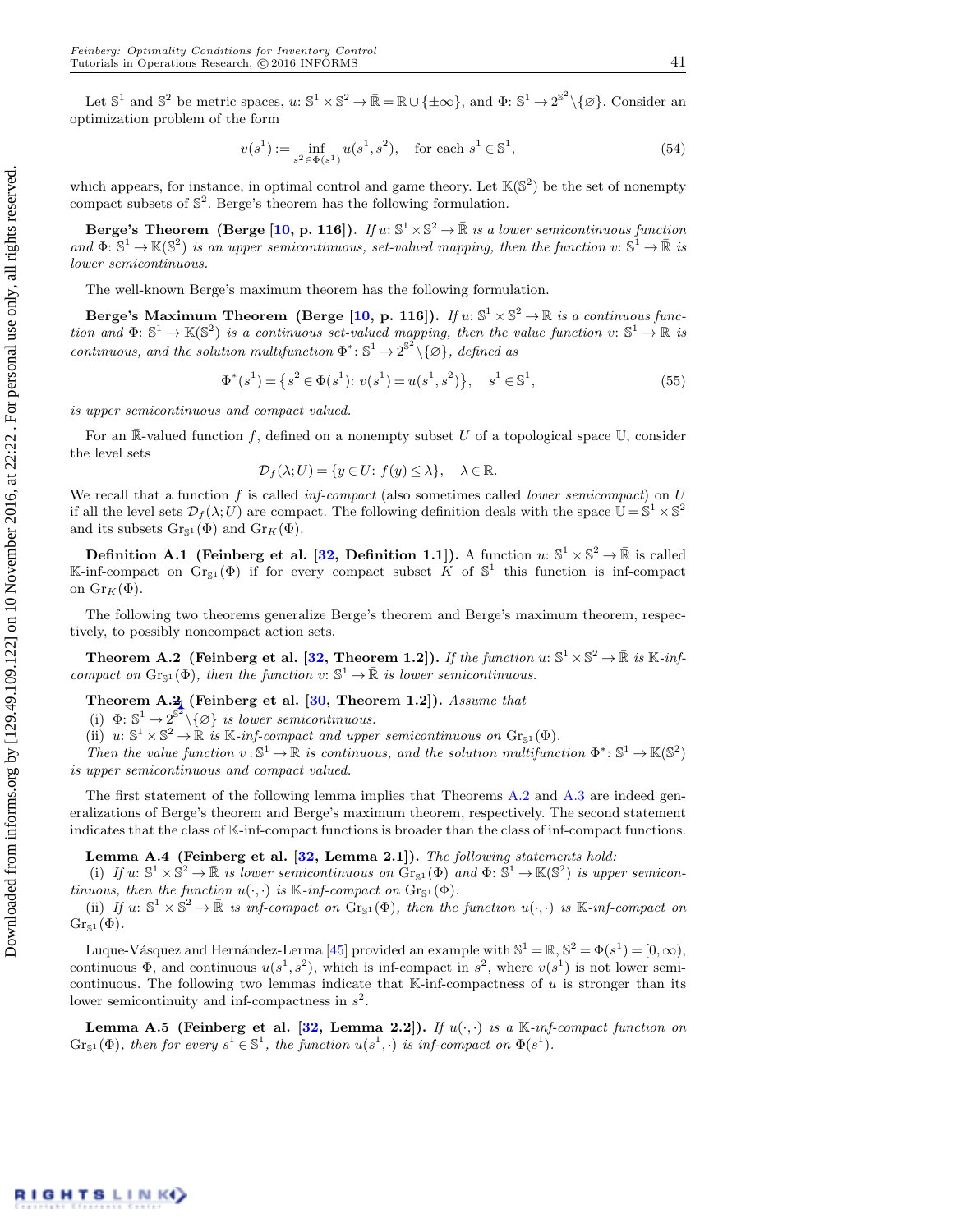Let $\mathbb{S}^1$ and $\mathbb{S}^2$ be metric spaces, $u\colon \mathbb{S}^1 \times \mathbb{S}^2 \to \bar{\mathbb{R}} = \mathbb{R} \cup \{\pm\infty\}$, and $\Phi\colon \mathbb{S}^1 \to 2^{\mathbb{S}^2} \setminus \{\varnothing\}$. Consider an optimization problem of the form

$$v(s^1) := \inf_{s^2 \in \Phi(s^1)} u(s^1, s^2), \quad \text{for each } s^1 \in \mathbb{S}^1, \tag{54}$$

which appears, for instance, in optimal control and game theory. Let $\mathbb{K}(\mathbb{S}^2)$ be the set of nonempty compact subsets of $\mathbb{S}^2$. Berge's theorem has the following formulation.

**Berge's Theorem (Berge [10, p. 116]).** *If $u\colon \mathbb{S}^1 \times \mathbb{S}^2 \to \bar{\mathbb{R}}$ is a lower semicontinuous function and $\Phi\colon \mathbb{S}^1 \to \mathbb{K}(\mathbb{S}^2)$ is an upper semicontinuous, set-valued mapping, then the function $v\colon \mathbb{S}^1 \to \bar{\mathbb{R}}$ is lower semicontinuous.*

The well-known Berge's maximum theorem has the following formulation.

**Berge's Maximum Theorem (Berge [10, p. 116]).** *If $u\colon \mathbb{S}^1 \times \mathbb{S}^2 \to \mathbb{R}$ is a continuous function and $\Phi\colon \mathbb{S}^1 \to \mathbb{K}(\mathbb{S}^2)$ is a continuous set-valued mapping, then the value function $v\colon \mathbb{S}^1 \to \mathbb{R}$ is continuous, and the solution multifunction $\Phi^*\colon \mathbb{S}^1 \to 2^{\mathbb{S}^2} \setminus \{\varnothing\}$, defined as*

$$\Phi^*(s^1) = \{s^2 \in \Phi(s^1)\colon v(s^1) = u(s^1, s^2)\}, \quad s^1 \in \mathbb{S}^1, \tag{55}$$

*is upper semicontinuous and compact valued.*

For an $\bar{\mathbb{R}}$-valued function $f$, defined on a nonempty subset $U$ of a topological space $\mathbb{U}$, consider the level sets

$$\mathcal{D}_f(\lambda; U) = \{y \in U\colon f(y) \le \lambda\}, \quad \lambda \in \mathbb{R}.$$

We recall that a function $f$ is called *inf-compact* (also sometimes called *lower semicompact*) on $U$ if all the level sets $\mathcal{D}_f(\lambda; U)$ are compact. The following definition deals with the space $\mathbb{U} = \mathbb{S}^1 \times \mathbb{S}^2$ and its subsets $\mathrm{Gr}_{\mathbb{S}^1}(\Phi)$ and $\mathrm{Gr}_K(\Phi)$.

**Definition A.1 (Feinberg et al. [32, Definition 1.1]).** A function $u\colon \mathbb{S}^1 \times \mathbb{S}^2 \to \bar{\mathbb{R}}$ is called $\mathbb{K}$-inf-compact on $\mathrm{Gr}_{\mathbb{S}^1}(\Phi)$ if for every compact subset $K$ of $\mathbb{S}^1$ this function is inf-compact on $\mathrm{Gr}_K(\Phi)$.

The following two theorems generalize Berge's theorem and Berge's maximum theorem, respectively, to possibly noncompact action sets.

**Theorem A.2 (Feinberg et al. [32, Theorem 1.2]).** *If the function $u\colon \mathbb{S}^1 \times \mathbb{S}^2 \to \bar{\mathbb{R}}$ is $\mathbb{K}$-inf-compact on $\mathrm{Gr}_{\mathbb{S}^1}(\Phi)$, then the function $v\colon \mathbb{S}^1 \to \bar{\mathbb{R}}$ is lower semicontinuous.*

**Theorem A.2 (Feinberg et al. [30, Theorem 1.2]).** *Assume that*

(i) *$\Phi\colon \mathbb{S}^1 \to 2^{\mathbb{S}^2} \setminus \{\varnothing\}$ is lower semicontinuous.*

(ii) *$u\colon \mathbb{S}^1 \times \mathbb{S}^2 \to \mathbb{R}$ is $\mathbb{K}$-inf-compact and upper semicontinuous on $\mathrm{Gr}_{\mathbb{S}^1}(\Phi)$.*

*Then the value function $v\colon \mathbb{S}^1 \to \mathbb{R}$ is continuous, and the solution multifunction $\Phi^*\colon \mathbb{S}^1 \to \mathbb{K}(\mathbb{S}^2)$ is upper semicontinuous and compact valued.*

The first statement of the following lemma implies that Theorems A.2 and A.3 are indeed generalizations of Berge's theorem and Berge's maximum theorem, respectively. The second statement indicates that the class of $\mathbb{K}$-inf-compact functions is broader than the class of inf-compact functions.

**Lemma A.4 (Feinberg et al. [32, Lemma 2.1]).** *The following statements hold:*

(i) *If $u\colon \mathbb{S}^1 \times \mathbb{S}^2 \to \bar{\mathbb{R}}$ is lower semicontinuous on $\mathrm{Gr}_{\mathbb{S}^1}(\Phi)$ and $\Phi\colon \mathbb{S}^1 \to \mathbb{K}(\mathbb{S}^2)$ is upper semicontinuous, then the function $u(\cdot,\cdot)$ is $\mathbb{K}$-inf-compact on $\mathrm{Gr}_{\mathbb{S}^1}(\Phi)$.*

(ii) *If $u\colon \mathbb{S}^1 \times \mathbb{S}^2 \to \bar{\mathbb{R}}$ is inf-compact on $\mathrm{Gr}_{\mathbb{S}^1}(\Phi)$, then the function $u(\cdot,\cdot)$ is $\mathbb{K}$-inf-compact on $\mathrm{Gr}_{\mathbb{S}^1}(\Phi)$.*

Luque-Vásquez and Hernández-Lerma [45] provided an example with $\mathbb{S}^1 = \mathbb{R}$, $\mathbb{S}^2 = \Phi(s^1) = [0, \infty)$, continuous $\Phi$, and continuous $u(s^1, s^2)$, which is inf-compact in $s^2$, where $v(s^1)$ is not lower semicontinuous. The following two lemmas indicate that $\mathbb{K}$-inf-compactness of $u$ is stronger than its lower semicontinuity and inf-compactness in $s^2$.

**Lemma A.5 (Feinberg et al. [32, Lemma 2.2]).** *If $u(\cdot,\cdot)$ is a $\mathbb{K}$-inf-compact function on $\mathrm{Gr}_{\mathbb{S}^1}(\Phi)$, then for every $s^1 \in \mathbb{S}^1$, the function $u(s^1, \cdot)$ is inf-compact on $\Phi(s^1)$.*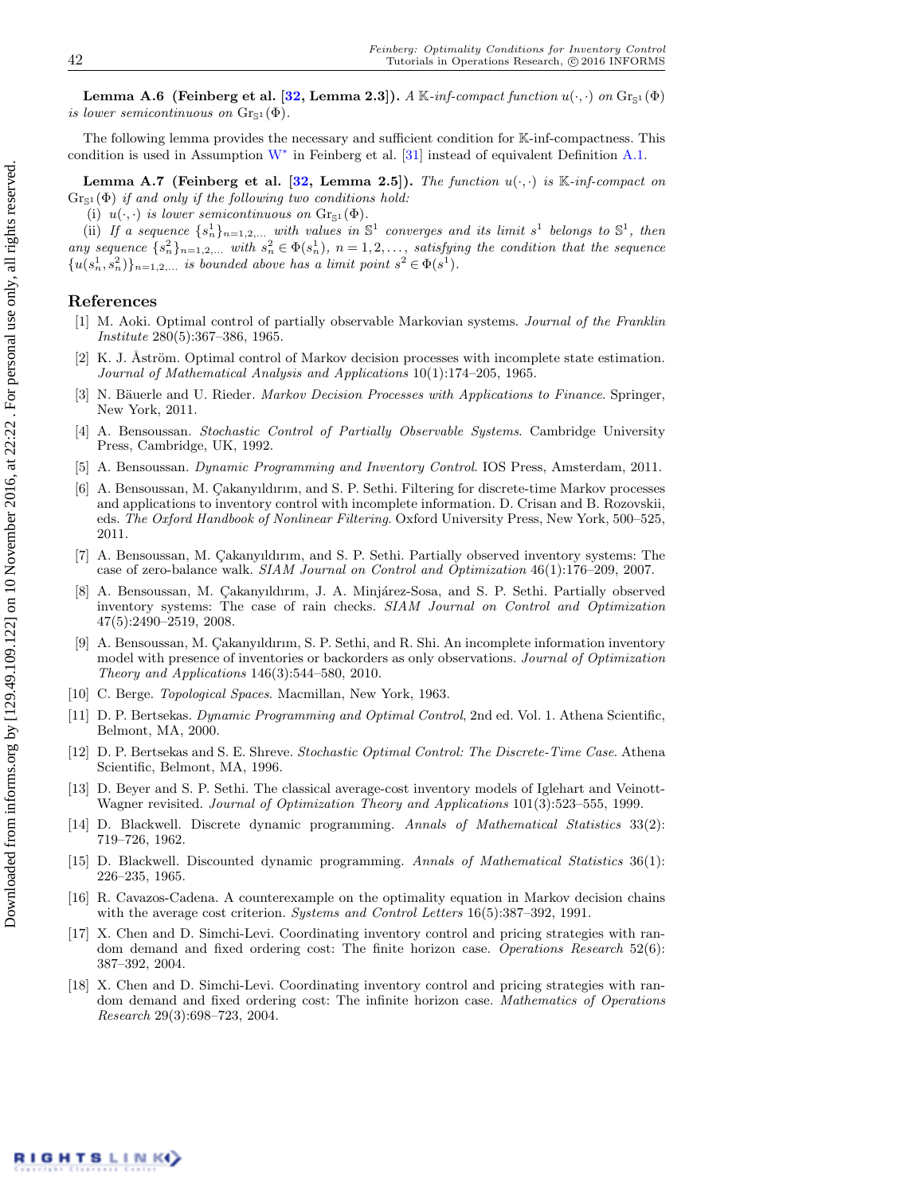**Lemma A.6 (Feinberg et al. [32, Lemma 2.3]).** *A $\mathbb{K}$-inf-compact function $u(\cdot,\cdot)$ on $\mathrm{Gr}_{\mathbb{S}^1}(\Phi)$ is lower semicontinuous on $\mathrm{Gr}_{\mathbb{S}^1}(\Phi)$.*

The following lemma provides the necessary and sufficient condition for $\mathbb{K}$-inf-compactness. This condition is used in Assumption $\mathrm{W}^*$ in Feinberg et al. [31] instead of equivalent Definition A.1.

**Lemma A.7 (Feinberg et al. [32, Lemma 2.5]).** *The function $u(\cdot,\cdot)$ is $\mathbb{K}$-inf-compact on $\mathrm{Gr}_{\mathbb{S}^1}(\Phi)$ if and only if the following two conditions hold:*

(i) *$u(\cdot,\cdot)$ is lower semicontinuous on $\mathrm{Gr}_{\mathbb{S}^1}(\Phi)$.*

(ii) *If a sequence $\{s_n^1\}_{n=1,2,\ldots}$ with values in $\mathbb{S}^1$ converges and its limit $s^1$ belongs to $\mathbb{S}^1$, then any sequence $\{s_n^2\}_{n=1,2,\ldots}$ with $s_n^2 \in \Phi(s_n^1)$, $n = 1,2,\ldots$, satisfying the condition that the sequence $\{u(s_n^1, s_n^2)\}_{n=1,2,\ldots}$ is bounded above has a limit point $s^2 \in \Phi(s^1)$.*

## References

[1] M. Aoki. Optimal control of partially observable Markovian systems. *Journal of the Franklin Institute* 280(5):367–386, 1965.

[2] K. J. Åström. Optimal control of Markov decision processes with incomplete state estimation. *Journal of Mathematical Analysis and Applications* 10(1):174–205, 1965.

[3] N. Bäuerle and U. Rieder. *Markov Decision Processes with Applications to Finance*. Springer, New York, 2011.

[4] A. Bensoussan. *Stochastic Control of Partially Observable Systems*. Cambridge University Press, Cambridge, UK, 1992.

[5] A. Bensoussan. *Dynamic Programming and Inventory Control*. IOS Press, Amsterdam, 2011.

[6] A. Bensoussan, M. Çakanyıldırım, and S. P. Sethi. Filtering for discrete-time Markov processes and applications to inventory control with incomplete information. D. Crisan and B. Rozovskii, eds. *The Oxford Handbook of Nonlinear Filtering*. Oxford University Press, New York, 500–525, 2011.

[7] A. Bensoussan, M. Çakanyıldırım, and S. P. Sethi. Partially observed inventory systems: The case of zero-balance walk. *SIAM Journal on Control and Optimization* 46(1):176–209, 2007.

[8] A. Bensoussan, M. Çakanyıldırım, J. A. Minjárez-Sosa, and S. P. Sethi. Partially observed inventory systems: The case of rain checks. *SIAM Journal on Control and Optimization* 47(5):2490–2519, 2008.

[9] A. Bensoussan, M. Çakanyıldırım, S. P. Sethi, and R. Shi. An incomplete information inventory model with presence of inventories or backorders as only observations. *Journal of Optimization Theory and Applications* 146(3):544–580, 2010.

[10] C. Berge. *Topological Spaces*. Macmillan, New York, 1963.

[11] D. P. Bertsekas. *Dynamic Programming and Optimal Control*, 2nd ed. Vol. 1. Athena Scientific, Belmont, MA, 2000.

[12] D. P. Bertsekas and S. E. Shreve. *Stochastic Optimal Control: The Discrete-Time Case*. Athena Scientific, Belmont, MA, 1996.

[13] D. Beyer and S. P. Sethi. The classical average-cost inventory models of Iglehart and Veinott-Wagner revisited. *Journal of Optimization Theory and Applications* 101(3):523–555, 1999.

[14] D. Blackwell. Discrete dynamic programming. *Annals of Mathematical Statistics* 33(2): 719–726, 1962.

[15] D. Blackwell. Discounted dynamic programming. *Annals of Mathematical Statistics* 36(1): 226–235, 1965.

[16] R. Cavazos-Cadena. A counterexample on the optimality equation in Markov decision chains with the average cost criterion. *Systems and Control Letters* 16(5):387–392, 1991.

[17] X. Chen and D. Simchi-Levi. Coordinating inventory control and pricing strategies with random demand and fixed ordering cost: The finite horizon case. *Operations Research* 52(6): 387–392, 2004.

[18] X. Chen and D. Simchi-Levi. Coordinating inventory control and pricing strategies with random demand and fixed ordering cost: The infinite horizon case. *Mathematics of Operations Research* 29(3):698–723, 2004.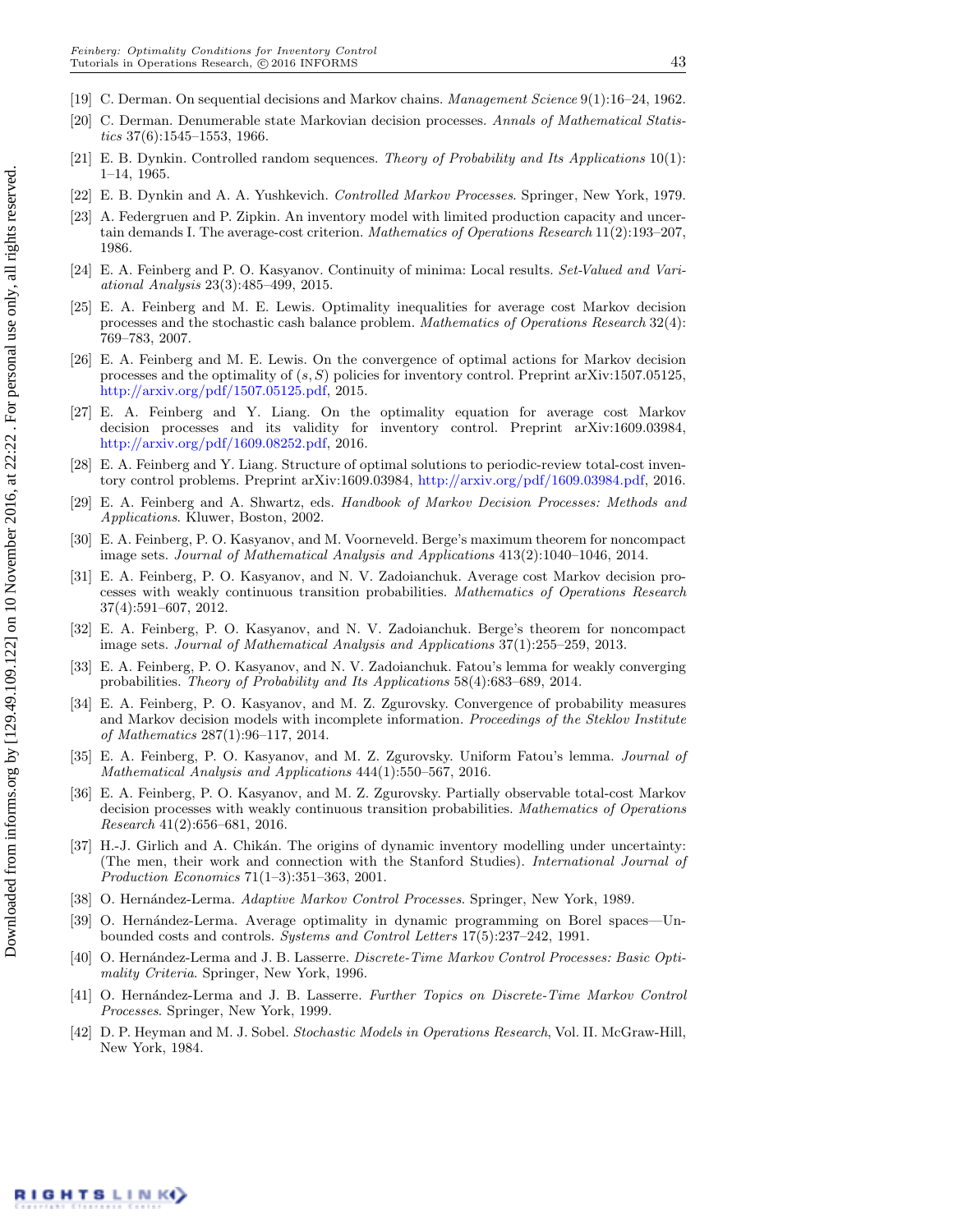[19] C. Derman. On sequential decisions and Markov chains. *Management Science* 9(1):16–24, 1962.

[20] C. Derman. Denumerable state Markovian decision processes. *Annals of Mathematical Statistics* 37(6):1545–1553, 1966.

[21] E. B. Dynkin. Controlled random sequences. *Theory of Probability and Its Applications* 10(1): 1–14, 1965.

[22] E. B. Dynkin and A. A. Yushkevich. *Controlled Markov Processes*. Springer, New York, 1979.

[23] A. Federgruen and P. Zipkin. An inventory model with limited production capacity and uncertain demands I. The average-cost criterion. *Mathematics of Operations Research* 11(2):193–207, 1986.

[24] E. A. Feinberg and P. O. Kasyanov. Continuity of minima: Local results. *Set-Valued and Variational Analysis* 23(3):485–499, 2015.

[25] E. A. Feinberg and M. E. Lewis. Optimality inequalities for average cost Markov decision processes and the stochastic cash balance problem. *Mathematics of Operations Research* 32(4): 769–783, 2007.

[26] E. A. Feinberg and M. E. Lewis. On the convergence of optimal actions for Markov decision processes and the optimality of $(s, S)$ policies for inventory control. Preprint arXiv:1507.05125, http://arxiv.org/pdf/1507.05125.pdf, 2015.

[27] E. A. Feinberg and Y. Liang. On the optimality equation for average cost Markov decision processes and its validity for inventory control. Preprint arXiv:1609.03984, http://arxiv.org/pdf/1609.08252.pdf, 2016.

[28] E. A. Feinberg and Y. Liang. Structure of optimal solutions to periodic-review total-cost inventory control problems. Preprint arXiv:1609.03984, http://arxiv.org/pdf/1609.03984.pdf, 2016.

[29] E. A. Feinberg and A. Shwartz, eds. *Handbook of Markov Decision Processes: Methods and Applications*. Kluwer, Boston, 2002.

[30] E. A. Feinberg, P. O. Kasyanov, and M. Voorneveld. Berge's maximum theorem for noncompact image sets. *Journal of Mathematical Analysis and Applications* 413(2):1040–1046, 2014.

[31] E. A. Feinberg, P. O. Kasyanov, and N. V. Zadoianchuk. Average cost Markov decision processes with weakly continuous transition probabilities. *Mathematics of Operations Research* 37(4):591–607, 2012.

[32] E. A. Feinberg, P. O. Kasyanov, and N. V. Zadoianchuk. Berge's theorem for noncompact image sets. *Journal of Mathematical Analysis and Applications* 37(1):255–259, 2013.

[33] E. A. Feinberg, P. O. Kasyanov, and N. V. Zadoianchuk. Fatou's lemma for weakly converging probabilities. *Theory of Probability and Its Applications* 58(4):683–689, 2014.

[34] E. A. Feinberg, P. O. Kasyanov, and M. Z. Zgurovsky. Convergence of probability measures and Markov decision models with incomplete information. *Proceedings of the Steklov Institute of Mathematics* 287(1):96–117, 2014.

[35] E. A. Feinberg, P. O. Kasyanov, and M. Z. Zgurovsky. Uniform Fatou's lemma. *Journal of Mathematical Analysis and Applications* 444(1):550–567, 2016.

[36] E. A. Feinberg, P. O. Kasyanov, and M. Z. Zgurovsky. Partially observable total-cost Markov decision processes with weakly continuous transition probabilities. *Mathematics of Operations Research* 41(2):656–681, 2016.

[37] H.-J. Girlich and A. Chikán. The origins of dynamic inventory modelling under uncertainty: (The men, their work and connection with the Stanford Studies). *International Journal of Production Economics* 71(1–3):351–363, 2001.

[38] O. Hernández-Lerma. *Adaptive Markov Control Processes*. Springer, New York, 1989.

[39] O. Hernández-Lerma. Average optimality in dynamic programming on Borel spaces—Unbounded costs and controls. *Systems and Control Letters* 17(5):237–242, 1991.

[40] O. Hernández-Lerma and J. B. Lasserre. *Discrete-Time Markov Control Processes: Basic Optimality Criteria*. Springer, New York, 1996.

[41] O. Hernández-Lerma and J. B. Lasserre. *Further Topics on Discrete-Time Markov Control Processes*. Springer, New York, 1999.

[42] D. P. Heyman and M. J. Sobel. *Stochastic Models in Operations Research*, Vol. II. McGraw-Hill, New York, 1984.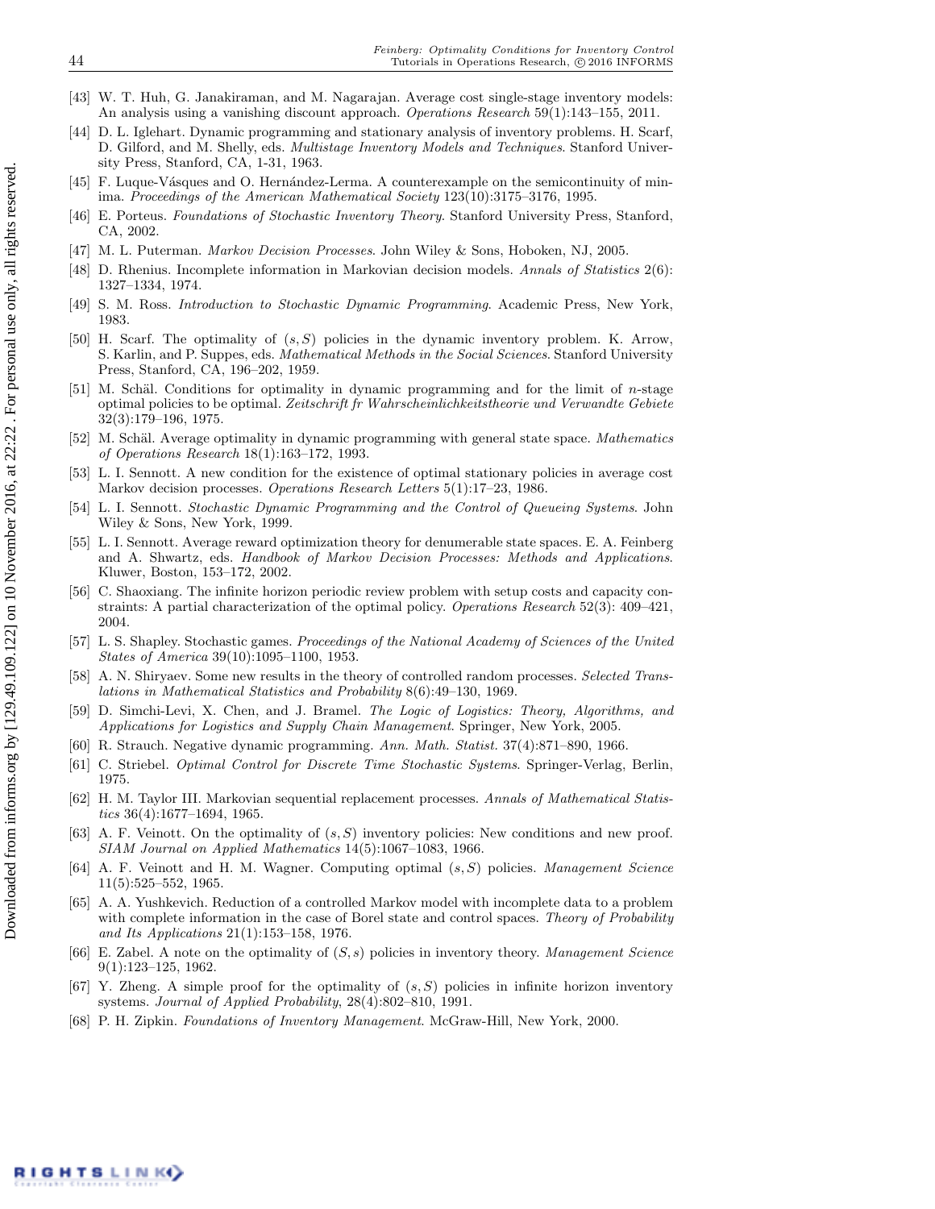[43] W. T. Huh, G. Janakiraman, and M. Nagarajan. Average cost single-stage inventory models: An analysis using a vanishing discount approach. *Operations Research* 59(1):143–155, 2011.

[44] D. L. Iglehart. Dynamic programming and stationary analysis of inventory problems. H. Scarf, D. Gilford, and M. Shelly, eds. *Multistage Inventory Models and Techniques*. Stanford University Press, Stanford, CA, 1-31, 1963.

[45] F. Luque-Vásques and O. Hernández-Lerma. A counterexample on the semicontinuity of minima. *Proceedings of the American Mathematical Society* 123(10):3175–3176, 1995.

[46] E. Porteus. *Foundations of Stochastic Inventory Theory*. Stanford University Press, Stanford, CA, 2002.

[47] M. L. Puterman. *Markov Decision Processes*. John Wiley & Sons, Hoboken, NJ, 2005.

[48] D. Rhenius. Incomplete information in Markovian decision models. *Annals of Statistics* 2(6): 1327–1334, 1974.

[49] S. M. Ross. *Introduction to Stochastic Dynamic Programming*. Academic Press, New York, 1983.

[50] H. Scarf. The optimality of $(s, S)$ policies in the dynamic inventory problem. K. Arrow, S. Karlin, and P. Suppes, eds. *Mathematical Methods in the Social Sciences*. Stanford University Press, Stanford, CA, 196–202, 1959.

[51] M. Schäl. Conditions for optimality in dynamic programming and for the limit of $n$-stage optimal policies to be optimal. *Zeitschrift fr Wahrscheinlichkeitstheorie und Verwandte Gebiete* 32(3):179–196, 1975.

[52] M. Schäl. Average optimality in dynamic programming with general state space. *Mathematics of Operations Research* 18(1):163–172, 1993.

[53] L. I. Sennott. A new condition for the existence of optimal stationary policies in average cost Markov decision processes. *Operations Research Letters* 5(1):17–23, 1986.

[54] L. I. Sennott. *Stochastic Dynamic Programming and the Control of Queueing Systems*. John Wiley & Sons, New York, 1999.

[55] L. I. Sennott. Average reward optimization theory for denumerable state spaces. E. A. Feinberg and A. Shwartz, eds. *Handbook of Markov Decision Processes: Methods and Applications*. Kluwer, Boston, 153–172, 2002.

[56] C. Shaoxiang. The infinite horizon periodic review problem with setup costs and capacity constraints: A partial characterization of the optimal policy. *Operations Research* 52(3): 409–421, 2004.

[57] L. S. Shapley. Stochastic games. *Proceedings of the National Academy of Sciences of the United States of America* 39(10):1095–1100, 1953.

[58] A. N. Shiryaev. Some new results in the theory of controlled random processes. *Selected Translations in Mathematical Statistics and Probability* 8(6):49–130, 1969.

[59] D. Simchi-Levi, X. Chen, and J. Bramel. *The Logic of Logistics: Theory, Algorithms, and Applications for Logistics and Supply Chain Management*. Springer, New York, 2005.

[60] R. Strauch. Negative dynamic programming. *Ann. Math. Statist.* 37(4):871–890, 1966.

[61] C. Striebel. *Optimal Control for Discrete Time Stochastic Systems*. Springer-Verlag, Berlin, 1975.

[62] H. M. Taylor III. Markovian sequential replacement processes. *Annals of Mathematical Statistics* 36(4):1677–1694, 1965.

[63] A. F. Veinott. On the optimality of $(s, S)$ inventory policies: New conditions and new proof. *SIAM Journal on Applied Mathematics* 14(5):1067–1083, 1966.

[64] A. F. Veinott and H. M. Wagner. Computing optimal $(s, S)$ policies. *Management Science* 11(5):525–552, 1965.

[65] A. A. Yushkevich. Reduction of a controlled Markov model with incomplete data to a problem with complete information in the case of Borel state and control spaces. *Theory of Probability and Its Applications* 21(1):153–158, 1976.

[66] E. Zabel. A note on the optimality of $(S, s)$ policies in inventory theory. *Management Science* 9(1):123–125, 1962.

[67] Y. Zheng. A simple proof for the optimality of $(s, S)$ policies in infinite horizon inventory systems. *Journal of Applied Probability*, 28(4):802–810, 1991.

[68] P. H. Zipkin. *Foundations of Inventory Management*. McGraw-Hill, New York, 2000.